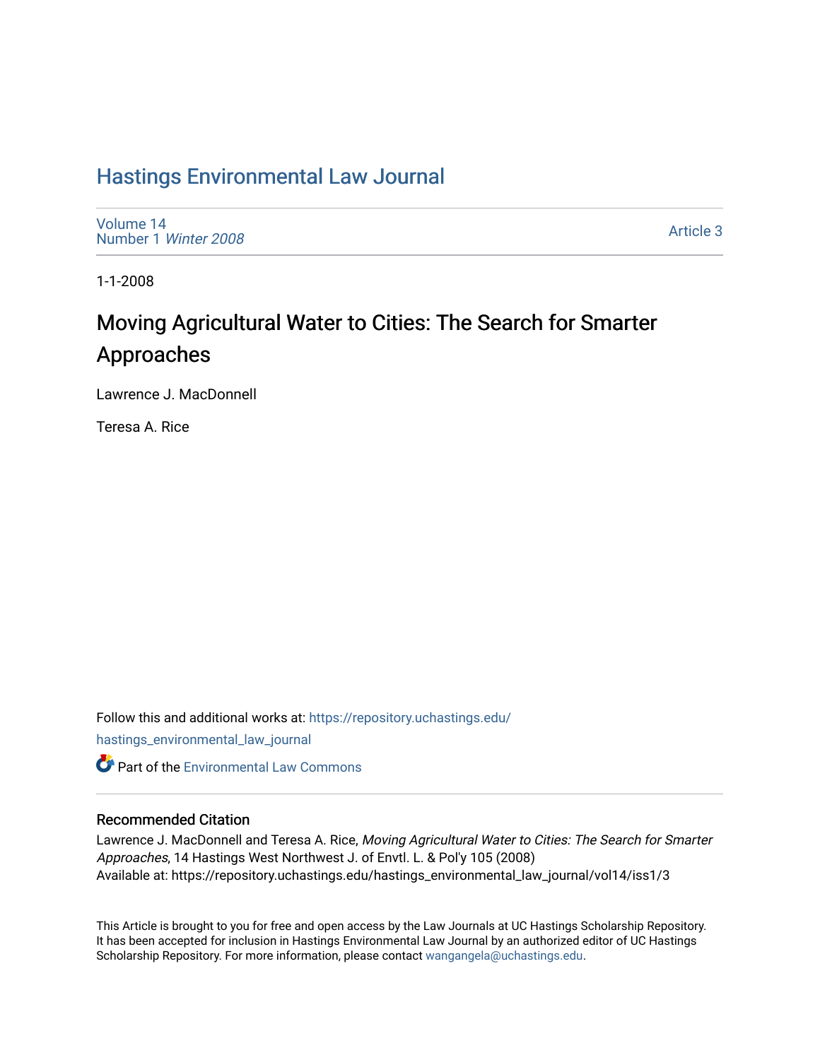# Hastings Environmental Law Journal

Volume 14
Number 1 *Winter 2008*

Article 3

1-1-2008

## Moving Agricultural Water to Cities: The Search for Smarter Approaches

Lawrence J. MacDonnell

Teresa A. Rice

Follow this and additional works at: https://repository.uchastings.edu/hastings_environmental_law_journal

Part of the Environmental Law Commons

### Recommended Citation

Lawrence J. MacDonnell and Teresa A. Rice, *Moving Agricultural Water to Cities: The Search for Smarter Approaches*, 14 Hastings West Northwest J. of Envtl. L. & Pol'y 105 (2008)
Available at: https://repository.uchastings.edu/hastings_environmental_law_journal/vol14/iss1/3

This Article is brought to you for free and open access by the Law Journals at UC Hastings Scholarship Repository. It has been accepted for inclusion in Hastings Environmental Law Journal by an authorized editor of UC Hastings Scholarship Repository. For more information, please contact wangangela@uchastings.edu.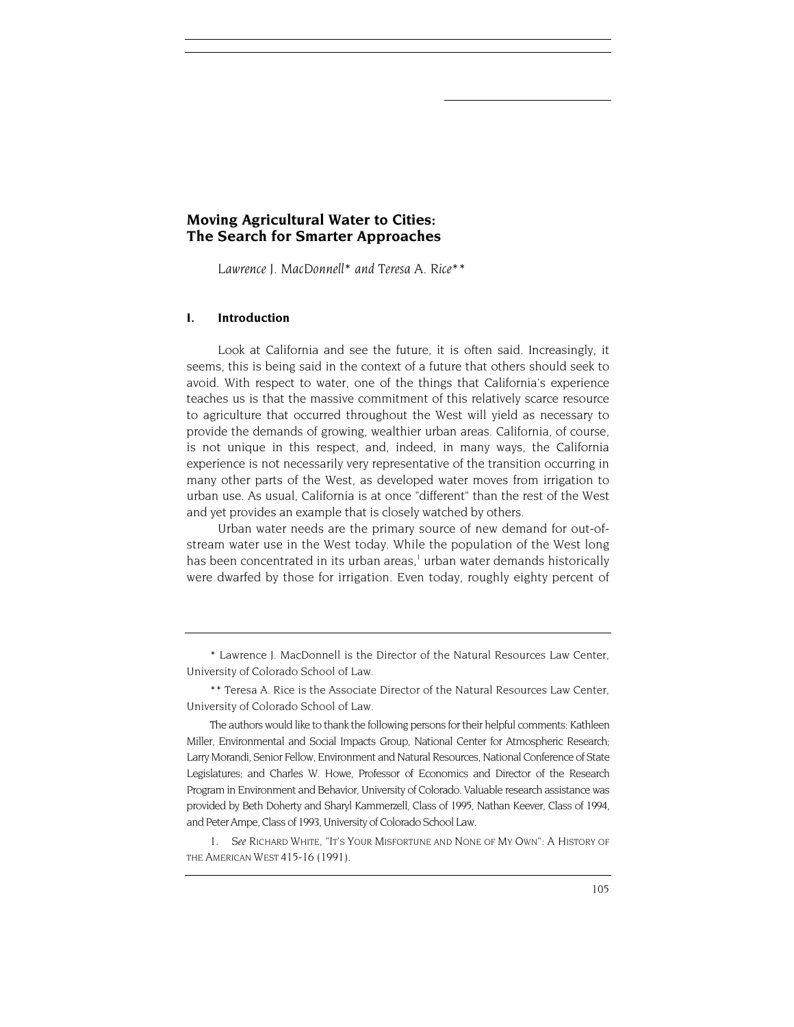# Moving Agricultural Water to Cities: The Search for Smarter Approaches

*Lawrence J. MacDonnell\* and Teresa A. Rice\*\**

## I. Introduction

Look at California and see the future, it is often said. Increasingly, it seems, this is being said in the context of a future that others should seek to avoid. With respect to water, one of the things that California's experience teaches us is that the massive commitment of this relatively scarce resource to agriculture that occurred throughout the West will yield as necessary to provide the demands of growing, wealthier urban areas. California, of course, is not unique in this respect, and, indeed, in many ways, the California experience is not necessarily very representative of the transition occurring in many other parts of the West, as developed water moves from irrigation to urban use. As usual, California is at once "different" than the rest of the West and yet provides an example that is closely watched by others.

Urban water needs are the primary source of new demand for out-of-stream water use in the West today. While the population of the West long has been concentrated in its urban areas,[1] urban water demands historically were dwarfed by those for irrigation. Even today, roughly eighty percent of

---

\* Lawrence J. MacDonnell is the Director of the Natural Resources Law Center, University of Colorado School of Law.

\*\* Teresa A. Rice is the Associate Director of the Natural Resources Law Center, University of Colorado School of Law.

The authors would like to thank the following persons for their helpful comments: Kathleen Miller, Environmental and Social Impacts Group, National Center for Atmospheric Research; Larry Morandi, Senior Fellow, Environment and Natural Resources, National Conference of State Legislatures; and Charles W. Howe, Professor of Economics and Director of the Research Program in Environment and Behavior, University of Colorado. Valuable research assistance was provided by Beth Doherty and Sharyl Kammerzell, Class of 1995, Nathan Keever, Class of 1994, and Peter Ampe, Class of 1993, University of Colorado School Law.

1. *See* RICHARD WHITE, "IT'S YOUR MISFORTUNE AND NONE OF MY OWN": A HISTORY OF THE AMERICAN WEST 415-16 (1991).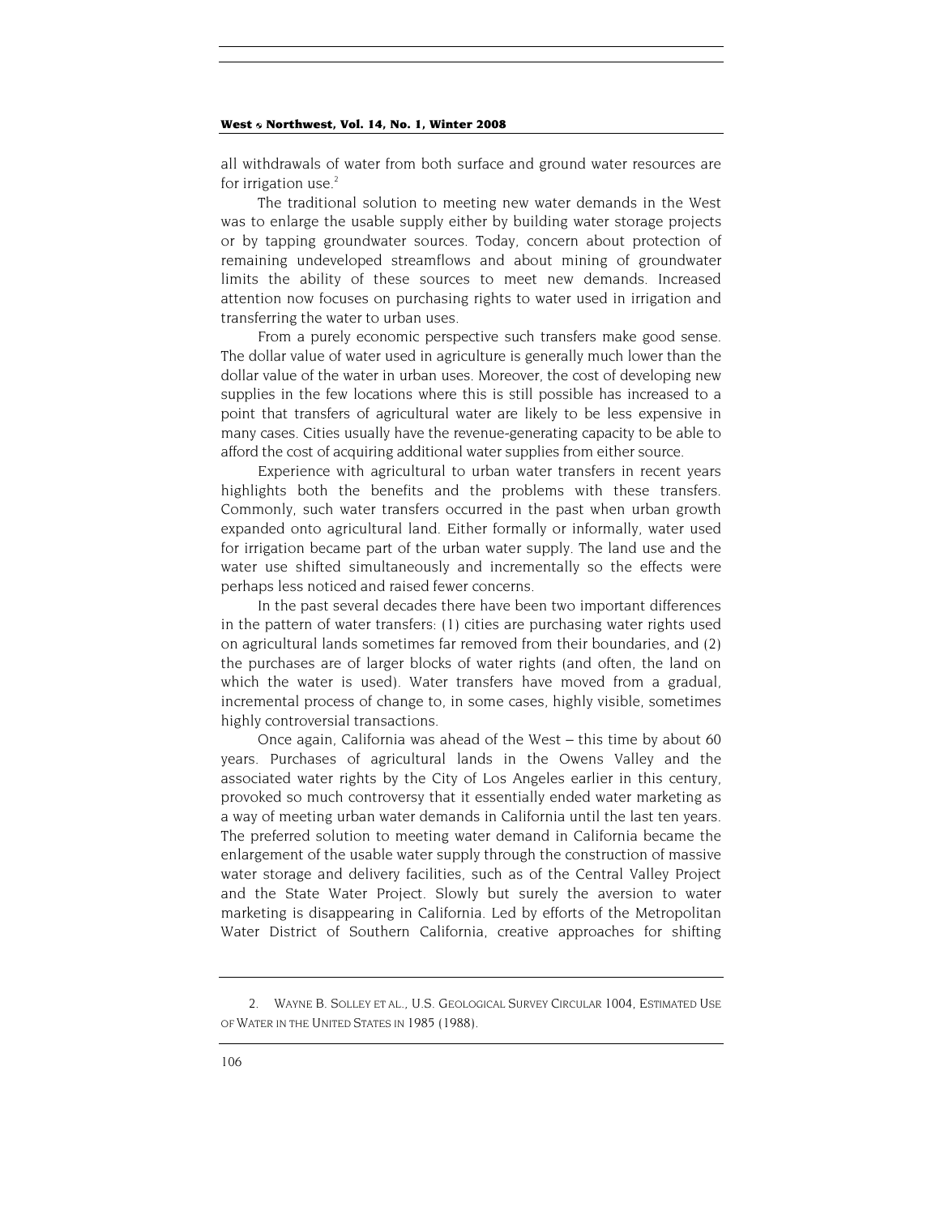all withdrawals of water from both surface and ground water resources are for irrigation use.[2]

The traditional solution to meeting new water demands in the West was to enlarge the usable supply either by building water storage projects or by tapping groundwater sources. Today, concern about protection of remaining undeveloped streamflows and about mining of groundwater limits the ability of these sources to meet new demands. Increased attention now focuses on purchasing rights to water used in irrigation and transferring the water to urban uses.

From a purely economic perspective such transfers make good sense. The dollar value of water used in agriculture is generally much lower than the dollar value of the water in urban uses. Moreover, the cost of developing new supplies in the few locations where this is still possible has increased to a point that transfers of agricultural water are likely to be less expensive in many cases. Cities usually have the revenue-generating capacity to be able to afford the cost of acquiring additional water supplies from either source.

Experience with agricultural to urban water transfers in recent years highlights both the benefits and the problems with these transfers. Commonly, such water transfers occurred in the past when urban growth expanded onto agricultural land. Either formally or informally, water used for irrigation became part of the urban water supply. The land use and the water use shifted simultaneously and incrementally so the effects were perhaps less noticed and raised fewer concerns.

In the past several decades there have been two important differences in the pattern of water transfers: (1) cities are purchasing water rights used on agricultural lands sometimes far removed from their boundaries, and (2) the purchases are of larger blocks of water rights (and often, the land on which the water is used). Water transfers have moved from a gradual, incremental process of change to, in some cases, highly visible, sometimes highly controversial transactions.

Once again, California was ahead of the West – this time by about 60 years. Purchases of agricultural lands in the Owens Valley and the associated water rights by the City of Los Angeles earlier in this century, provoked so much controversy that it essentially ended water marketing as a way of meeting urban water demands in California until the last ten years. The preferred solution to meeting water demand in California became the enlargement of the usable water supply through the construction of massive water storage and delivery facilities, such as of the Central Valley Project and the State Water Project. Slowly but surely the aversion to water marketing is disappearing in California. Led by efforts of the Metropolitan Water District of Southern California, creative approaches for shifting

---

2. WAYNE B. SOLLEY ET AL., U.S. GEOLOGICAL SURVEY CIRCULAR 1004, ESTIMATED USE OF WATER IN THE UNITED STATES IN 1985 (1988).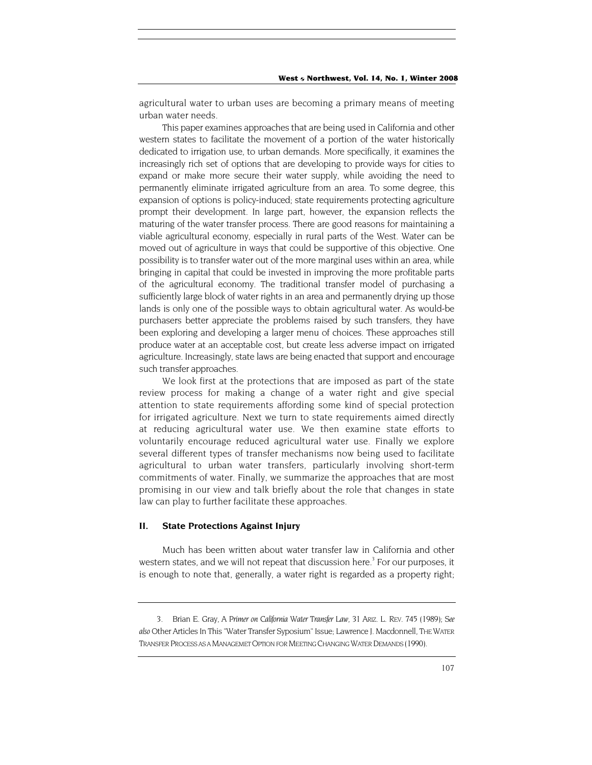agricultural water to urban uses are becoming a primary means of meeting urban water needs.

This paper examines approaches that are being used in California and other western states to facilitate the movement of a portion of the water historically dedicated to irrigation use, to urban demands. More specifically, it examines the increasingly rich set of options that are developing to provide ways for cities to expand or make more secure their water supply, while avoiding the need to permanently eliminate irrigated agriculture from an area. To some degree, this expansion of options is policy-induced; state requirements protecting agriculture prompt their development. In large part, however, the expansion reflects the maturing of the water transfer process. There are good reasons for maintaining a viable agricultural economy, especially in rural parts of the West. Water can be moved out of agriculture in ways that could be supportive of this objective. One possibility is to transfer water out of the more marginal uses within an area, while bringing in capital that could be invested in improving the more profitable parts of the agricultural economy. The traditional transfer model of purchasing a sufficiently large block of water rights in an area and permanently drying up those lands is only one of the possible ways to obtain agricultural water. As would-be purchasers better appreciate the problems raised by such transfers, they have been exploring and developing a larger menu of choices. These approaches still produce water at an acceptable cost, but create less adverse impact on irrigated agriculture. Increasingly, state laws are being enacted that support and encourage such transfer approaches.

We look first at the protections that are imposed as part of the state review process for making a change of a water right and give special attention to state requirements affording some kind of special protection for irrigated agriculture. Next we turn to state requirements aimed directly at reducing agricultural water use. We then examine state efforts to voluntarily encourage reduced agricultural water use. Finally we explore several different types of transfer mechanisms now being used to facilitate agricultural to urban water transfers, particularly involving short-term commitments of water. Finally, we summarize the approaches that are most promising in our view and talk briefly about the role that changes in state law can play to further facilitate these approaches.

## II. State Protections Against Injury

Much has been written about water transfer law in California and other western states, and we will not repeat that discussion here.[3] For our purposes, it is enough to note that, generally, a water right is regarded as a property right;

---

3. Brian E. Gray, A *Primer on California Water Transfer Law*, 31 ARIZ. L. REV. 745 (1989); *See also* Other Articles In This "Water Transfer Syposium" Issue; Lawrence J. Macdonnell, THE WATER TRANSFER PROCESS AS A MANAGEMET OPTION FOR MEETING CHANGING WATER DEMANDS (1990).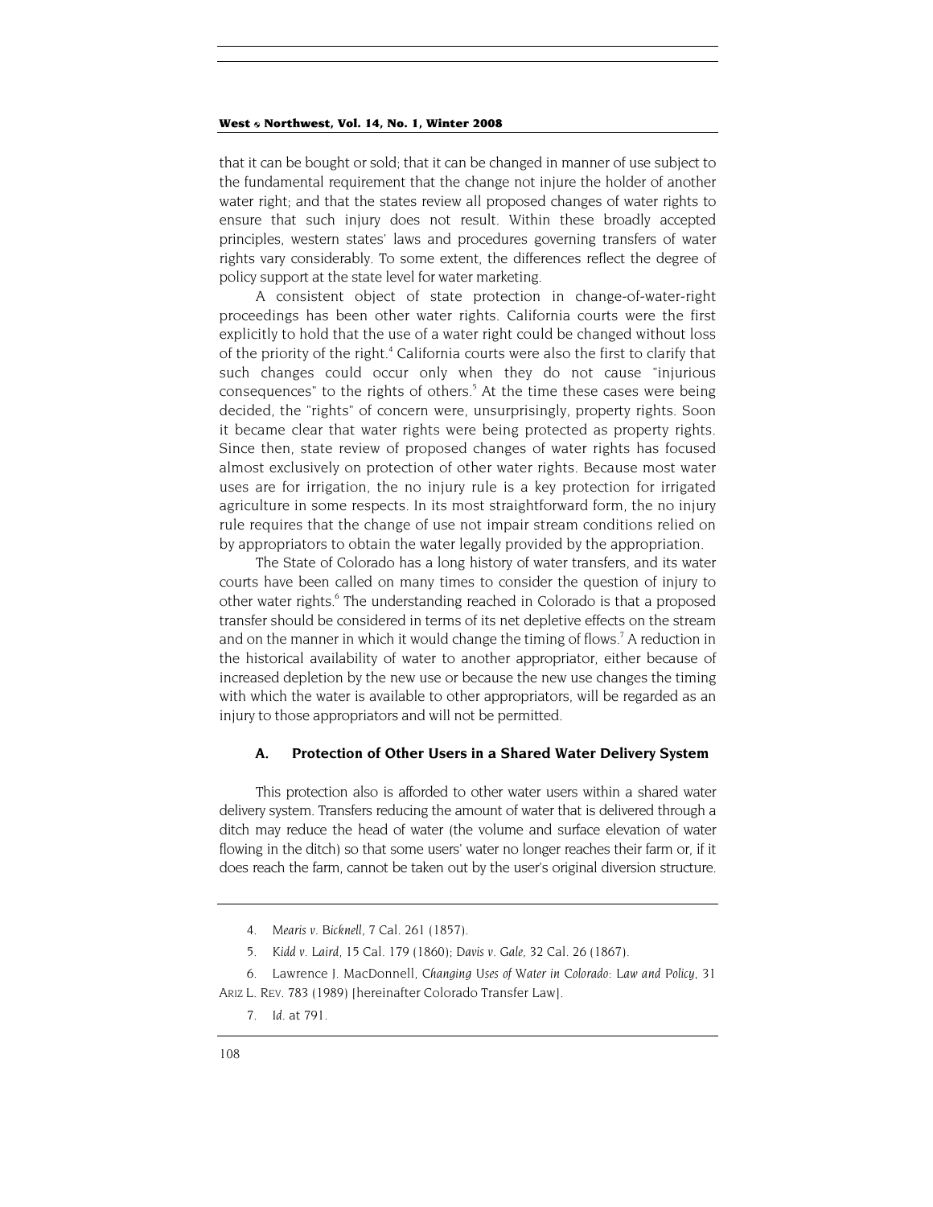that it can be bought or sold; that it can be changed in manner of use subject to the fundamental requirement that the change not injure the holder of another water right; and that the states review all proposed changes of water rights to ensure that such injury does not result. Within these broadly accepted principles, western states' laws and procedures governing transfers of water rights vary considerably. To some extent, the differences reflect the degree of policy support at the state level for water marketing.

A consistent object of state protection in change-of-water-right proceedings has been other water rights. California courts were the first explicitly to hold that the use of a water right could be changed without loss of the priority of the right.[4] California courts were also the first to clarify that such changes could occur only when they do not cause "injurious consequences" to the rights of others.[5] At the time these cases were being decided, the "rights" of concern were, unsurprisingly, property rights. Soon it became clear that water rights were being protected as property rights. Since then, state review of proposed changes of water rights has focused almost exclusively on protection of other water rights. Because most water uses are for irrigation, the no injury rule is a key protection for irrigated agriculture in some respects. In its most straightforward form, the no injury rule requires that the change of use not impair stream conditions relied on by appropriators to obtain the water legally provided by the appropriation.

The State of Colorado has a long history of water transfers, and its water courts have been called on many times to consider the question of injury to other water rights.[6] The understanding reached in Colorado is that a proposed transfer should be considered in terms of its net depletive effects on the stream and on the manner in which it would change the timing of flows.[7] A reduction in the historical availability of water to another appropriator, either because of increased depletion by the new use or because the new use changes the timing with which the water is available to other appropriators, will be regarded as an injury to those appropriators and will not be permitted.

### A. Protection of Other Users in a Shared Water Delivery System

This protection also is afforded to other water users within a shared water delivery system. Transfers reducing the amount of water that is delivered through a ditch may reduce the head of water (the volume and surface elevation of water flowing in the ditch) so that some users' water no longer reaches their farm or, if it does reach the farm, cannot be taken out by the user's original diversion structure.

---

4. *Mearis v. Bicknell*, 7 Cal. 261 (1857).

5. *Kidd v. Laird*, 15 Cal. 179 (1860); *Davis v. Gale*, 32 Cal. 26 (1867).

6. Lawrence J. MacDonnell, *Changing Uses of Water in Colorado: Law and Policy*, 31 ARIZ L. REV. 783 (1989) [hereinafter Colorado Transfer Law].

7. *Id.* at 791.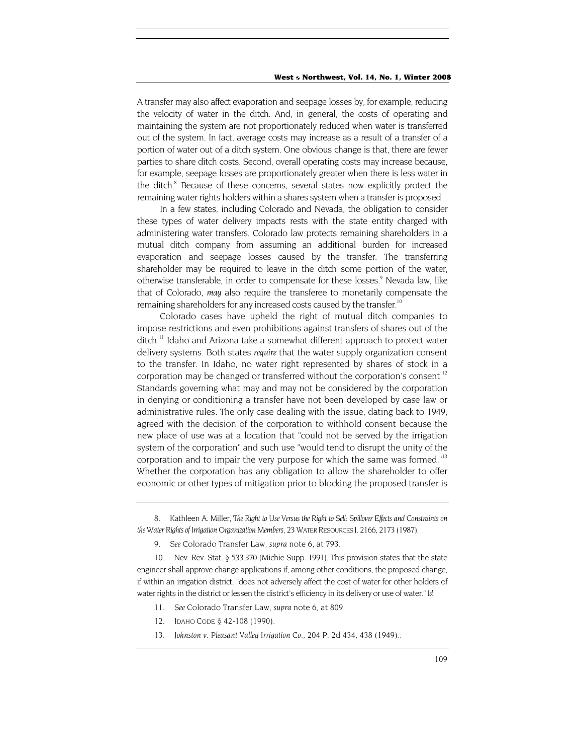A transfer may also affect evaporation and seepage losses by, for example, reducing the velocity of water in the ditch. And, in general, the costs of operating and maintaining the system are not proportionately reduced when water is transferred out of the system. In fact, average costs may increase as a result of a transfer of a portion of water out of a ditch system. One obvious change is that, there are fewer parties to share ditch costs. Second, overall operating costs may increase because, for example, seepage losses are proportionately greater when there is less water in the ditch.[8] Because of these concerns, several states now explicitly protect the remaining water rights holders within a shares system when a transfer is proposed.

In a few states, including Colorado and Nevada, the obligation to consider these types of water delivery impacts rests with the state entity charged with administering water transfers. Colorado law protects remaining shareholders in a mutual ditch company from assuming an additional burden for increased evaporation and seepage losses caused by the transfer. The transferring shareholder may be required to leave in the ditch some portion of the water, otherwise transferable, in order to compensate for these losses.[9] Nevada law, like that of Colorado, *may* also require the transferee to monetarily compensate the remaining shareholders for any increased costs caused by the transfer.[10]

Colorado cases have upheld the right of mutual ditch companies to impose restrictions and even prohibitions against transfers of shares out of the ditch.[11] Idaho and Arizona take a somewhat different approach to protect water delivery systems. Both states *require* that the water supply organization consent to the transfer. In Idaho, no water right represented by shares of stock in a corporation may be changed or transferred without the corporation's consent.[12] Standards governing what may and may not be considered by the corporation in denying or conditioning a transfer have not been developed by case law or administrative rules. The only case dealing with the issue, dating back to 1949, agreed with the decision of the corporation to withhold consent because the new place of use was at a location that "could not be served by the irrigation system of the corporation" and such use "would tend to disrupt the unity of the corporation and to impair the very purpose for which the same was formed."[13] Whether the corporation has any obligation to allow the shareholder to offer economic or other types of mitigation prior to blocking the proposed transfer is

---

8. Kathleen A. Miller, *The Right to Use Versus the Right to Sell: Spillover Effects and Constraints on the Water Rights of Irrigation Organization Members*, 23 WATER RESOURCES J. 2166, 2173 (1987).

9. *See* Colorado Transfer Law, *supra* note 6, at 793.

10. Nev. Rev. Stat. § 533.370 (Michie Supp. 1991). This provision states that the state engineer shall approve change applications if, among other conditions, the proposed change, if within an irrigation district, "does not adversely affect the cost of water for other holders of water rights in the district or lessen the district's efficiency in its delivery or use of water." *Id.*

11. *See* Colorado Transfer Law, *supra* note 6, at 809.

12. IDAHO CODE § 42-108 (1990).

13. *Johnston v. Pleasant Valley Irrigation Co.*, 204 P. 2d 434, 438 (1949)..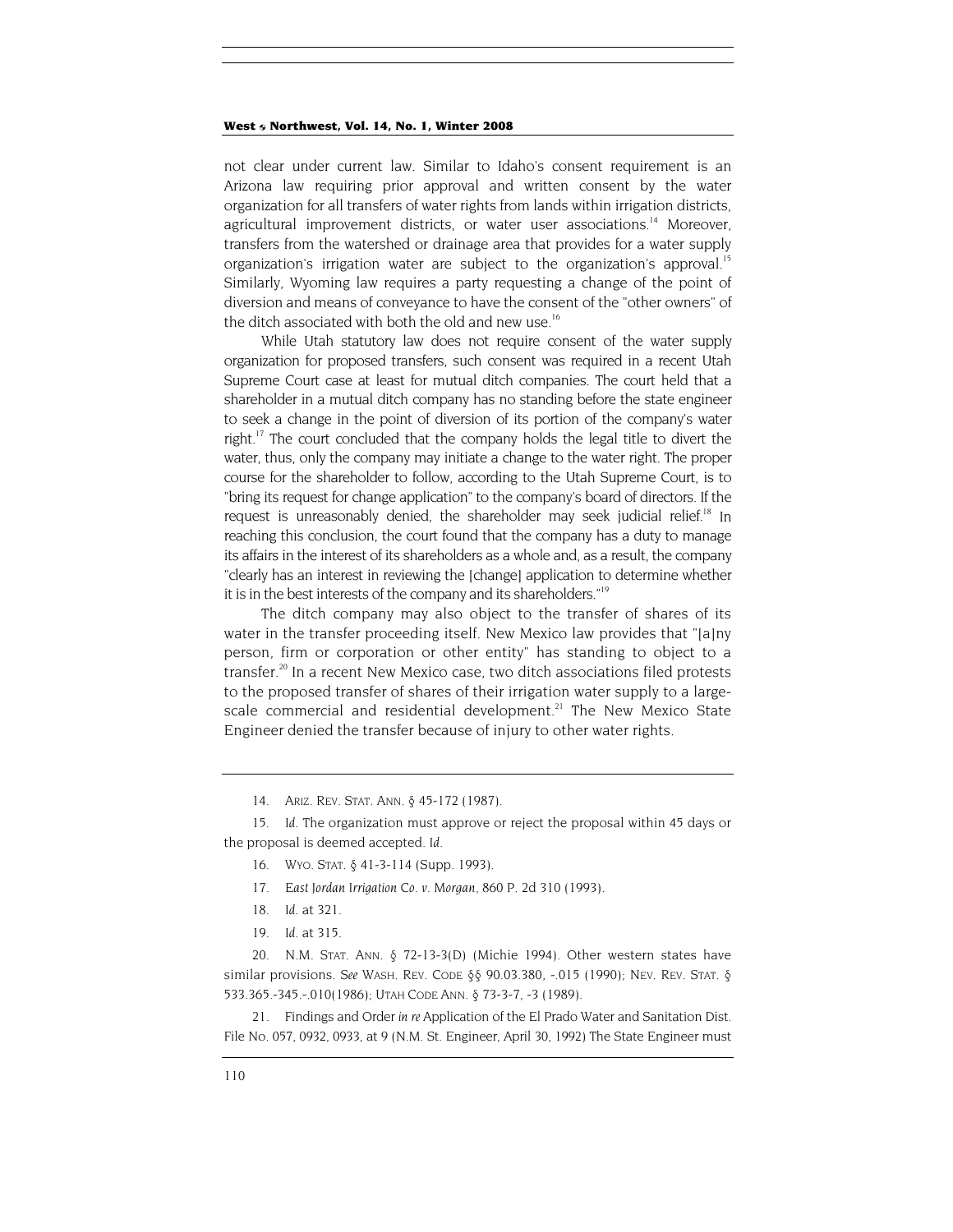not clear under current law. Similar to Idaho's consent requirement is an Arizona law requiring prior approval and written consent by the water organization for all transfers of water rights from lands within irrigation districts, agricultural improvement districts, or water user associations.[14] Moreover, transfers from the watershed or drainage area that provides for a water supply organization's irrigation water are subject to the organization's approval.[15] Similarly, Wyoming law requires a party requesting a change of the point of diversion and means of conveyance to have the consent of the "other owners" of the ditch associated with both the old and new use.[16]

While Utah statutory law does not require consent of the water supply organization for proposed transfers, such consent was required in a recent Utah Supreme Court case at least for mutual ditch companies. The court held that a shareholder in a mutual ditch company has no standing before the state engineer to seek a change in the point of diversion of its portion of the company's water right.[17] The court concluded that the company holds the legal title to divert the water, thus, only the company may initiate a change to the water right. The proper course for the shareholder to follow, according to the Utah Supreme Court, is to "bring its request for change application" to the company's board of directors. If the request is unreasonably denied, the shareholder may seek judicial relief.[18] In reaching this conclusion, the court found that the company has a duty to manage its affairs in the interest of its shareholders as a whole and, as a result, the company "clearly has an interest in reviewing the [change] application to determine whether it is in the best interests of the company and its shareholders."[19]

The ditch company may also object to the transfer of shares of its water in the transfer proceeding itself. New Mexico law provides that "[a]ny person, firm or corporation or other entity" has standing to object to a transfer.[20] In a recent New Mexico case, two ditch associations filed protests to the proposed transfer of shares of their irrigation water supply to a large-scale commercial and residential development.[21] The New Mexico State Engineer denied the transfer because of injury to other water rights.

---

14. ARIZ. REV. STAT. ANN. § 45-172 (1987).

15. *Id.* The organization must approve or reject the proposal within 45 days or the proposal is deemed accepted. *Id.*

16. WYO. STAT. § 41-3-114 (Supp. 1993).

17. *East Jordan Irrigation Co. v. Morgan*, 860 P. 2d 310 (1993).

18. *Id.* at 321.

19. *Id.* at 315.

20. N.M. STAT. ANN. § 72-13-3(D) (Michie 1994). Other western states have similar provisions. *See* WASH. REV. CODE §§ 90.03.380, -.015 (1990); NEV. REV. STAT. § 533.365.-345.-.010(1986); UTAH CODE ANN. § 73-3-7, -3 (1989).

21. Findings and Order *in re* Application of the El Prado Water and Sanitation Dist. File No. 057, 0932, 0933, at 9 (N.M. St. Engineer, April 30, 1992) The State Engineer must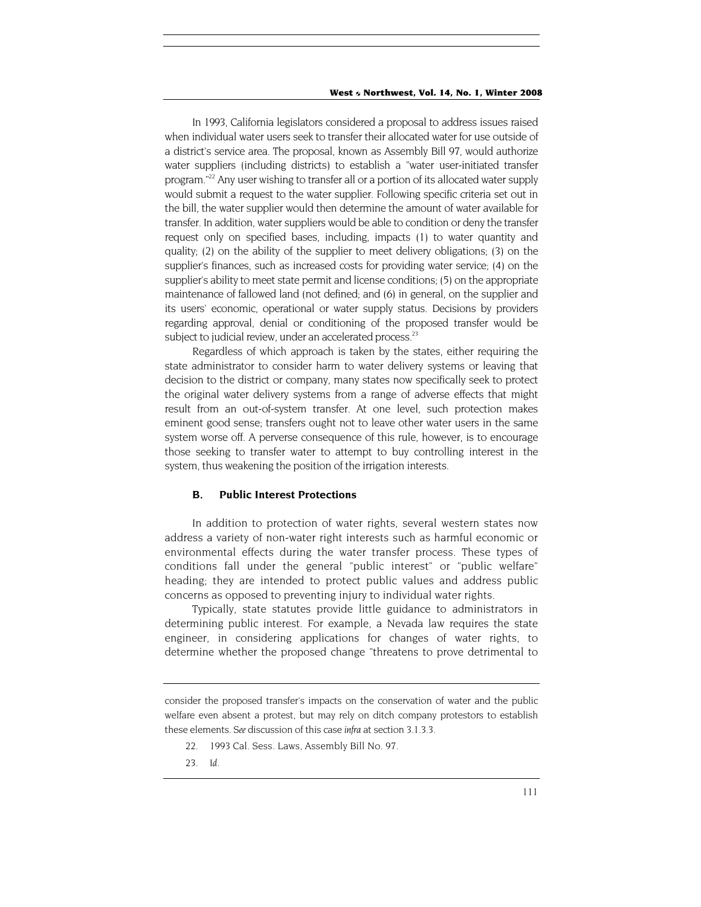In 1993, California legislators considered a proposal to address issues raised when individual water users seek to transfer their allocated water for use outside of a district's service area. The proposal, known as Assembly Bill 97, would authorize water suppliers (including districts) to establish a "water user-initiated transfer program."[22] Any user wishing to transfer all or a portion of its allocated water supply would submit a request to the water supplier. Following specific criteria set out in the bill, the water supplier would then determine the amount of water available for transfer. In addition, water suppliers would be able to condition or deny the transfer request only on specified bases, including, impacts (1) to water quantity and quality; (2) on the ability of the supplier to meet delivery obligations; (3) on the supplier's finances, such as increased costs for providing water service; (4) on the supplier's ability to meet state permit and license conditions; (5) on the appropriate maintenance of fallowed land (not defined; and (6) in general, on the supplier and its users' economic, operational or water supply status. Decisions by providers regarding approval, denial or conditioning of the proposed transfer would be subject to judicial review, under an accelerated process.[23]

Regardless of which approach is taken by the states, either requiring the state administrator to consider harm to water delivery systems or leaving that decision to the district or company, many states now specifically seek to protect the original water delivery systems from a range of adverse effects that might result from an out-of-system transfer. At one level, such protection makes eminent good sense; transfers ought not to leave other water users in the same system worse off. A perverse consequence of this rule, however, is to encourage those seeking to transfer water to attempt to buy controlling interest in the system, thus weakening the position of the irrigation interests.

### B. Public Interest Protections

In addition to protection of water rights, several western states now address a variety of non-water right interests such as harmful economic or environmental effects during the water transfer process. These types of conditions fall under the general "public interest" or "public welfare" heading; they are intended to protect public values and address public concerns as opposed to preventing injury to individual water rights.

Typically, state statutes provide little guidance to administrators in determining public interest. For example, a Nevada law requires the state engineer, in considering applications for changes of water rights, to determine whether the proposed change "threatens to prove detrimental to

---

consider the proposed transfer's impacts on the conservation of water and the public welfare even absent a protest, but may rely on ditch company protestors to establish these elements. *See* discussion of this case *infra* at section 3.1.3.3.

22. 1993 Cal. Sess. Laws, Assembly Bill No. 97.

23. *Id.*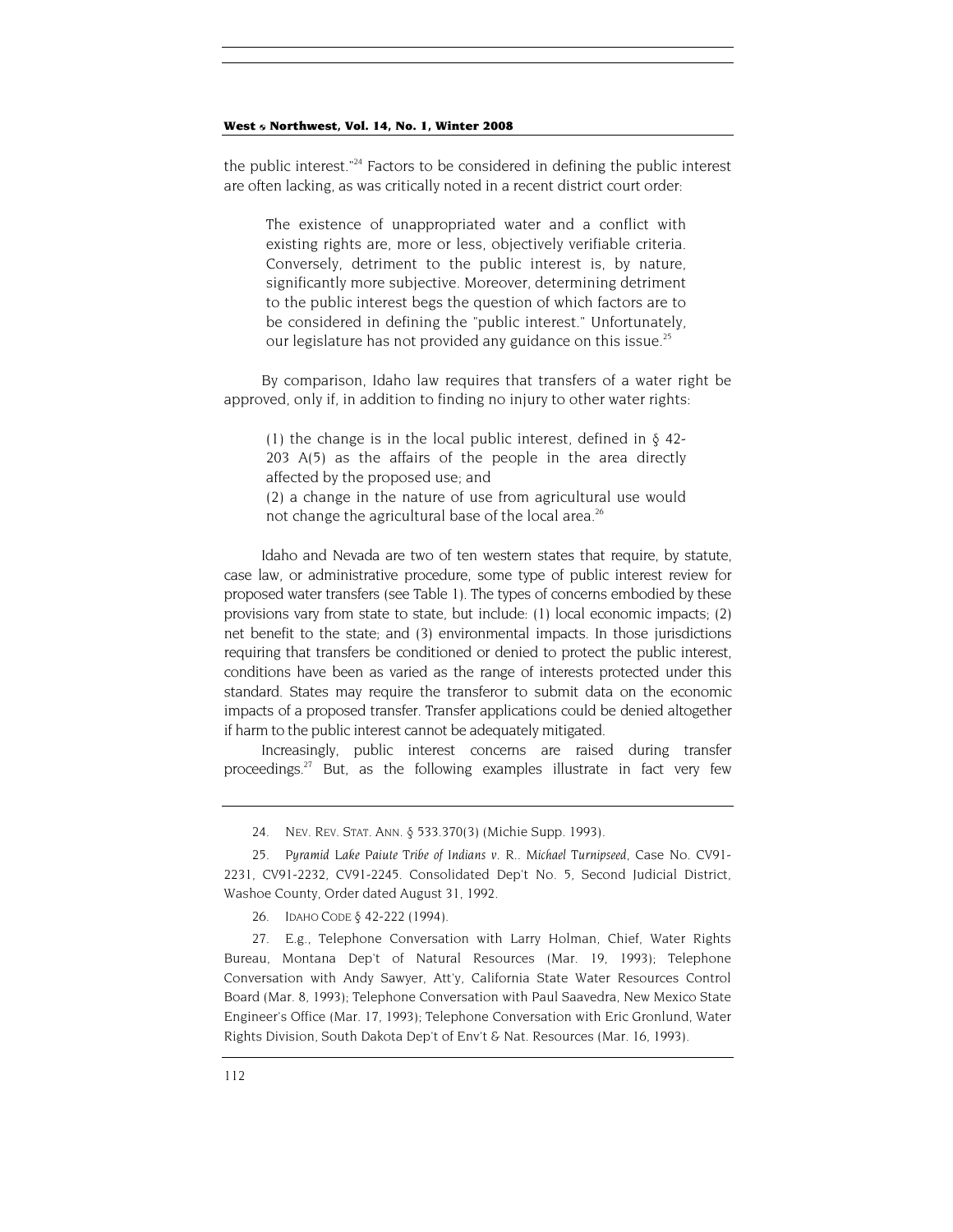the public interest."[24] Factors to be considered in defining the public interest are often lacking, as was critically noted in a recent district court order:

> The existence of unappropriated water and a conflict with existing rights are, more or less, objectively verifiable criteria. Conversely, detriment to the public interest is, by nature, significantly more subjective. Moreover, determining detriment to the public interest begs the question of which factors are to be considered in defining the "public interest." Unfortunately, our legislature has not provided any guidance on this issue.[25]

By comparison, Idaho law requires that transfers of a water right be approved, only if, in addition to finding no injury to other water rights:

> (1) the change is in the local public interest, defined in § 42-203 A(5) as the affairs of the people in the area directly affected by the proposed use; and
> (2) a change in the nature of use from agricultural use would not change the agricultural base of the local area.[26]

Idaho and Nevada are two of ten western states that require, by statute, case law, or administrative procedure, some type of public interest review for proposed water transfers (see Table 1). The types of concerns embodied by these provisions vary from state to state, but include: (1) local economic impacts; (2) net benefit to the state; and (3) environmental impacts. In those jurisdictions requiring that transfers be conditioned or denied to protect the public interest, conditions have been as varied as the range of interests protected under this standard. States may require the transferor to submit data on the economic impacts of a proposed transfer. Transfer applications could be denied altogether if harm to the public interest cannot be adequately mitigated.

Increasingly, public interest concerns are raised during transfer proceedings.[27] But, as the following examples illustrate in fact very few

---

24. NEV. REV. STAT. ANN. § 533.370(3) (Michie Supp. 1993).

25. *Pyramid Lake Paiute Tribe of Indians v. R.. Michael Turnipseed*, Case No. CV91-2231, CV91-2232, CV91-2245. Consolidated Dep't No. 5, Second Judicial District, Washoe County, Order dated August 31, 1992.

26. IDAHO CODE § 42-222 (1994).

27. E.g., Telephone Conversation with Larry Holman, Chief, Water Rights Bureau, Montana Dep't of Natural Resources (Mar. 19, 1993); Telephone Conversation with Andy Sawyer, Att'y, California State Water Resources Control Board (Mar. 8, 1993); Telephone Conversation with Paul Saavedra, New Mexico State Engineer's Office (Mar. 17, 1993); Telephone Conversation with Eric Gronlund, Water Rights Division, South Dakota Dep't of Env't & Nat. Resources (Mar. 16, 1993).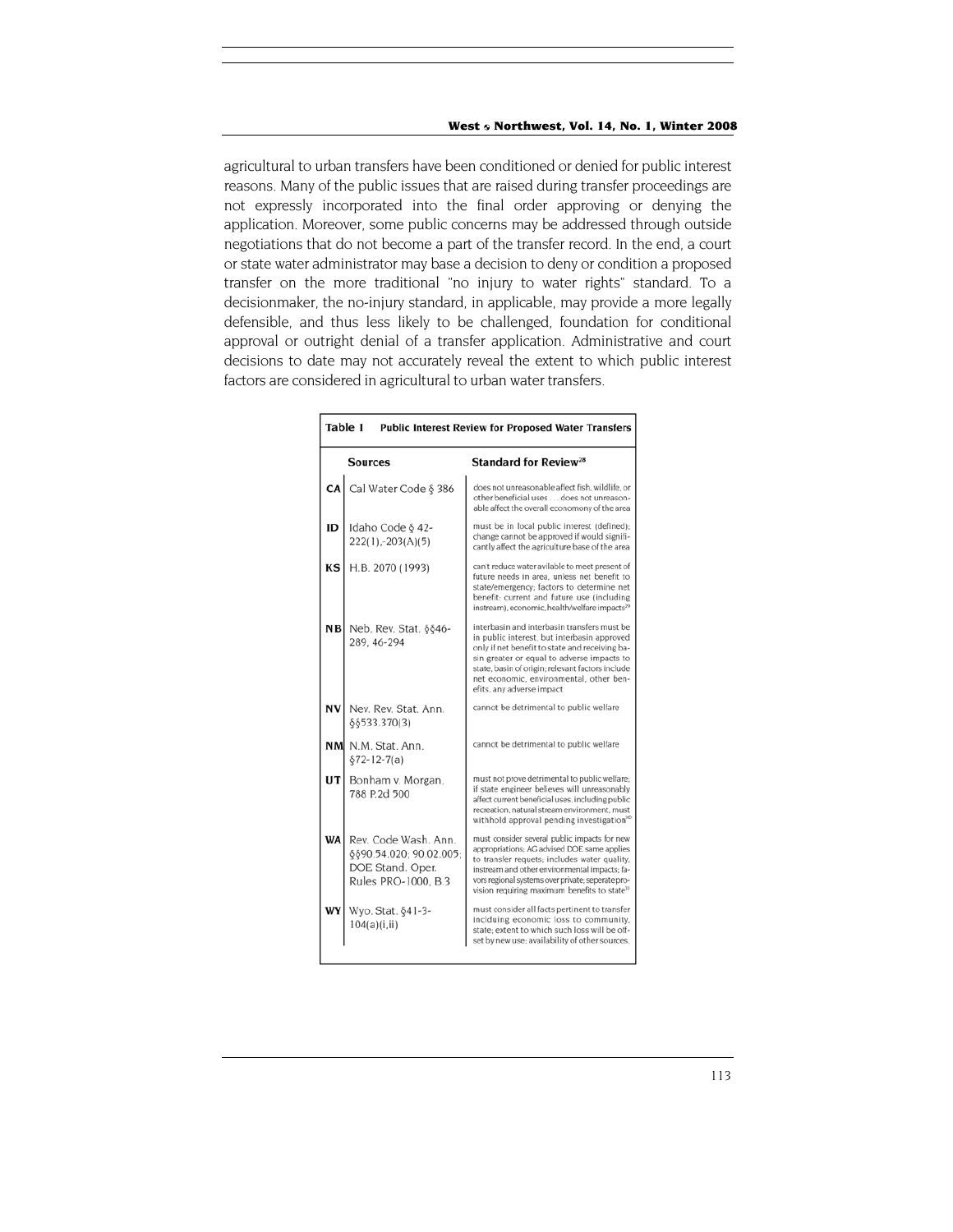agricultural to urban transfers have been conditioned or denied for public interest reasons. Many of the public issues that are raised during transfer proceedings are not expressly incorporated into the final order approving or denying the application. Moreover, some public concerns may be addressed through outside negotiations that do not become a part of the transfer record. In the end, a court or state water administrator may base a decision to deny or condition a proposed transfer on the more traditional "no injury to water rights" standard. To a decisionmaker, the no-injury standard, in applicable, may provide a more legally defensible, and thus less likely to be challenged, foundation for conditional approval or outright denial of a transfer application. Administrative and court decisions to date may not accurately reveal the extent to which public interest factors are considered in agricultural to urban water transfers.

**Table 1 Public Interest Review for Proposed Water Transfers**

| | Sources | Standard for Review[28] |
|---|---|---|
| CA | Cal Water Code § 386 | does not unreasonable affect fish, wildlife, or other beneficial uses . . . does not unreasonable affect the overall economony of the area |
| ID | Idaho Code § 42-222(1),-203(A)(5) | must be in local public interest (defined); change cannot be approved if would significantly affect the agriculture base of the area |
| KS | H.B. 2070 (1993) | can't reduce water avilable to meet present of future needs in area, unless net benefit to state/emergency; factors to determine net benefit: current and future use (including instream), economic, health/welfare impacts[29] |
| NB | Neb. Rev. Stat. §§46-289, 46-294 | interbasin and interbasin transfers must be in public interest, but interbasin approved only if net benefit to state and receiving basin greater or equal to adverse impacts to state, basin of origin; relevant factors include net economic, environmental, other benefits, any adverse impact |
| NV | Nev. Rev. Stat. Ann. §§533.370(3) | cannot be detrimental to public welfare |
| NM | N.M. Stat. Ann. §72-12-7(a) | cannot be detrimental to public welfare |
| UT | Bonham v. Morgan, 788 P.2d 500 | must not prove detrimental to public welfare; if state engineer believes will unreasonably affect current beneficial uses, including public recreation, natural stream environment, must withhold approval pending investigation[30] |
| WA | Rev. Code Wash. Ann. §§90.54.020; 90.02.005; DOE Stand. Oper. Rules PRO-1000, B 3 | must consider several public impacts for new appropriations; AG advised DOE same applies to transfer requets; includes water quality, instream and other environmental impacts; favors regional systems over private; seperate provision requiring maximum benefits to state[31] |
| WY | Wyo. Stat. §41-3-104(a)(i,ii) | must consider all facts pertinent to transfer including economic loss to community, state; extent to which such loss will be offset by new use; availability of other sources. |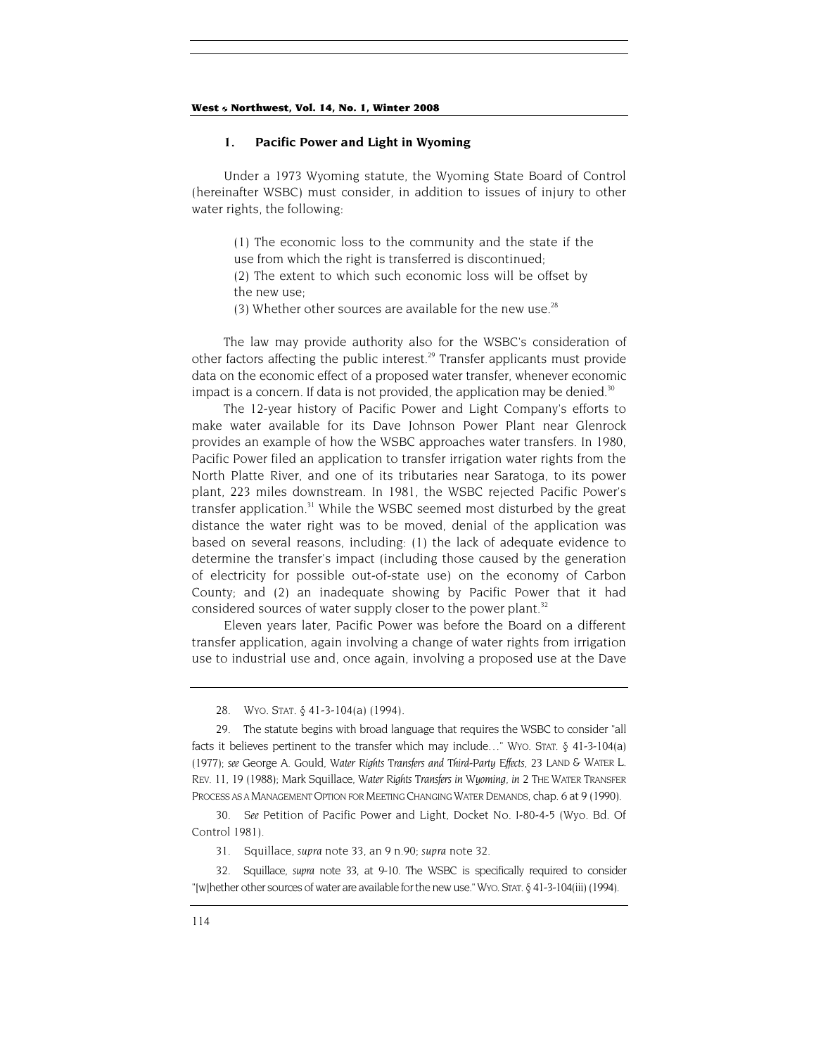### 1. Pacific Power and Light in Wyoming

Under a 1973 Wyoming statute, the Wyoming State Board of Control (hereinafter WSBC) must consider, in addition to issues of injury to other water rights, the following:

> (1) The economic loss to the community and the state if the use from which the right is transferred is discontinued;
> (2) The extent to which such economic loss will be offset by the new use;
> (3) Whether other sources are available for the new use.[28]

The law may provide authority also for the WSBC's consideration of other factors affecting the public interest.[29] Transfer applicants must provide data on the economic effect of a proposed water transfer, whenever economic impact is a concern. If data is not provided, the application may be denied.[30]

The 12-year history of Pacific Power and Light Company's efforts to make water available for its Dave Johnson Power Plant near Glenrock provides an example of how the WSBC approaches water transfers. In 1980, Pacific Power filed an application to transfer irrigation water rights from the North Platte River, and one of its tributaries near Saratoga, to its power plant, 223 miles downstream. In 1981, the WSBC rejected Pacific Power's transfer application.[31] While the WSBC seemed most disturbed by the great distance the water right was to be moved, denial of the application was based on several reasons, including: (1) the lack of adequate evidence to determine the transfer's impact (including those caused by the generation of electricity for possible out-of-state use) on the economy of Carbon County; and (2) an inadequate showing by Pacific Power that it had considered sources of water supply closer to the power plant.[32]

Eleven years later, Pacific Power was before the Board on a different transfer application, again involving a change of water rights from irrigation use to industrial use and, once again, involving a proposed use at the Dave

---

28. WYO. STAT. § 41-3-104(a) (1994).

29. The statute begins with broad language that requires the WSBC to consider "all facts it believes pertinent to the transfer which may include…" WYO. STAT. § 41-3-104(a) (1977); *see* George A. Gould, *Water Rights Transfers and Third-Party Effects*, 23 LAND & WATER L. REV. 11, 19 (1988); Mark Squillace, *Water Rights Transfers in Wyoming*, *in* 2 THE WATER TRANSFER PROCESS AS A MANAGEMENT OPTION FOR MEETING CHANGING WATER DEMANDS, chap. 6 at 9 (1990).

30. *See* Petition of Pacific Power and Light, Docket No. I-80-4-5 (Wyo. Bd. Of Control 1981).

31. Squillace, *supra* note 33, an 9 n.90; *supra* note 32.

32. Squillace, *supra* note 33, at 9-10. The WSBC is specifically required to consider "[w]hether other sources of water are available for the new use." WYO. STAT. § 41-3-104(iii) (1994).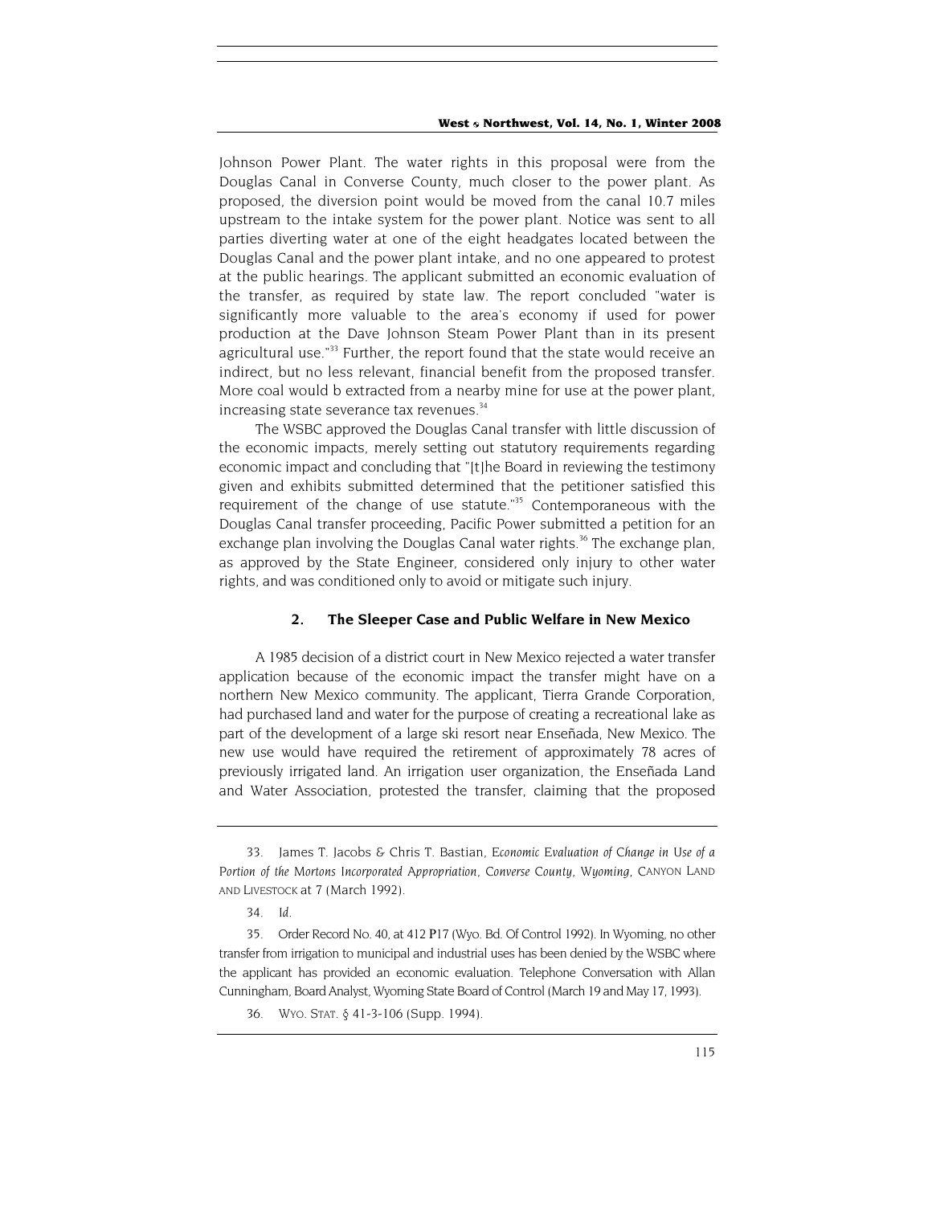Johnson Power Plant. The water rights in this proposal were from the Douglas Canal in Converse County, much closer to the power plant. As proposed, the diversion point would be moved from the canal 10.7 miles upstream to the intake system for the power plant. Notice was sent to all parties diverting water at one of the eight headgates located between the Douglas Canal and the power plant intake, and no one appeared to protest at the public hearings. The applicant submitted an economic evaluation of the transfer, as required by state law. The report concluded "water is significantly more valuable to the area's economy if used for power production at the Dave Johnson Steam Power Plant than in its present agricultural use."[33] Further, the report found that the state would receive an indirect, but no less relevant, financial benefit from the proposed transfer. More coal would b extracted from a nearby mine for use at the power plant, increasing state severance tax revenues.[34]

The WSBC approved the Douglas Canal transfer with little discussion of the economic impacts, merely setting out statutory requirements regarding economic impact and concluding that "[t]he Board in reviewing the testimony given and exhibits submitted determined that the petitioner satisfied this requirement of the change of use statute."[35] Contemporaneous with the Douglas Canal transfer proceeding, Pacific Power submitted a petition for an exchange plan involving the Douglas Canal water rights.[36] The exchange plan, as approved by the State Engineer, considered only injury to other water rights, and was conditioned only to avoid or mitigate such injury.

### 2. The Sleeper Case and Public Welfare in New Mexico

A 1985 decision of a district court in New Mexico rejected a water transfer application because of the economic impact the transfer might have on a northern New Mexico community. The applicant, Tierra Grande Corporation, had purchased land and water for the purpose of creating a recreational lake as part of the development of a large ski resort near Enseñada, New Mexico. The new use would have required the retirement of approximately 78 acres of previously irrigated land. An irrigation user organization, the Enseñada Land and Water Association, protested the transfer, claiming that the proposed

---

33. James T. Jacobs & Chris T. Bastian, *Economic Evaluation of Change in Use of a Portion of the Mortons Incorporated Appropriation, Converse County, Wyoming*, CANYON LAND AND LIVESTOCK at 7 (March 1992).

34. *Id.*

35. Order Record No. 40, at 412 P17 (Wyo. Bd. Of Control 1992). In Wyoming, no other transfer from irrigation to municipal and industrial uses has been denied by the WSBC where the applicant has provided an economic evaluation. Telephone Conversation with Allan Cunningham, Board Analyst, Wyoming State Board of Control (March 19 and May 17, 1993).

36. WYO. STAT. § 41-3-106 (Supp. 1994).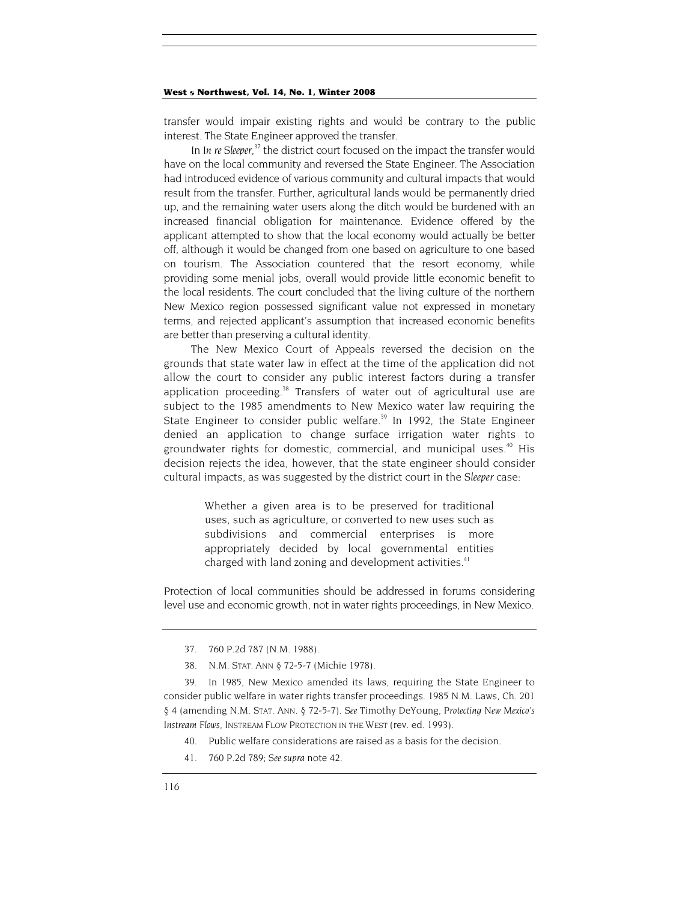transfer would impair existing rights and would be contrary to the public interest. The State Engineer approved the transfer.

In *In re Sleeper*,[37] the district court focused on the impact the transfer would have on the local community and reversed the State Engineer. The Association had introduced evidence of various community and cultural impacts that would result from the transfer. Further, agricultural lands would be permanently dried up, and the remaining water users along the ditch would be burdened with an increased financial obligation for maintenance. Evidence offered by the applicant attempted to show that the local economy would actually be better off, although it would be changed from one based on agriculture to one based on tourism. The Association countered that the resort economy, while providing some menial jobs, overall would provide little economic benefit to the local residents. The court concluded that the living culture of the northern New Mexico region possessed significant value not expressed in monetary terms, and rejected applicant's assumption that increased economic benefits are better than preserving a cultural identity.

The New Mexico Court of Appeals reversed the decision on the grounds that state water law in effect at the time of the application did not allow the court to consider any public interest factors during a transfer application proceeding.[38] Transfers of water out of agricultural use are subject to the 1985 amendments to New Mexico water law requiring the State Engineer to consider public welfare.[39] In 1992, the State Engineer denied an application to change surface irrigation water rights to groundwater rights for domestic, commercial, and municipal uses.[40] His decision rejects the idea, however, that the state engineer should consider cultural impacts, as was suggested by the district court in the *Sleeper* case:

> Whether a given area is to be preserved for traditional uses, such as agriculture, or converted to new uses such as subdivisions and commercial enterprises is more appropriately decided by local governmental entities charged with land zoning and development activities.[41]

Protection of local communities should be addressed in forums considering level use and economic growth, not in water rights proceedings, in New Mexico.

---

37. 760 P.2d 787 (N.M. 1988).

38. N.M. STAT. ANN § 72-5-7 (Michie 1978).

39. In 1985, New Mexico amended its laws, requiring the State Engineer to consider public welfare in water rights transfer proceedings. 1985 N.M. Laws, Ch. 201 § 4 (amending N.M. STAT. ANN. § 72-5-7). *See* Timothy DeYoung, *Protecting New Mexico's Instream Flows*, INSTREAM FLOW PROTECTION IN THE WEST (rev. ed. 1993).

40. Public welfare considerations are raised as a basis for the decision.

41. 760 P.2d 789; *See supra* note 42.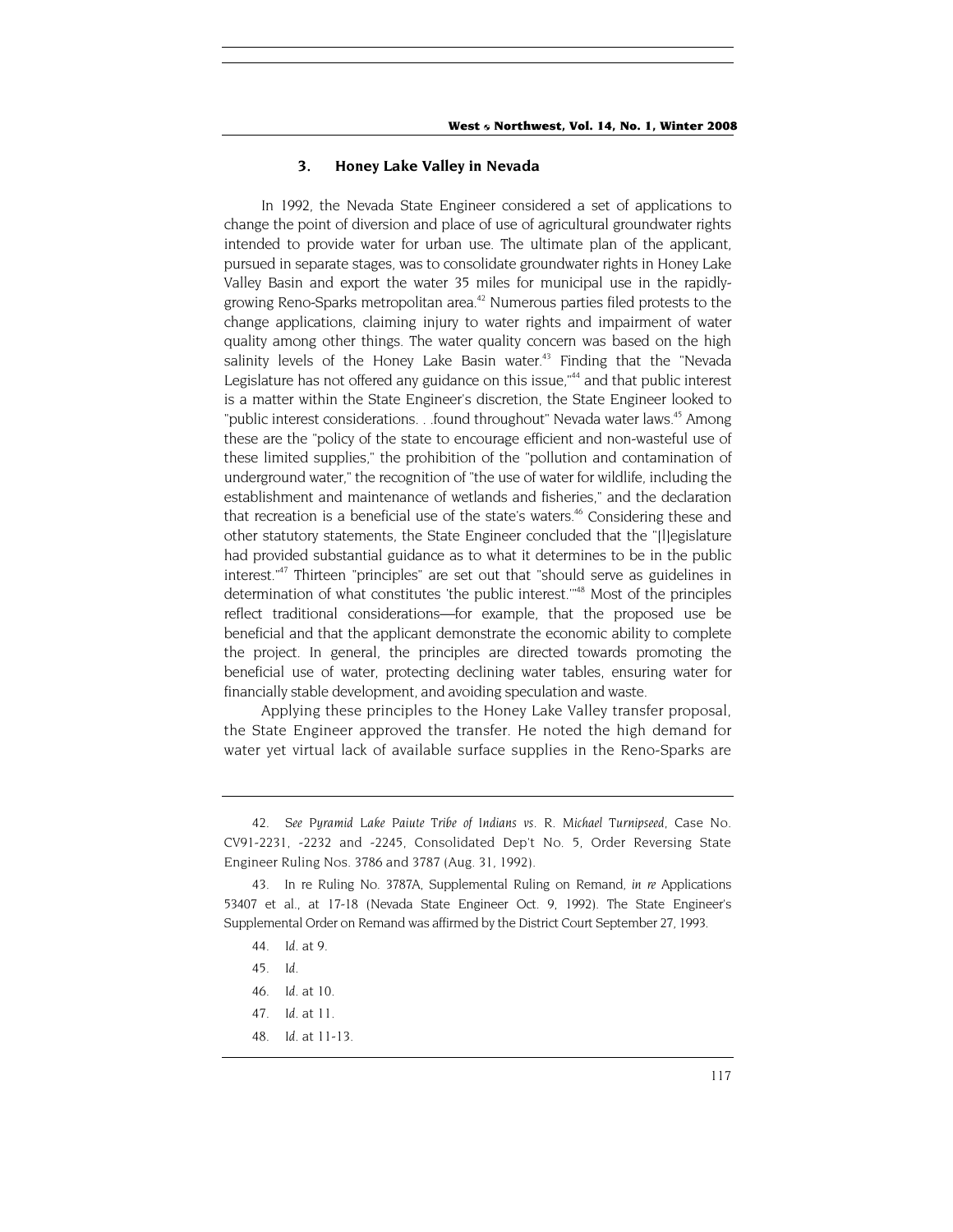### 3. Honey Lake Valley in Nevada

In 1992, the Nevada State Engineer considered a set of applications to change the point of diversion and place of use of agricultural groundwater rights intended to provide water for urban use. The ultimate plan of the applicant, pursued in separate stages, was to consolidate groundwater rights in Honey Lake Valley Basin and export the water 35 miles for municipal use in the rapidly-growing Reno-Sparks metropolitan area.[42] Numerous parties filed protests to the change applications, claiming injury to water rights and impairment of water quality among other things. The water quality concern was based on the high salinity levels of the Honey Lake Basin water.[43] Finding that the "Nevada Legislature has not offered any guidance on this issue,"[44] and that public interest is a matter within the State Engineer's discretion, the State Engineer looked to "public interest considerations. . .found throughout" Nevada water laws.[45] Among these are the "policy of the state to encourage efficient and non-wasteful use of these limited supplies," the prohibition of the "pollution and contamination of underground water," the recognition of "the use of water for wildlife, including the establishment and maintenance of wetlands and fisheries," and the declaration that recreation is a beneficial use of the state's waters.[46] Considering these and other statutory statements, the State Engineer concluded that the "[l]egislature had provided substantial guidance as to what it determines to be in the public interest."[47] Thirteen "principles" are set out that "should serve as guidelines in determination of what constitutes 'the public interest.'"[48] Most of the principles reflect traditional considerations—for example, that the proposed use be beneficial and that the applicant demonstrate the economic ability to complete the project. In general, the principles are directed towards promoting the beneficial use of water, protecting declining water tables, ensuring water for financially stable development, and avoiding speculation and waste.

Applying these principles to the Honey Lake Valley transfer proposal, the State Engineer approved the transfer. He noted the high demand for water yet virtual lack of available surface supplies in the Reno-Sparks are

---

42. *See Pyramid Lake Paiute Tribe of Indians vs. R. Michael Turnipseed*, Case No. CV91-2231, -2232 and -2245, Consolidated Dep't No. 5, Order Reversing State Engineer Ruling Nos. 3786 and 3787 (Aug. 31, 1992).

43. In re Ruling No. 3787A, Supplemental Ruling on Remand, *in re* Applications 53407 et al., at 17-18 (Nevada State Engineer Oct. 9, 1992). The State Engineer's Supplemental Order on Remand was affirmed by the District Court September 27, 1993.

44. *Id.* at 9.

45. *Id.*

46. *Id.* at 10.

47. *Id.* at 11.

48. *Id.* at 11-13.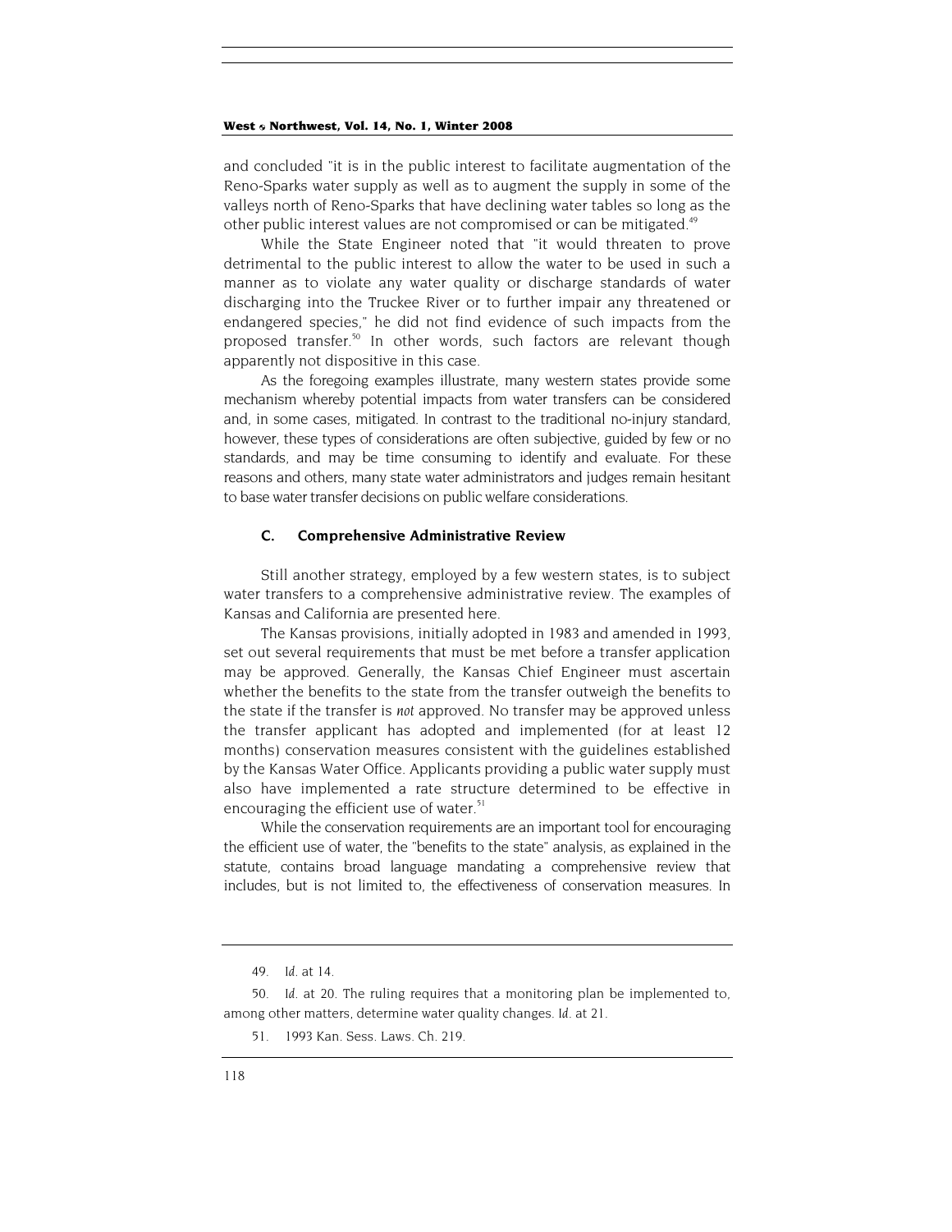and concluded "it is in the public interest to facilitate augmentation of the Reno-Sparks water supply as well as to augment the supply in some of the valleys north of Reno-Sparks that have declining water tables so long as the other public interest values are not compromised or can be mitigated.[49]

While the State Engineer noted that "it would threaten to prove detrimental to the public interest to allow the water to be used in such a manner as to violate any water quality or discharge standards of water discharging into the Truckee River or to further impair any threatened or endangered species," he did not find evidence of such impacts from the proposed transfer.[50] In other words, such factors are relevant though apparently not dispositive in this case.

As the foregoing examples illustrate, many western states provide some mechanism whereby potential impacts from water transfers can be considered and, in some cases, mitigated. In contrast to the traditional no-injury standard, however, these types of considerations are often subjective, guided by few or no standards, and may be time consuming to identify and evaluate. For these reasons and others, many state water administrators and judges remain hesitant to base water transfer decisions on public welfare considerations.

### C. Comprehensive Administrative Review

Still another strategy, employed by a few western states, is to subject water transfers to a comprehensive administrative review. The examples of Kansas and California are presented here.

The Kansas provisions, initially adopted in 1983 and amended in 1993, set out several requirements that must be met before a transfer application may be approved. Generally, the Kansas Chief Engineer must ascertain whether the benefits to the state from the transfer outweigh the benefits to the state if the transfer is *not* approved. No transfer may be approved unless the transfer applicant has adopted and implemented (for at least 12 months) conservation measures consistent with the guidelines established by the Kansas Water Office. Applicants providing a public water supply must also have implemented a rate structure determined to be effective in encouraging the efficient use of water.[51]

While the conservation requirements are an important tool for encouraging the efficient use of water, the "benefits to the state" analysis, as explained in the statute, contains broad language mandating a comprehensive review that includes, but is not limited to, the effectiveness of conservation measures. In

---

49. *Id.* at 14.

50. *Id.* at 20. The ruling requires that a monitoring plan be implemented to, among other matters, determine water quality changes. *Id.* at 21.

51. 1993 Kan. Sess. Laws. Ch. 219.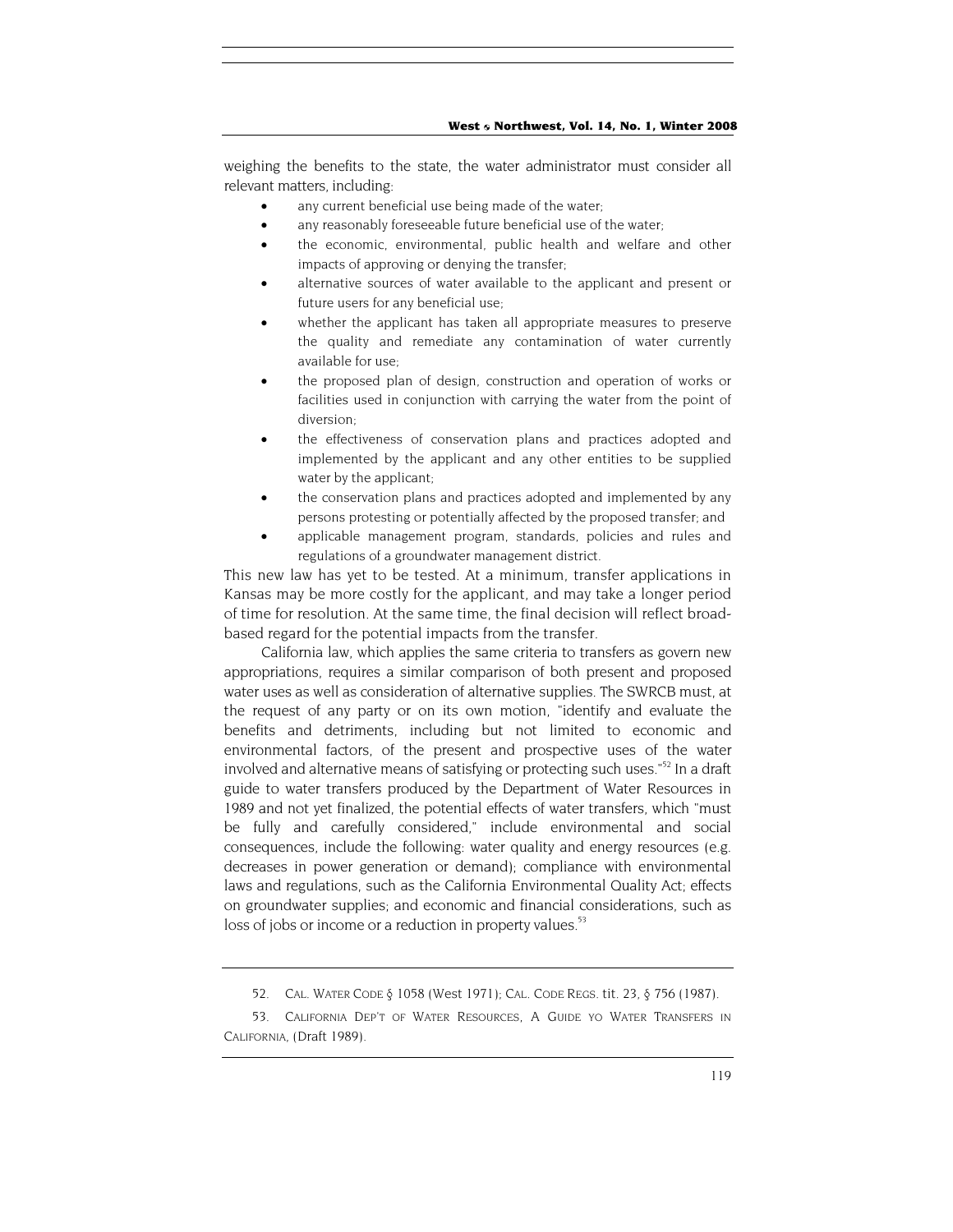weighing the benefits to the state, the water administrator must consider all relevant matters, including:

- any current beneficial use being made of the water;
- any reasonably foreseeable future beneficial use of the water;
- the economic, environmental, public health and welfare and other impacts of approving or denying the transfer;
- alternative sources of water available to the applicant and present or future users for any beneficial use;
- whether the applicant has taken all appropriate measures to preserve the quality and remediate any contamination of water currently available for use;
- the proposed plan of design, construction and operation of works or facilities used in conjunction with carrying the water from the point of diversion;
- the effectiveness of conservation plans and practices adopted and implemented by the applicant and any other entities to be supplied water by the applicant;
- the conservation plans and practices adopted and implemented by any persons protesting or potentially affected by the proposed transfer; and
- applicable management program, standards, policies and rules and regulations of a groundwater management district.

This new law has yet to be tested. At a minimum, transfer applications in Kansas may be more costly for the applicant, and may take a longer period of time for resolution. At the same time, the final decision will reflect broad-based regard for the potential impacts from the transfer.

California law, which applies the same criteria to transfers as govern new appropriations, requires a similar comparison of both present and proposed water uses as well as consideration of alternative supplies. The SWRCB must, at the request of any party or on its own motion, "identify and evaluate the benefits and detriments, including but not limited to economic and environmental factors, of the present and prospective uses of the water involved and alternative means of satisfying or protecting such uses."[52] In a draft guide to water transfers produced by the Department of Water Resources in 1989 and not yet finalized, the potential effects of water transfers, which "must be fully and carefully considered," include environmental and social consequences, include the following: water quality and energy resources (e.g. decreases in power generation or demand); compliance with environmental laws and regulations, such as the California Environmental Quality Act; effects on groundwater supplies; and economic and financial considerations, such as loss of jobs or income or a reduction in property values.[53]

---

52. CAL. WATER CODE § 1058 (West 1971); CAL. CODE REGS. tit. 23, § 756 (1987).

53. CALIFORNIA DEP'T OF WATER RESOURCES, A GUIDE YO WATER TRANSFERS IN CALIFORNIA, (Draft 1989).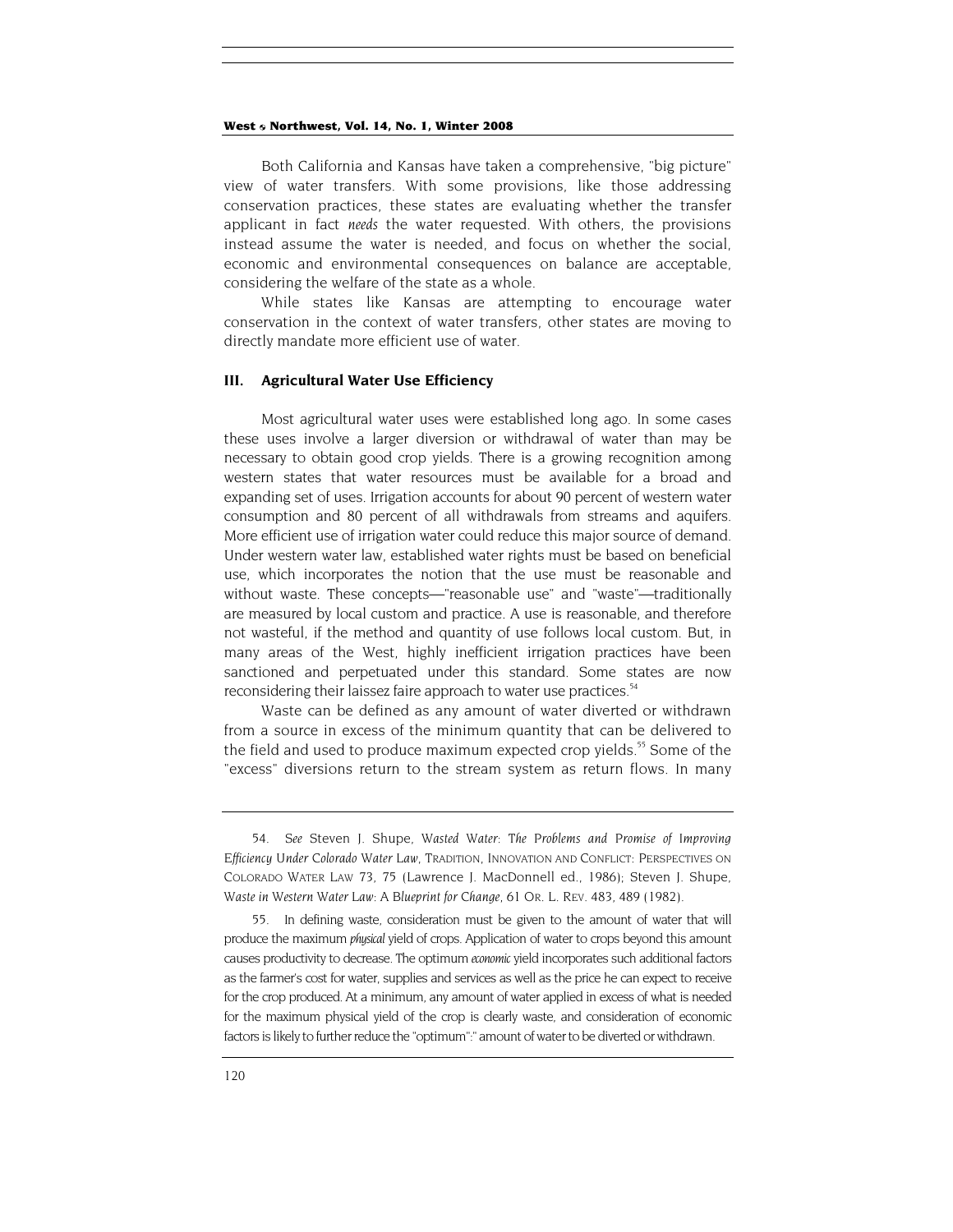Both California and Kansas have taken a comprehensive, "big picture" view of water transfers. With some provisions, like those addressing conservation practices, these states are evaluating whether the transfer applicant in fact *needs* the water requested. With others, the provisions instead assume the water is needed, and focus on whether the social, economic and environmental consequences on balance are acceptable, considering the welfare of the state as a whole.

While states like Kansas are attempting to encourage water conservation in the context of water transfers, other states are moving to directly mandate more efficient use of water.

## III. Agricultural Water Use Efficiency

Most agricultural water uses were established long ago. In some cases these uses involve a larger diversion or withdrawal of water than may be necessary to obtain good crop yields. There is a growing recognition among western states that water resources must be available for a broad and expanding set of uses. Irrigation accounts for about 90 percent of western water consumption and 80 percent of all withdrawals from streams and aquifers. More efficient use of irrigation water could reduce this major source of demand. Under western water law, established water rights must be based on beneficial use, which incorporates the notion that the use must be reasonable and without waste. These concepts—"reasonable use" and "waste"—traditionally are measured by local custom and practice. A use is reasonable, and therefore not wasteful, if the method and quantity of use follows local custom. But, in many areas of the West, highly inefficient irrigation practices have been sanctioned and perpetuated under this standard. Some states are now reconsidering their laissez faire approach to water use practices.[54]

Waste can be defined as any amount of water diverted or withdrawn from a source in excess of the minimum quantity that can be delivered to the field and used to produce maximum expected crop yields.[55] Some of the "excess" diversions return to the stream system as return flows. In many

---

54. *See* Steven J. Shupe, *Wasted Water: The Problems and Promise of Improving Efficiency Under Colorado Water Law*, TRADITION, INNOVATION AND CONFLICT: PERSPECTIVES ON COLORADO WATER LAW 73, 75 (Lawrence J. MacDonnell ed., 1986); Steven J. Shupe, *Waste in Western Water Law: A Blueprint for Change*, 61 OR. L. REV. 483, 489 (1982).

55. In defining waste, consideration must be given to the amount of water that will produce the maximum *physical* yield of crops. Application of water to crops beyond this amount causes productivity to decrease. The optimum *economic* yield incorporates such additional factors as the farmer's cost for water, supplies and services as well as the price he can expect to receive for the crop produced. At a minimum, any amount of water applied in excess of what is needed for the maximum physical yield of the crop is clearly waste, and consideration of economic factors is likely to further reduce the "optimum":" amount of water to be diverted or withdrawn.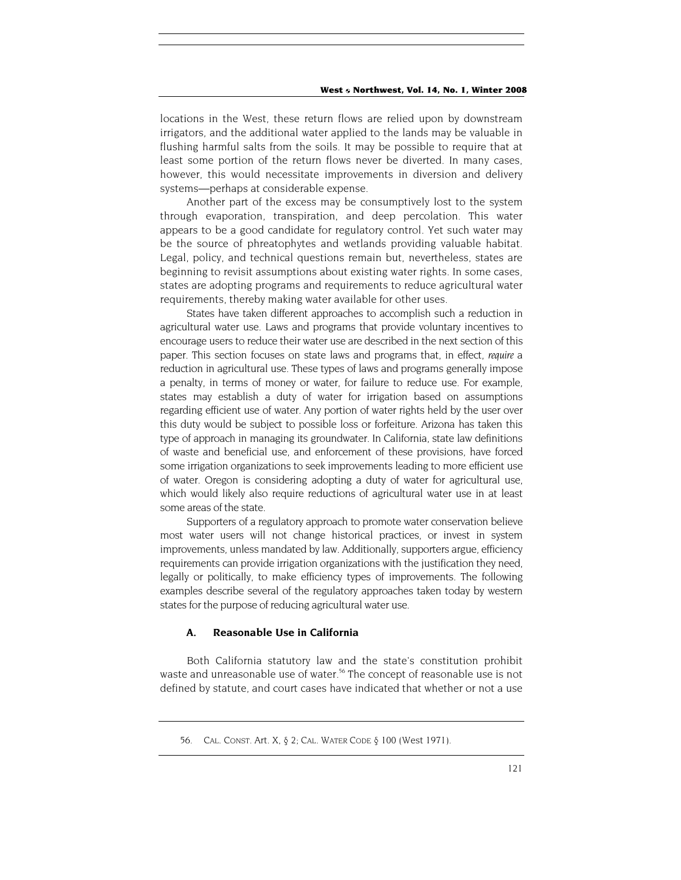locations in the West, these return flows are relied upon by downstream irrigators, and the additional water applied to the lands may be valuable in flushing harmful salts from the soils. It may be possible to require that at least some portion of the return flows never be diverted. In many cases, however, this would necessitate improvements in diversion and delivery systems—perhaps at considerable expense.

Another part of the excess may be consumptively lost to the system through evaporation, transpiration, and deep percolation. This water appears to be a good candidate for regulatory control. Yet such water may be the source of phreatophytes and wetlands providing valuable habitat. Legal, policy, and technical questions remain but, nevertheless, states are beginning to revisit assumptions about existing water rights. In some cases, states are adopting programs and requirements to reduce agricultural water requirements, thereby making water available for other uses.

States have taken different approaches to accomplish such a reduction in agricultural water use. Laws and programs that provide voluntary incentives to encourage users to reduce their water use are described in the next section of this paper. This section focuses on state laws and programs that, in effect, *require* a reduction in agricultural use. These types of laws and programs generally impose a penalty, in terms of money or water, for failure to reduce use. For example, states may establish a duty of water for irrigation based on assumptions regarding efficient use of water. Any portion of water rights held by the user over this duty would be subject to possible loss or forfeiture. Arizona has taken this type of approach in managing its groundwater. In California, state law definitions of waste and beneficial use, and enforcement of these provisions, have forced some irrigation organizations to seek improvements leading to more efficient use of water. Oregon is considering adopting a duty of water for agricultural use, which would likely also require reductions of agricultural water use in at least some areas of the state.

Supporters of a regulatory approach to promote water conservation believe most water users will not change historical practices, or invest in system improvements, unless mandated by law. Additionally, supporters argue, efficiency requirements can provide irrigation organizations with the justification they need, legally or politically, to make efficiency types of improvements. The following examples describe several of the regulatory approaches taken today by western states for the purpose of reducing agricultural water use.

### A. Reasonable Use in California

Both California statutory law and the state's constitution prohibit waste and unreasonable use of water.[56] The concept of reasonable use is not defined by statute, and court cases have indicated that whether or not a use

---

56. CAL. CONST. Art. X, § 2; CAL. WATER CODE § 100 (West 1971).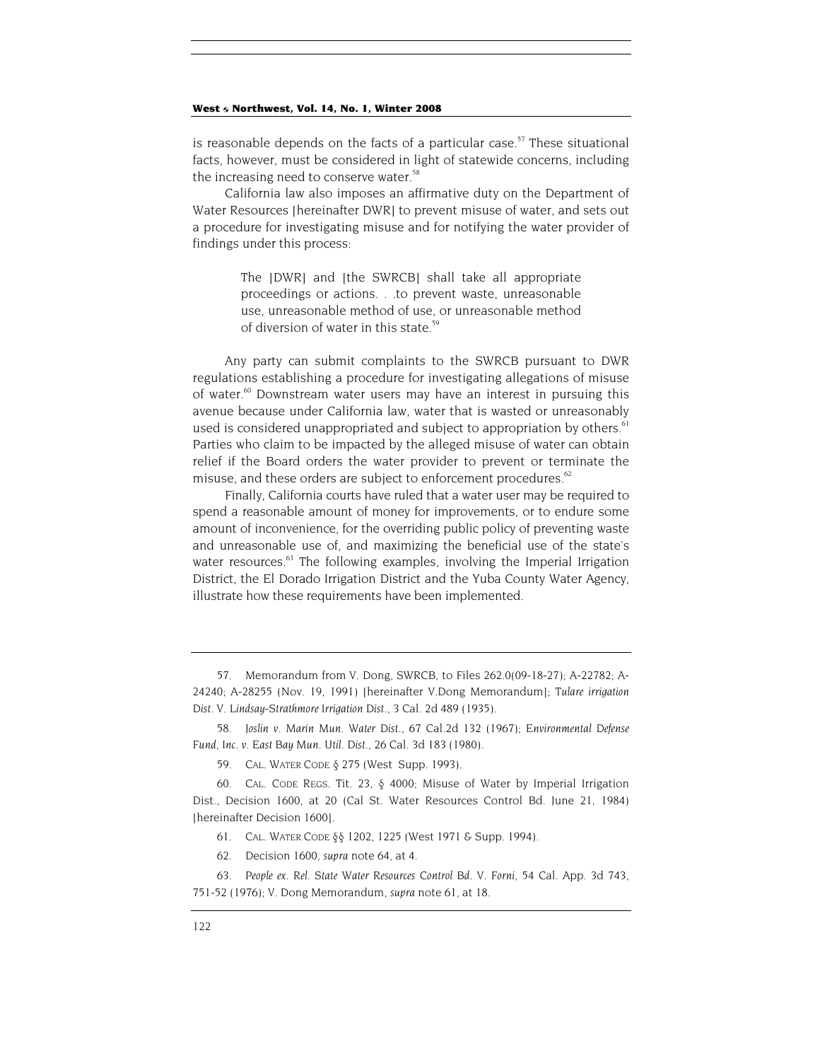is reasonable depends on the facts of a particular case.[57] These situational facts, however, must be considered in light of statewide concerns, including the increasing need to conserve water.[58]

California law also imposes an affirmative duty on the Department of Water Resources [hereinafter DWR] to prevent misuse of water, and sets out a procedure for investigating misuse and for notifying the water provider of findings under this process:

> The [DWR] and [the SWRCB] shall take all appropriate proceedings or actions. . .to prevent waste, unreasonable use, unreasonable method of use, or unreasonable method of diversion of water in this state.[59]

Any party can submit complaints to the SWRCB pursuant to DWR regulations establishing a procedure for investigating allegations of misuse of water.[60] Downstream water users may have an interest in pursuing this avenue because under California law, water that is wasted or unreasonably used is considered unappropriated and subject to appropriation by others.[61] Parties who claim to be impacted by the alleged misuse of water can obtain relief if the Board orders the water provider to prevent or terminate the misuse, and these orders are subject to enforcement procedures.[62]

Finally, California courts have ruled that a water user may be required to spend a reasonable amount of money for improvements, or to endure some amount of inconvenience, for the overriding public policy of preventing waste and unreasonable use of, and maximizing the beneficial use of the state's water resources.[63] The following examples, involving the Imperial Irrigation District, the El Dorado Irrigation District and the Yuba County Water Agency, illustrate how these requirements have been implemented.

---

57. Memorandum from V. Dong, SWRCB, to Files 262.0(09-18-27); A-22782; A-24240; A-28255 (Nov. 19, 1991) [hereinafter V.Dong Memorandum]; *Tulare irrigation Dist. V. Lindsay-Strathmore Irrigation Dist.*, 3 Cal. 2d 489 (1935).

58. *Joslin v. Marin Mun. Water Dist.*, 67 Cal.2d 132 (1967); *Environmental Defense Fund, Inc. v. East Bay Mun. Util. Dist.*, 26 Cal. 3d 183 (1980).

59. CAL. WATER CODE § 275 (West Supp. 1993).

60. CAL. CODE REGS. Tit. 23, § 4000; Misuse of Water by Imperial Irrigation Dist., Decision 1600, at 20 (Cal St. Water Resources Control Bd. June 21, 1984) [hereinafter Decision 1600].

61. CAL. WATER CODE §§ 1202, 1225 (West 1971 & Supp. 1994).

62. Decision 1600, *supra* note 64, at 4.

63. *People ex. Rel. State Water Resources Control Bd. V. Forni*, 54 Cal. App. 3d 743, 751-52 (1976); V. Dong Memorandum, *supra* note 61, at 18.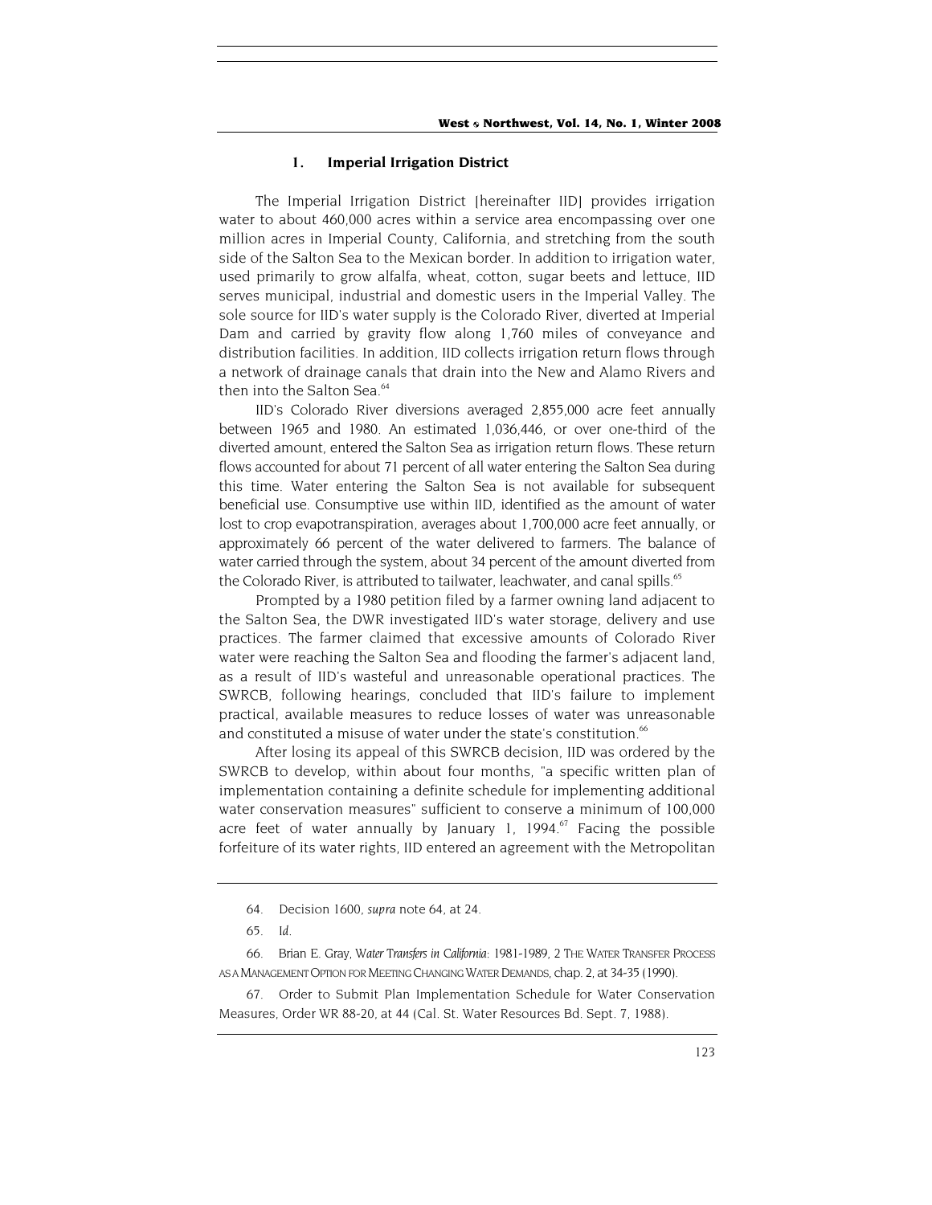### 1. Imperial Irrigation District

The Imperial Irrigation District [hereinafter IID] provides irrigation water to about 460,000 acres within a service area encompassing over one million acres in Imperial County, California, and stretching from the south side of the Salton Sea to the Mexican border. In addition to irrigation water, used primarily to grow alfalfa, wheat, cotton, sugar beets and lettuce, IID serves municipal, industrial and domestic users in the Imperial Valley. The sole source for IID's water supply is the Colorado River, diverted at Imperial Dam and carried by gravity flow along 1,760 miles of conveyance and distribution facilities. In addition, IID collects irrigation return flows through a network of drainage canals that drain into the New and Alamo Rivers and then into the Salton Sea.[64]

IID's Colorado River diversions averaged 2,855,000 acre feet annually between 1965 and 1980. An estimated 1,036,446, or over one-third of the diverted amount, entered the Salton Sea as irrigation return flows. These return flows accounted for about 71 percent of all water entering the Salton Sea during this time. Water entering the Salton Sea is not available for subsequent beneficial use. Consumptive use within IID, identified as the amount of water lost to crop evapotranspiration, averages about 1,700,000 acre feet annually, or approximately 66 percent of the water delivered to farmers. The balance of water carried through the system, about 34 percent of the amount diverted from the Colorado River, is attributed to tailwater, leachwater, and canal spills.[65]

Prompted by a 1980 petition filed by a farmer owning land adjacent to the Salton Sea, the DWR investigated IID's water storage, delivery and use practices. The farmer claimed that excessive amounts of Colorado River water were reaching the Salton Sea and flooding the farmer's adjacent land, as a result of IID's wasteful and unreasonable operational practices. The SWRCB, following hearings, concluded that IID's failure to implement practical, available measures to reduce losses of water was unreasonable and constituted a misuse of water under the state's constitution.[66]

After losing its appeal of this SWRCB decision, IID was ordered by the SWRCB to develop, within about four months, "a specific written plan of implementation containing a definite schedule for implementing additional water conservation measures" sufficient to conserve a minimum of 100,000 acre feet of water annually by January 1, 1994.[67] Facing the possible forfeiture of its water rights, IID entered an agreement with the Metropolitan

---

64. Decision 1600, *supra* note 64, at 24.

65. *Id.*

66. Brian E. Gray, *Water Transfers in California*: 1981-1989, 2 THE WATER TRANSFER PROCESS AS A MANAGEMENT OPTION FOR MEETING CHANGING WATER DEMANDS, chap. 2, at 34-35 (1990).

67. Order to Submit Plan Implementation Schedule for Water Conservation Measures, Order WR 88-20, at 44 (Cal. St. Water Resources Bd. Sept. 7, 1988).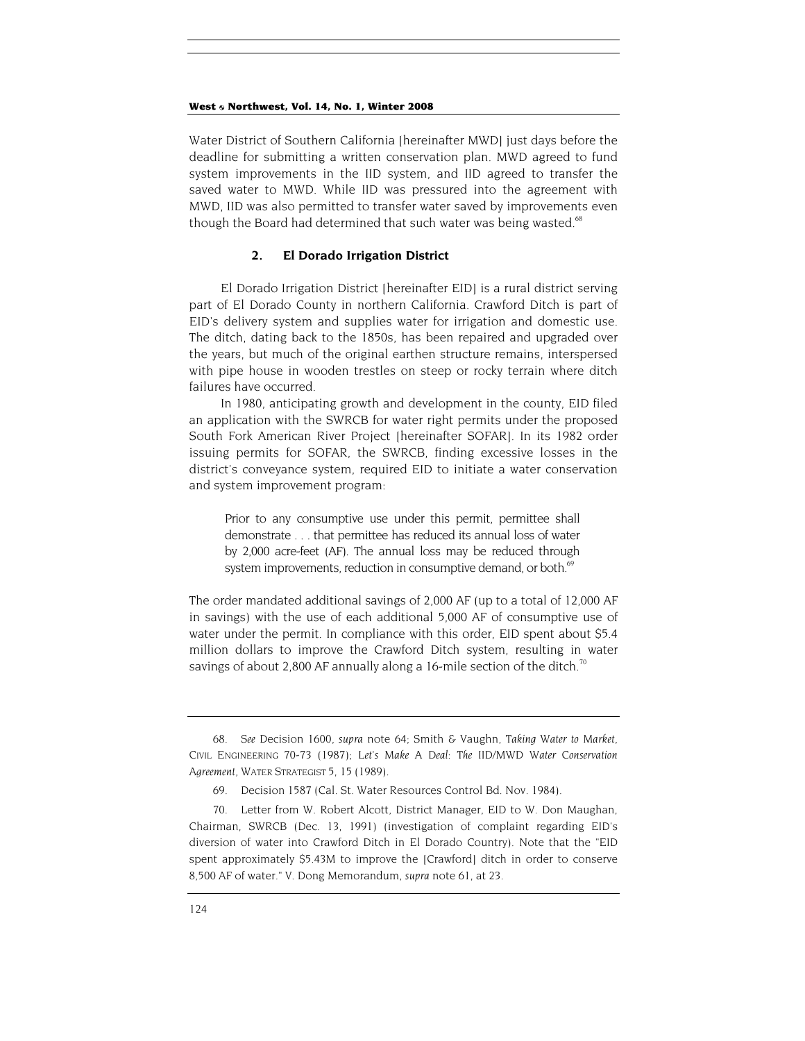Water District of Southern California [hereinafter MWD] just days before the deadline for submitting a written conservation plan. MWD agreed to fund system improvements in the IID system, and IID agreed to transfer the saved water to MWD. While IID was pressured into the agreement with MWD, IID was also permitted to transfer water saved by improvements even though the Board had determined that such water was being wasted.[68]

### 2. El Dorado Irrigation District

El Dorado Irrigation District [hereinafter EID] is a rural district serving part of El Dorado County in northern California. Crawford Ditch is part of EID's delivery system and supplies water for irrigation and domestic use. The ditch, dating back to the 1850s, has been repaired and upgraded over the years, but much of the original earthen structure remains, interspersed with pipe house in wooden trestles on steep or rocky terrain where ditch failures have occurred.

In 1980, anticipating growth and development in the county, EID filed an application with the SWRCB for water right permits under the proposed South Fork American River Project [hereinafter SOFAR]. In its 1982 order issuing permits for SOFAR, the SWRCB, finding excessive losses in the district's conveyance system, required EID to initiate a water conservation and system improvement program:

> Prior to any consumptive use under this permit, permittee shall demonstrate . . . that permittee has reduced its annual loss of water by 2,000 acre-feet (AF). The annual loss may be reduced through system improvements, reduction in consumptive demand, or both.[69]

The order mandated additional savings of 2,000 AF (up to a total of 12,000 AF in savings) with the use of each additional 5,000 AF of consumptive use of water under the permit. In compliance with this order, EID spent about $5.4 million dollars to improve the Crawford Ditch system, resulting in water savings of about 2,800 AF annually along a 16-mile section of the ditch.[70]

---

68. *See* Decision 1600, *supra* note 64; Smith & Vaughn, *Taking Water to Market*, CIVIL ENGINEERING 70-73 (1987); *Let's Make A Deal: The IID/MWD Water Conservation Agreement*, WATER STRATEGIST 5, 15 (1989).

69. Decision 1587 (Cal. St. Water Resources Control Bd. Nov. 1984).

70. Letter from W. Robert Alcott, District Manager, EID to W. Don Maughan, Chairman, SWRCB (Dec. 13, 1991) (investigation of complaint regarding EID's diversion of water into Crawford Ditch in El Dorado Country). Note that the "EID spent approximately $5.43M to improve the [Crawford] ditch in order to conserve 8,500 AF of water." V. Dong Memorandum, *supra* note 61, at 23.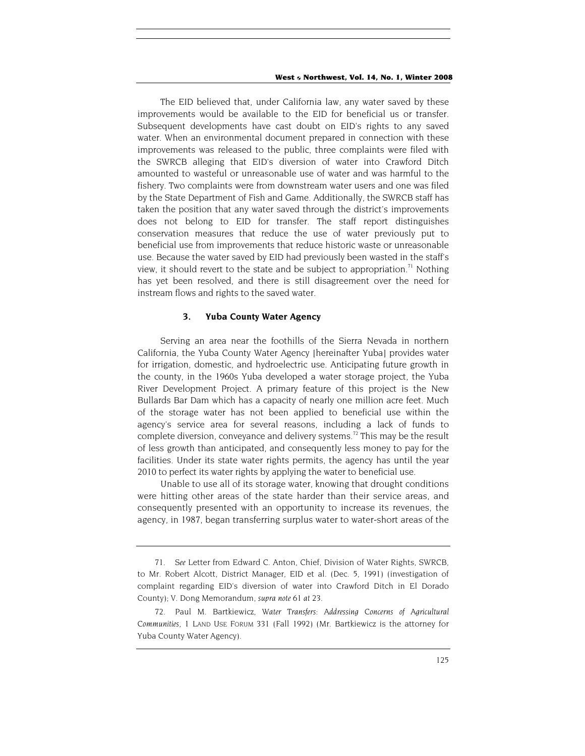The EID believed that, under California law, any water saved by these improvements would be available to the EID for beneficial us or transfer. Subsequent developments have cast doubt on EID's rights to any saved water. When an environmental document prepared in connection with these improvements was released to the public, three complaints were filed with the SWRCB alleging that EID's diversion of water into Crawford Ditch amounted to wasteful or unreasonable use of water and was harmful to the fishery. Two complaints were from downstream water users and one was filed by the State Department of Fish and Game. Additionally, the SWRCB staff has taken the position that any water saved through the district's improvements does not belong to EID for transfer. The staff report distinguishes conservation measures that reduce the use of water previously put to beneficial use from improvements that reduce historic waste or unreasonable use. Because the water saved by EID had previously been wasted in the staff's view, it should revert to the state and be subject to appropriation.[71] Nothing has yet been resolved, and there is still disagreement over the need for instream flows and rights to the saved water.

### 3. Yuba County Water Agency

Serving an area near the foothills of the Sierra Nevada in northern California, the Yuba County Water Agency [hereinafter Yuba] provides water for irrigation, domestic, and hydroelectric use. Anticipating future growth in the county, in the 1960s Yuba developed a water storage project, the Yuba River Development Project. A primary feature of this project is the New Bullards Bar Dam which has a capacity of nearly one million acre feet. Much of the storage water has not been applied to beneficial use within the agency's service area for several reasons, including a lack of funds to complete diversion, conveyance and delivery systems.[72] This may be the result of less growth than anticipated, and consequently less money to pay for the facilities. Under its state water rights permits, the agency has until the year 2010 to perfect its water rights by applying the water to beneficial use.

Unable to use all of its storage water, knowing that drought conditions were hitting other areas of the state harder than their service areas, and consequently presented with an opportunity to increase its revenues, the agency, in 1987, began transferring surplus water to water-short areas of the

---

71. *See* Letter from Edward C. Anton, Chief, Division of Water Rights, SWRCB, to Mr. Robert Alcott, District Manager, EID et al. (Dec. 5, 1991) (investigation of complaint regarding EID's diversion of water into Crawford Ditch in El Dorado County); V. Dong Memorandum, *supra note* 61 *at* 23.

72. Paul M. Bartkiewicz, *Water Transfers: Addressing Concerns of Agricultural Communities*, 1 LAND USE FORUM 331 (Fall 1992) (Mr. Bartkiewicz is the attorney for Yuba County Water Agency).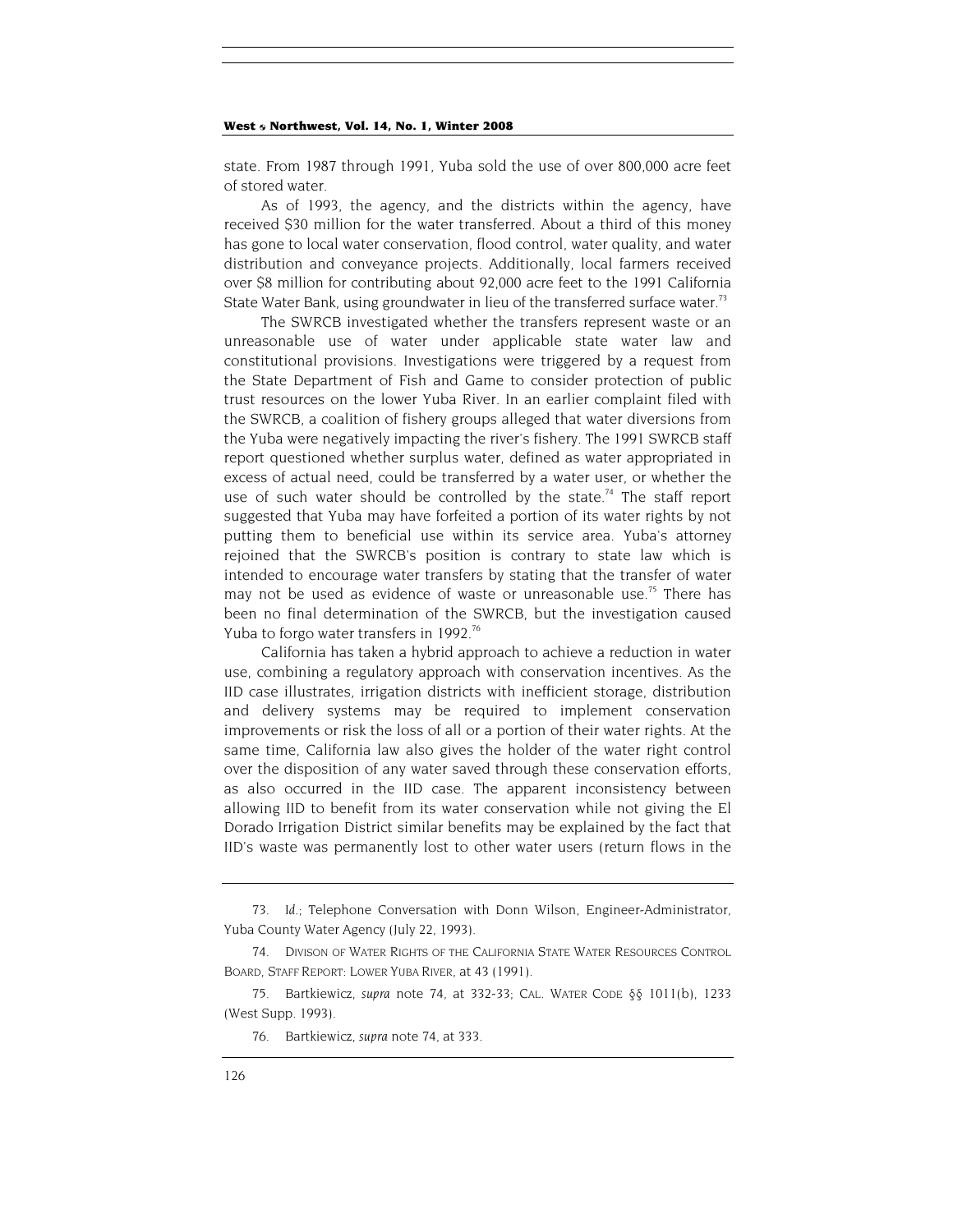state. From 1987 through 1991, Yuba sold the use of over 800,000 acre feet of stored water.

As of 1993, the agency, and the districts within the agency, have received $30 million for the water transferred. About a third of this money has gone to local water conservation, flood control, water quality, and water distribution and conveyance projects. Additionally, local farmers received over $8 million for contributing about 92,000 acre feet to the 1991 California State Water Bank, using groundwater in lieu of the transferred surface water.[73]

The SWRCB investigated whether the transfers represent waste or an unreasonable use of water under applicable state water law and constitutional provisions. Investigations were triggered by a request from the State Department of Fish and Game to consider protection of public trust resources on the lower Yuba River. In an earlier complaint filed with the SWRCB, a coalition of fishery groups alleged that water diversions from the Yuba were negatively impacting the river's fishery. The 1991 SWRCB staff report questioned whether surplus water, defined as water appropriated in excess of actual need, could be transferred by a water user, or whether the use of such water should be controlled by the state.[74] The staff report suggested that Yuba may have forfeited a portion of its water rights by not putting them to beneficial use within its service area. Yuba's attorney rejoined that the SWRCB's position is contrary to state law which is intended to encourage water transfers by stating that the transfer of water may not be used as evidence of waste or unreasonable use.[75] There has been no final determination of the SWRCB, but the investigation caused Yuba to forgo water transfers in 1992.[76]

California has taken a hybrid approach to achieve a reduction in water use, combining a regulatory approach with conservation incentives. As the IID case illustrates, irrigation districts with inefficient storage, distribution and delivery systems may be required to implement conservation improvements or risk the loss of all or a portion of their water rights. At the same time, California law also gives the holder of the water right control over the disposition of any water saved through these conservation efforts, as also occurred in the IID case. The apparent inconsistency between allowing IID to benefit from its water conservation while not giving the El Dorado Irrigation District similar benefits may be explained by the fact that IID's waste was permanently lost to other water users (return flows in the

---

73. *Id.*; Telephone Conversation with Donn Wilson, Engineer-Administrator, Yuba County Water Agency (July 22, 1993).

74. DIVISON OF WATER RIGHTS OF THE CALIFORNIA STATE WATER RESOURCES CONTROL BOARD, STAFF REPORT: LOWER YUBA RIVER, at 43 (1991).

75. Bartkiewicz, *supra* note 74, at 332-33; CAL. WATER CODE §§ 1011(b), 1233 (West Supp. 1993).

76. Bartkiewicz, *supra* note 74, at 333.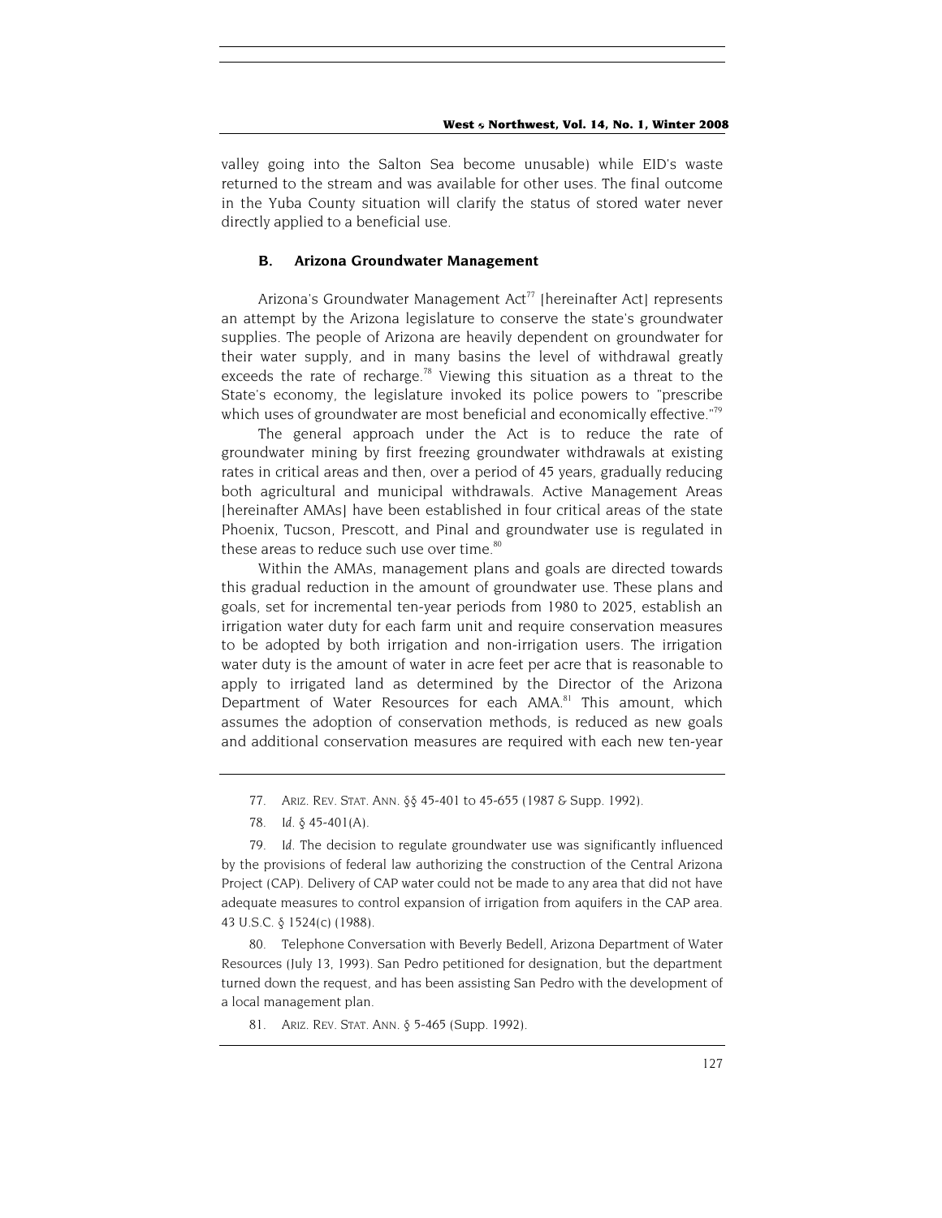valley going into the Salton Sea become unusable) while EID's waste returned to the stream and was available for other uses. The final outcome in the Yuba County situation will clarify the status of stored water never directly applied to a beneficial use.

### B. Arizona Groundwater Management

Arizona's Groundwater Management Act[77] [hereinafter Act] represents an attempt by the Arizona legislature to conserve the state's groundwater supplies. The people of Arizona are heavily dependent on groundwater for their water supply, and in many basins the level of withdrawal greatly exceeds the rate of recharge.[78] Viewing this situation as a threat to the State's economy, the legislature invoked its police powers to "prescribe which uses of groundwater are most beneficial and economically effective."[79]

The general approach under the Act is to reduce the rate of groundwater mining by first freezing groundwater withdrawals at existing rates in critical areas and then, over a period of 45 years, gradually reducing both agricultural and municipal withdrawals. Active Management Areas [hereinafter AMAs] have been established in four critical areas of the state Phoenix, Tucson, Prescott, and Pinal and groundwater use is regulated in these areas to reduce such use over time.[80]

Within the AMAs, management plans and goals are directed towards this gradual reduction in the amount of groundwater use. These plans and goals, set for incremental ten-year periods from 1980 to 2025, establish an irrigation water duty for each farm unit and require conservation measures to be adopted by both irrigation and non-irrigation users. The irrigation water duty is the amount of water in acre feet per acre that is reasonable to apply to irrigated land as determined by the Director of the Arizona Department of Water Resources for each AMA.[81] This amount, which assumes the adoption of conservation methods, is reduced as new goals and additional conservation measures are required with each new ten-year

---

77. ARIZ. REV. STAT. ANN. §§ 45-401 to 45-655 (1987 & Supp. 1992).

78. *Id.* § 45-401(A).

79. *Id.* The decision to regulate groundwater use was significantly influenced by the provisions of federal law authorizing the construction of the Central Arizona Project (CAP). Delivery of CAP water could not be made to any area that did not have adequate measures to control expansion of irrigation from aquifers in the CAP area. 43 U.S.C. § 1524(c) (1988).

80. Telephone Conversation with Beverly Bedell, Arizona Department of Water Resources (July 13, 1993). San Pedro petitioned for designation, but the department turned down the request, and has been assisting San Pedro with the development of a local management plan.

81. ARIZ. REV. STAT. ANN. § 5-465 (Supp. 1992).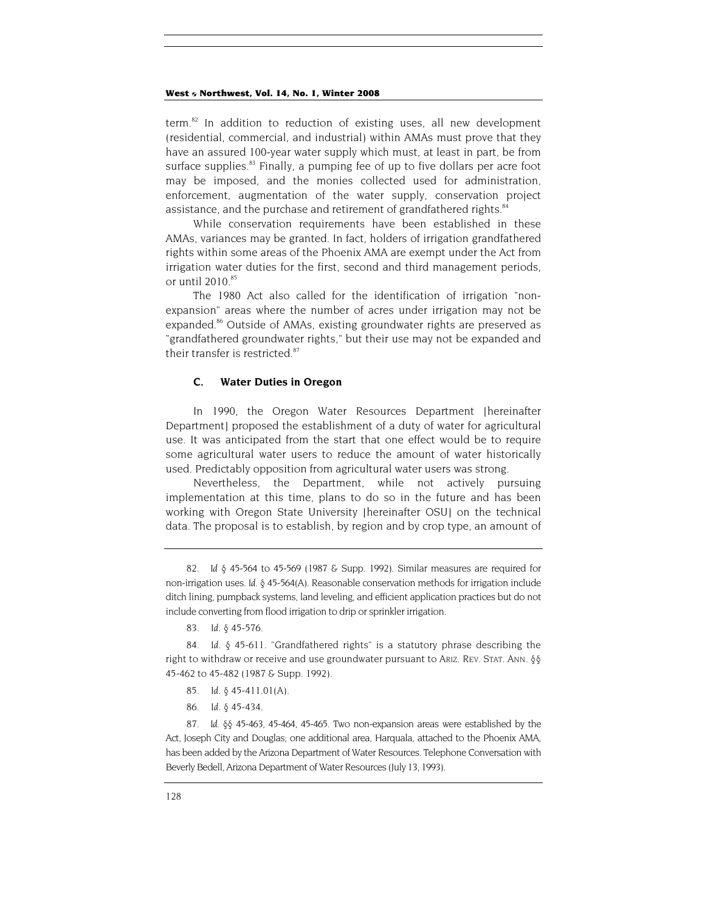term.[82] In addition to reduction of existing uses, all new development (residential, commercial, and industrial) within AMAs must prove that they have an assured 100-year water supply which must, at least in part, be from surface supplies.[83] Finally, a pumping fee of up to five dollars per acre foot may be imposed, and the monies collected used for administration, enforcement, augmentation of the water supply, conservation project assistance, and the purchase and retirement of grandfathered rights.[84]

While conservation requirements have been established in these AMAs, variances may be granted. In fact, holders of irrigation grandfathered rights within some areas of the Phoenix AMA are exempt under the Act from irrigation water duties for the first, second and third management periods, or until 2010.[85]

The 1980 Act also called for the identification of irrigation "non-expansion" areas where the number of acres under irrigation may not be expanded.[86] Outside of AMAs, existing groundwater rights are preserved as "grandfathered groundwater rights," but their use may not be expanded and their transfer is restricted.[87]

### C. Water Duties in Oregon

In 1990, the Oregon Water Resources Department [hereinafter Department] proposed the establishment of a duty of water for agricultural use. It was anticipated from the start that one effect would be to require some agricultural water users to reduce the amount of water historically used. Predictably opposition from agricultural water users was strong.

Nevertheless, the Department, while not actively pursuing implementation at this time, plans to do so in the future and has been working with Oregon State University [hereinafter OSU] on the technical data. The proposal is to establish, by region and by crop type, an amount of

---

82. *Id* § 45-564 to 45-569 (1987 & Supp. 1992). Similar measures are required for non-irrigation uses. *Id.* § 45-564(A). Reasonable conservation methods for irrigation include ditch lining, pumpback systems, land leveling, and efficient application practices but do not include converting from flood irrigation to drip or sprinkler irrigation.

83. *Id.* § 45-576.

84. *Id.* § 45-611. "Grandfathered rights" is a statutory phrase describing the right to withdraw or receive and use groundwater pursuant to ARIZ. REV. STAT. ANN. §§ 45-462 to 45-482 (1987 & Supp. 1992).

85. *Id.* § 45-411.01(A).

86. *Id.* § 45-434.

87. *Id.* §§ 45-463, 45-464, 45-465. Two non-expansion areas were established by the Act, Joseph City and Douglas; one additional area, Harquala, attached to the Phoenix AMA, has been added by the Arizona Department of Water Resources. Telephone Conversation with Beverly Bedell, Arizona Department of Water Resources (July 13, 1993).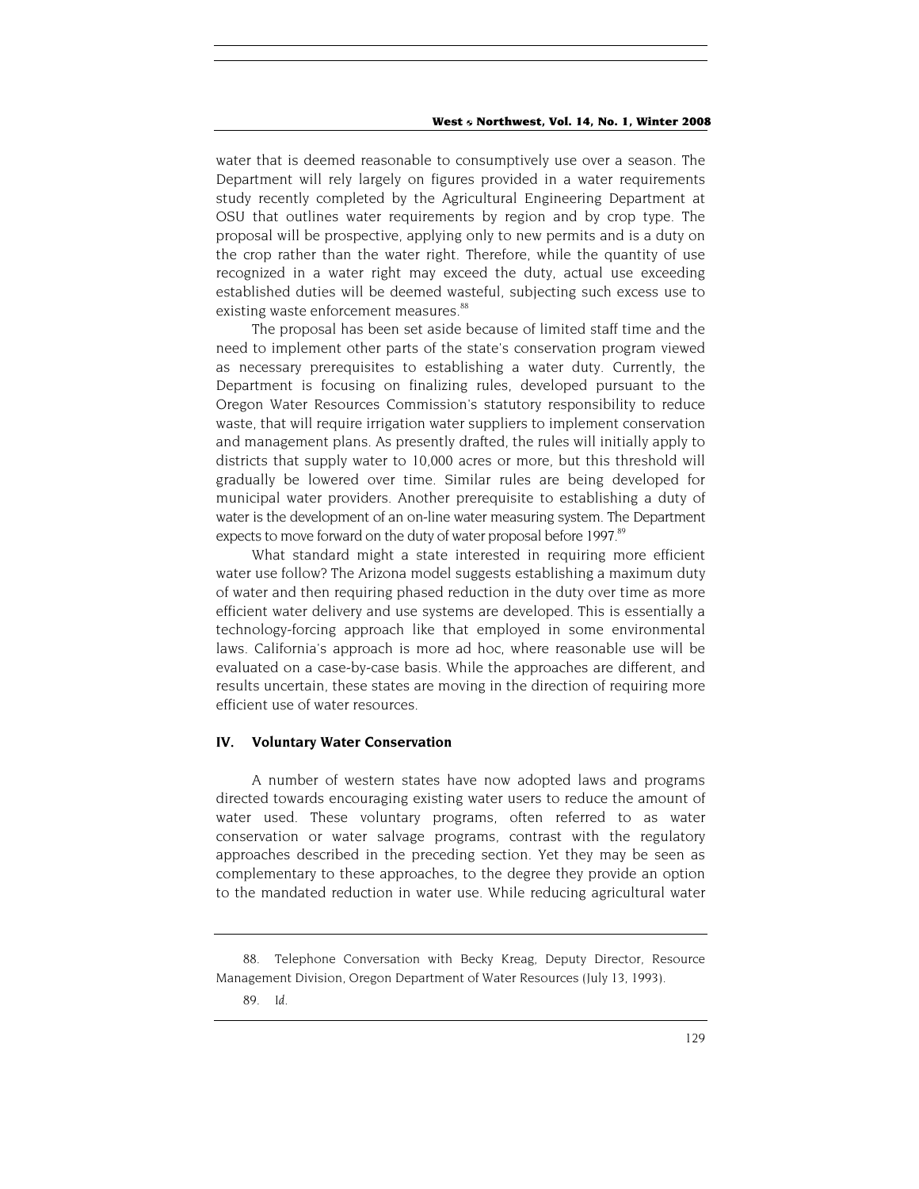water that is deemed reasonable to consumptively use over a season. The Department will rely largely on figures provided in a water requirements study recently completed by the Agricultural Engineering Department at OSU that outlines water requirements by region and by crop type. The proposal will be prospective, applying only to new permits and is a duty on the crop rather than the water right. Therefore, while the quantity of use recognized in a water right may exceed the duty, actual use exceeding established duties will be deemed wasteful, subjecting such excess use to existing waste enforcement measures.[88]

The proposal has been set aside because of limited staff time and the need to implement other parts of the state's conservation program viewed as necessary prerequisites to establishing a water duty. Currently, the Department is focusing on finalizing rules, developed pursuant to the Oregon Water Resources Commission's statutory responsibility to reduce waste, that will require irrigation water suppliers to implement conservation and management plans. As presently drafted, the rules will initially apply to districts that supply water to 10,000 acres or more, but this threshold will gradually be lowered over time. Similar rules are being developed for municipal water providers. Another prerequisite to establishing a duty of water is the development of an on-line water measuring system. The Department expects to move forward on the duty of water proposal before 1997.[89]

What standard might a state interested in requiring more efficient water use follow? The Arizona model suggests establishing a maximum duty of water and then requiring phased reduction in the duty over time as more efficient water delivery and use systems are developed. This is essentially a technology-forcing approach like that employed in some environmental laws. California's approach is more ad hoc, where reasonable use will be evaluated on a case-by-case basis. While the approaches are different, and results uncertain, these states are moving in the direction of requiring more efficient use of water resources.

## IV. Voluntary Water Conservation

A number of western states have now adopted laws and programs directed towards encouraging existing water users to reduce the amount of water used. These voluntary programs, often referred to as water conservation or water salvage programs, contrast with the regulatory approaches described in the preceding section. Yet they may be seen as complementary to these approaches, to the degree they provide an option to the mandated reduction in water use. While reducing agricultural water

88. Telephone Conversation with Becky Kreag, Deputy Director, Resource Management Division, Oregon Department of Water Resources (July 13, 1993).

89. *Id.*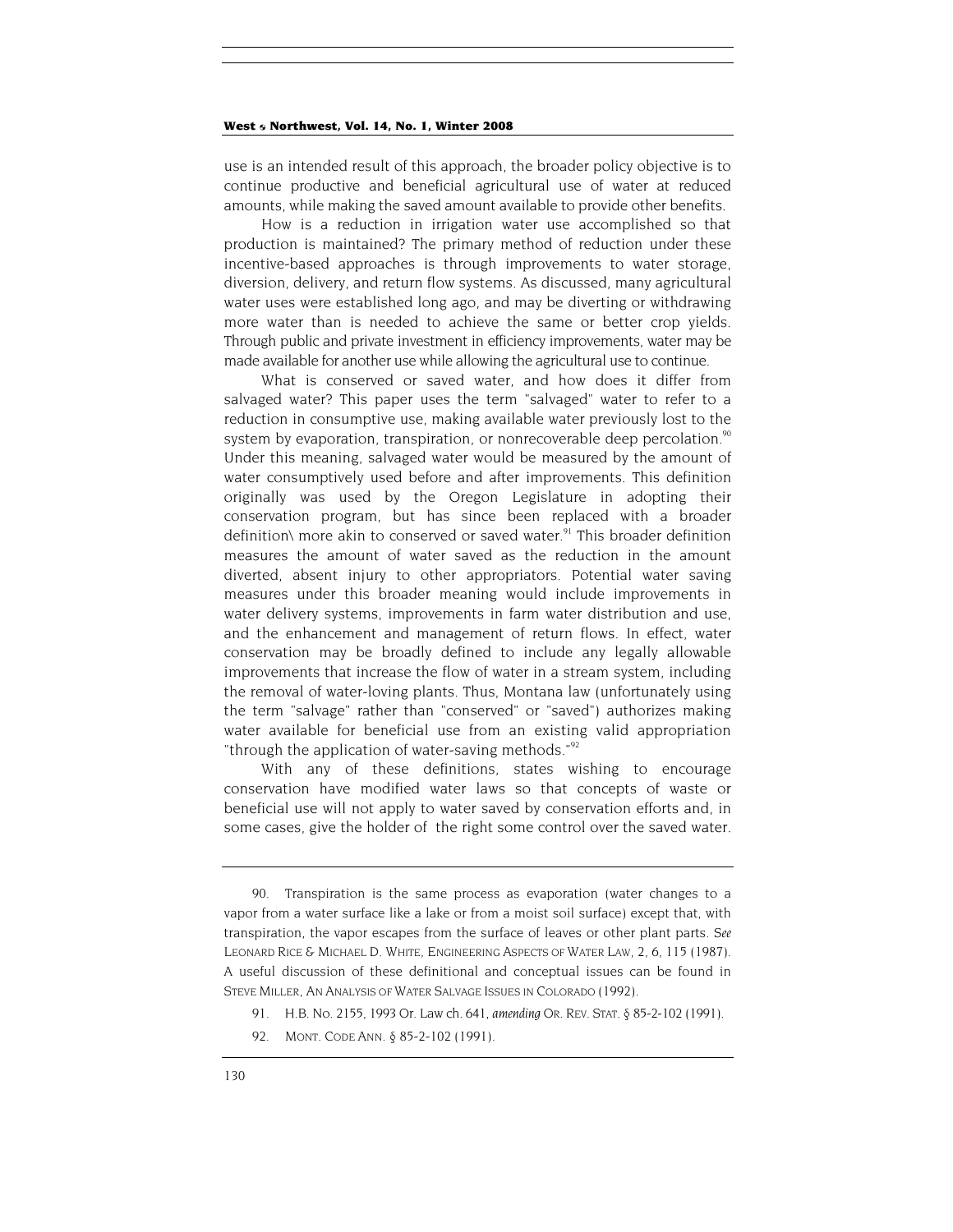use is an intended result of this approach, the broader policy objective is to continue productive and beneficial agricultural use of water at reduced amounts, while making the saved amount available to provide other benefits.

How is a reduction in irrigation water use accomplished so that production is maintained? The primary method of reduction under these incentive-based approaches is through improvements to water storage, diversion, delivery, and return flow systems. As discussed, many agricultural water uses were established long ago, and may be diverting or withdrawing more water than is needed to achieve the same or better crop yields. Through public and private investment in efficiency improvements, water may be made available for another use while allowing the agricultural use to continue.

What is conserved or saved water, and how does it differ from salvaged water? This paper uses the term "salvaged" water to refer to a reduction in consumptive use, making available water previously lost to the system by evaporation, transpiration, or nonrecoverable deep percolation.[90] Under this meaning, salvaged water would be measured by the amount of water consumptively used before and after improvements. This definition originally was used by the Oregon Legislature in adopting their conservation program, but has since been replaced with a broader definition\ more akin to conserved or saved water.[91] This broader definition measures the amount of water saved as the reduction in the amount diverted, absent injury to other appropriators. Potential water saving measures under this broader meaning would include improvements in water delivery systems, improvements in farm water distribution and use, and the enhancement and management of return flows. In effect, water conservation may be broadly defined to include any legally allowable improvements that increase the flow of water in a stream system, including the removal of water-loving plants. Thus, Montana law (unfortunately using the term "salvage" rather than "conserved" or "saved") authorizes making water available for beneficial use from an existing valid appropriation "through the application of water-saving methods."[92]

With any of these definitions, states wishing to encourage conservation have modified water laws so that concepts of waste or beneficial use will not apply to water saved by conservation efforts and, in some cases, give the holder of the right some control over the saved water.

---

90. Transpiration is the same process as evaporation (water changes to a vapor from a water surface like a lake or from a moist soil surface) except that, with transpiration, the vapor escapes from the surface of leaves or other plant parts. *See* LEONARD RICE & MICHAEL D. WHITE, ENGINEERING ASPECTS OF WATER LAW, 2, 6, 115 (1987). A useful discussion of these definitional and conceptual issues can be found in STEVE MILLER, AN ANALYSIS OF WATER SALVAGE ISSUES IN COLORADO (1992).

91. H.B. NO. 2155, 1993 Or. Law ch. 641, *amending* OR. REV. STAT. § 85-2-102 (1991).

92. MONT. CODE ANN. § 85-2-102 (1991).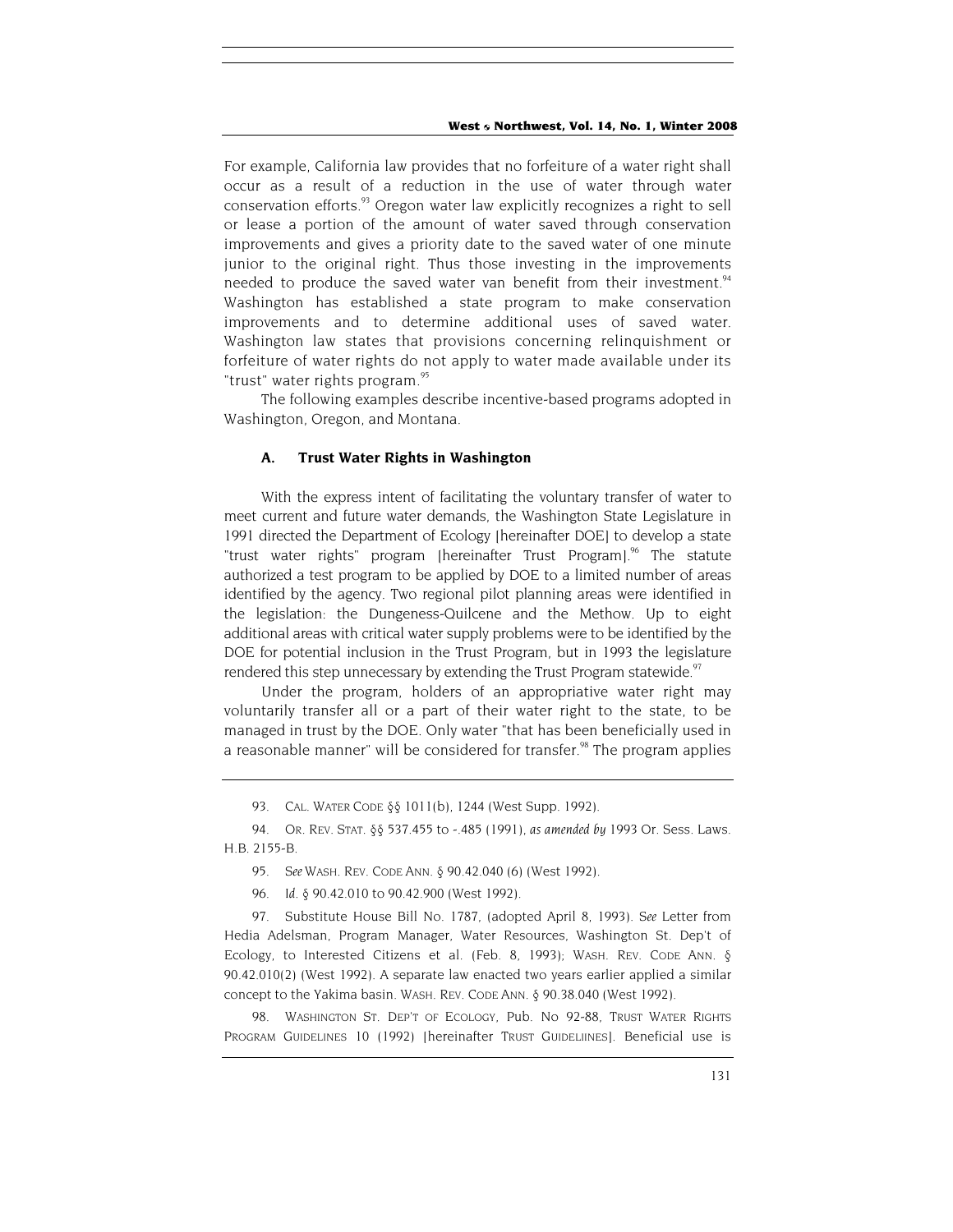For example, California law provides that no forfeiture of a water right shall occur as a result of a reduction in the use of water through water conservation efforts.[93] Oregon water law explicitly recognizes a right to sell or lease a portion of the amount of water saved through conservation improvements and gives a priority date to the saved water of one minute junior to the original right. Thus those investing in the improvements needed to produce the saved water van benefit from their investment.[94] Washington has established a state program to make conservation improvements and to determine additional uses of saved water. Washington law states that provisions concerning relinquishment or forfeiture of water rights do not apply to water made available under its "trust" water rights program.[95]

The following examples describe incentive-based programs adopted in Washington, Oregon, and Montana.

### A. Trust Water Rights in Washington

With the express intent of facilitating the voluntary transfer of water to meet current and future water demands, the Washington State Legislature in 1991 directed the Department of Ecology [hereinafter DOE] to develop a state "trust water rights" program [hereinafter Trust Program].[96] The statute authorized a test program to be applied by DOE to a limited number of areas identified by the agency. Two regional pilot planning areas were identified in the legislation: the Dungeness-Quilcene and the Methow. Up to eight additional areas with critical water supply problems were to be identified by the DOE for potential inclusion in the Trust Program, but in 1993 the legislature rendered this step unnecessary by extending the Trust Program statewide.[97]

Under the program, holders of an appropriative water right may voluntarily transfer all or a part of their water right to the state, to be managed in trust by the DOE. Only water "that has been beneficially used in a reasonable manner" will be considered for transfer.[98] The program applies

---

93. CAL. WATER CODE §§ 1011(b), 1244 (West Supp. 1992).

94. OR. REV. STAT. §§ 537.455 to -.485 (1991), *as amended by* 1993 Or. Sess. Laws. H.B. 2155-B.

95. *See* WASH. REV. CODE ANN. § 90.42.040 (6) (West 1992).

96. *Id.* § 90.42.010 to 90.42.900 (West 1992).

97. Substitute House Bill No. 1787, (adopted April 8, 1993). *See* Letter from Hedia Adelsman, Program Manager, Water Resources, Washington St. Dep't of Ecology, to Interested Citizens et al. (Feb. 8, 1993); WASH. REV. CODE ANN. § 90.42.010(2) (West 1992). A separate law enacted two years earlier applied a similar concept to the Yakima basin. WASH. REV. CODE ANN. § 90.38.040 (West 1992).

98. WASHINGTON ST. DEP'T OF ECOLOGY, Pub. NO 92-88, TRUST WATER RIGHTS PROGRAM GUIDELINES 10 (1992) [hereinafter TRUST GUIDELIINES]. Beneficial use is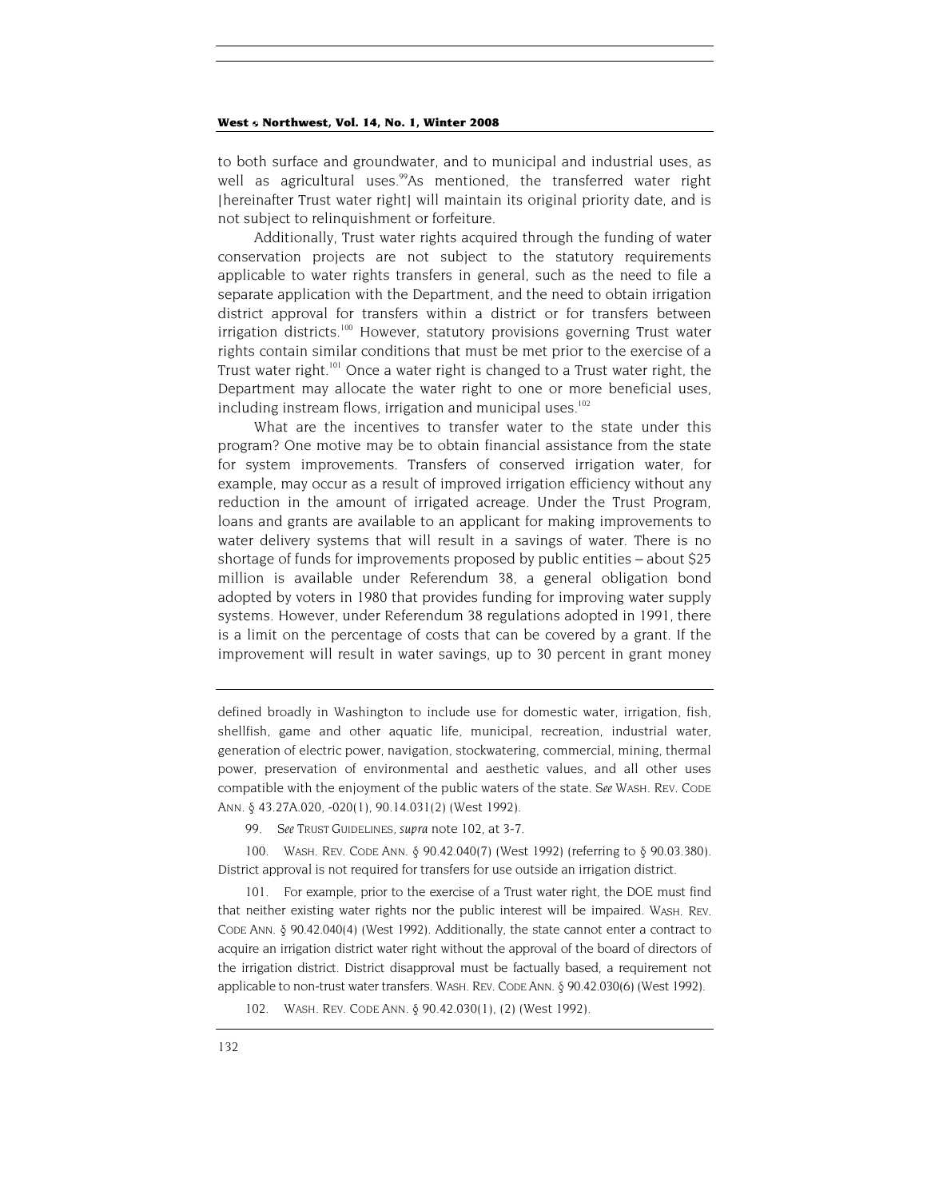to both surface and groundwater, and to municipal and industrial uses, as well as agricultural uses.[99] As mentioned, the transferred water right [hereinafter Trust water right] will maintain its original priority date, and is not subject to relinquishment or forfeiture.

Additionally, Trust water rights acquired through the funding of water conservation projects are not subject to the statutory requirements applicable to water rights transfers in general, such as the need to file a separate application with the Department, and the need to obtain irrigation district approval for transfers within a district or for transfers between irrigation districts.[100] However, statutory provisions governing Trust water rights contain similar conditions that must be met prior to the exercise of a Trust water right.[101] Once a water right is changed to a Trust water right, the Department may allocate the water right to one or more beneficial uses, including instream flows, irrigation and municipal uses.[102]

What are the incentives to transfer water to the state under this program? One motive may be to obtain financial assistance from the state for system improvements. Transfers of conserved irrigation water, for example, may occur as a result of improved irrigation efficiency without any reduction in the amount of irrigated acreage. Under the Trust Program, loans and grants are available to an applicant for making improvements to water delivery systems that will result in a savings of water. There is no shortage of funds for improvements proposed by public entities – about $25 million is available under Referendum 38, a general obligation bond adopted by voters in 1980 that provides funding for improving water supply systems. However, under Referendum 38 regulations adopted in 1991, there is a limit on the percentage of costs that can be covered by a grant. If the improvement will result in water savings, up to 30 percent in grant money

---

defined broadly in Washington to include use for domestic water, irrigation, fish, shellfish, game and other aquatic life, municipal, recreation, industrial water, generation of electric power, navigation, stockwatering, commercial, mining, thermal power, preservation of environmental and aesthetic values, and all other uses compatible with the enjoyment of the public waters of the state. *See* WASH. REV. CODE ANN. § 43.27A.020, -020(1), 90.14.031(2) (West 1992).

99. *See* TRUST GUIDELINES, *supra* note 102, at 3-7.

100. WASH. REV. CODE ANN. § 90.42.040(7) (West 1992) (referring to § 90.03.380). District approval is not required for transfers for use outside an irrigation district.

101. For example, prior to the exercise of a Trust water right, the DOE must find that neither existing water rights nor the public interest will be impaired. WASH. REV. CODE ANN. § 90.42.040(4) (West 1992). Additionally, the state cannot enter a contract to acquire an irrigation district water right without the approval of the board of directors of the irrigation district. District disapproval must be factually based, a requirement not applicable to non-trust water transfers. WASH. REV. CODE ANN. § 90.42.030(6) (West 1992).

102. WASH. REV. CODE ANN. § 90.42.030(1), (2) (West 1992).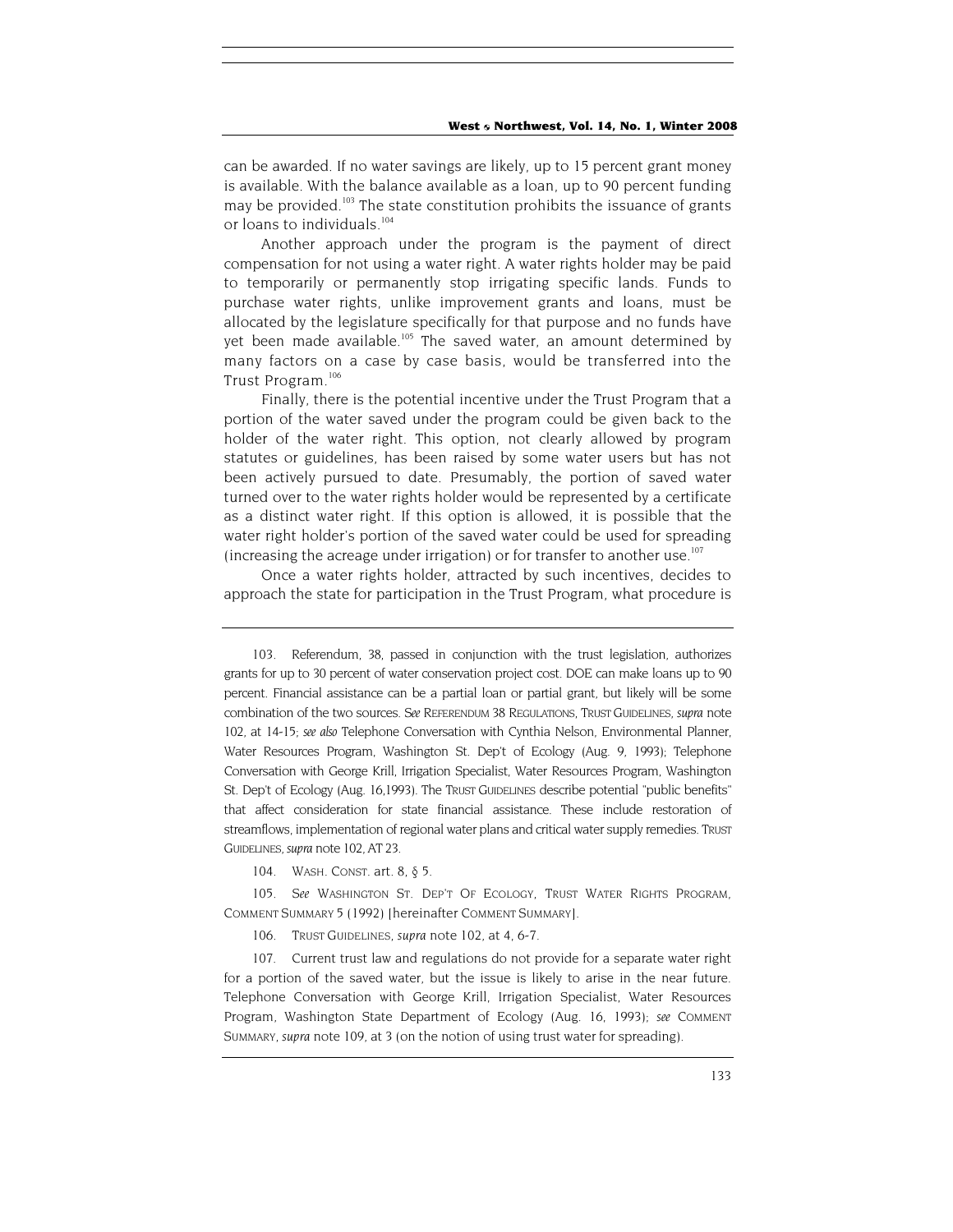can be awarded. If no water savings are likely, up to 15 percent grant money is available. With the balance available as a loan, up to 90 percent funding may be provided.[103] The state constitution prohibits the issuance of grants or loans to individuals.[104]

Another approach under the program is the payment of direct compensation for not using a water right. A water rights holder may be paid to temporarily or permanently stop irrigating specific lands. Funds to purchase water rights, unlike improvement grants and loans, must be allocated by the legislature specifically for that purpose and no funds have yet been made available.[105] The saved water, an amount determined by many factors on a case by case basis, would be transferred into the Trust Program.[106]

Finally, there is the potential incentive under the Trust Program that a portion of the water saved under the program could be given back to the holder of the water right. This option, not clearly allowed by program statutes or guidelines, has been raised by some water users but has not been actively pursued to date. Presumably, the portion of saved water turned over to the water rights holder would be represented by a certificate as a distinct water right. If this option is allowed, it is possible that the water right holder's portion of the saved water could be used for spreading (increasing the acreage under irrigation) or for transfer to another use.[107]

Once a water rights holder, attracted by such incentives, decides to approach the state for participation in the Trust Program, what procedure is

---

103. Referendum, 38, passed in conjunction with the trust legislation, authorizes grants for up to 30 percent of water conservation project cost. DOE can make loans up to 90 percent. Financial assistance can be a partial loan or partial grant, but likely will be some combination of the two sources. *See* REFERENDUM 38 REGULATIONS, TRUST GUIDELINES, *supra* note 102, at 14-15; *see also* Telephone Conversation with Cynthia Nelson, Environmental Planner, Water Resources Program, Washington St. Dep't of Ecology (Aug. 9, 1993); Telephone Conversation with George Krill, Irrigation Specialist, Water Resources Program, Washington St. Dep't of Ecology (Aug. 16,1993). The TRUST GUIDELINES describe potential "public benefits" that affect consideration for state financial assistance. These include restoration of streamflows, implementation of regional water plans and critical water supply remedies. TRUST GUIDELINES, *supra* note 102, AT 23.

104. WASH. CONST. art. 8, § 5.

105. *See* WASHINGTON ST. DEP'T OF ECOLOGY, TRUST WATER RIGHTS PROGRAM, COMMENT SUMMARY 5 (1992) [hereinafter COMMENT SUMMARY].

106. TRUST GUIDELINES, *supra* note 102, at 4, 6-7.

107. Current trust law and regulations do not provide for a separate water right for a portion of the saved water, but the issue is likely to arise in the near future. Telephone Conversation with George Krill, Irrigation Specialist, Water Resources Program, Washington State Department of Ecology (Aug. 16, 1993); *see* COMMENT SUMMARY, *supra* note 109, at 3 (on the notion of using trust water for spreading).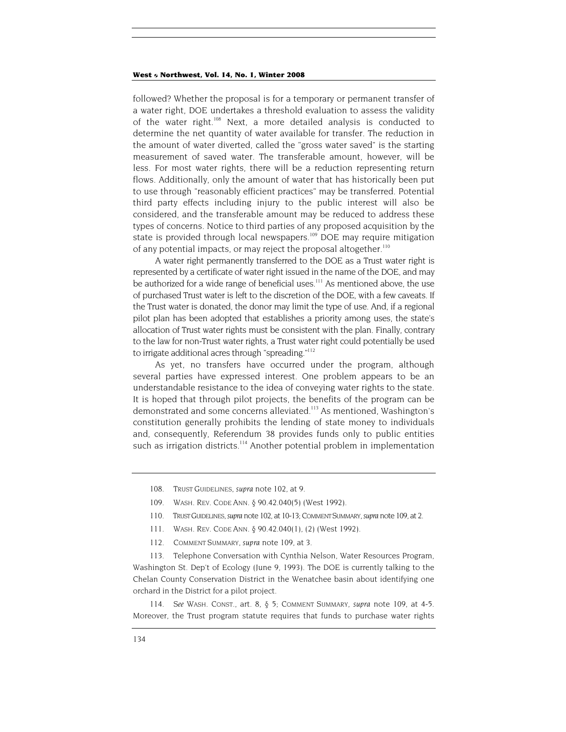followed? Whether the proposal is for a temporary or permanent transfer of a water right, DOE undertakes a threshold evaluation to assess the validity of the water right.[108] Next, a more detailed analysis is conducted to determine the net quantity of water available for transfer. The reduction in the amount of water diverted, called the "gross water saved" is the starting measurement of saved water. The transferable amount, however, will be less. For most water rights, there will be a reduction representing return flows. Additionally, only the amount of water that has historically been put to use through "reasonably efficient practices" may be transferred. Potential third party effects including injury to the public interest will also be considered, and the transferable amount may be reduced to address these types of concerns. Notice to third parties of any proposed acquisition by the state is provided through local newspapers.[109] DOE may require mitigation of any potential impacts, or may reject the proposal altogether.[110]

A water right permanently transferred to the DOE as a Trust water right is represented by a certificate of water right issued in the name of the DOE, and may be authorized for a wide range of beneficial uses.[111] As mentioned above, the use of purchased Trust water is left to the discretion of the DOE, with a few caveats. If the Trust water is donated, the donor may limit the type of use. And, if a regional pilot plan has been adopted that establishes a priority among uses, the state's allocation of Trust water rights must be consistent with the plan. Finally, contrary to the law for non-Trust water rights, a Trust water right could potentially be used to irrigate additional acres through "spreading."[112]

As yet, no transfers have occurred under the program, although several parties have expressed interest. One problem appears to be an understandable resistance to the idea of conveying water rights to the state. It is hoped that through pilot projects, the benefits of the program can be demonstrated and some concerns alleviated.[113] As mentioned, Washington's constitution generally prohibits the lending of state money to individuals and, consequently, Referendum 38 provides funds only to public entities such as irrigation districts.[114] Another potential problem in implementation

---

108. TRUST GUIDELINES, *supra* note 102, at 9.

109. WASH. REV. CODE ANN. § 90.42.040(5) (West 1992).

110. TRUST GUIDELINES, *supra* note 102, at 10-13; COMMENT SUMMARY, *supra* note 109, at 2.

111. WASH. REV. CODE ANN. § 90.42.040(1), (2) (West 1992).

112. COMMENT SUMMARY, *supra* note 109, at 3.

113. Telephone Conversation with Cynthia Nelson, Water Resources Program, Washington St. Dep't of Ecology (June 9, 1993). The DOE is currently talking to the Chelan County Conservation District in the Wenatchee basin about identifying one orchard in the District for a pilot project.

114. *See* WASH. CONST., art. 8, § 5; COMMENT SUMMARY, *supra* note 109, at 4-5. Moreover, the Trust program statute requires that funds to purchase water rights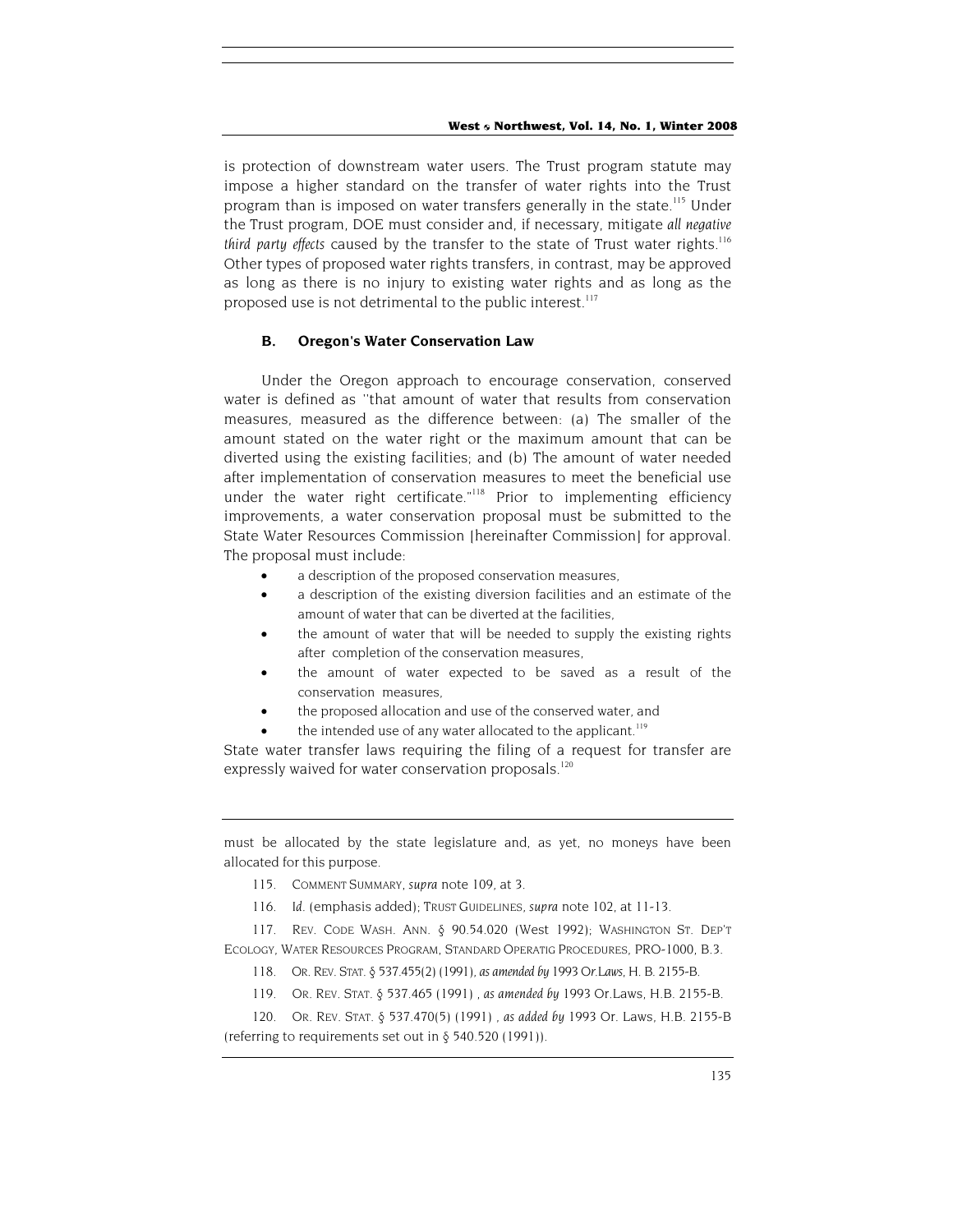is protection of downstream water users. The Trust program statute may impose a higher standard on the transfer of water rights into the Trust program than is imposed on water transfers generally in the state.[115] Under the Trust program, DOE must consider and, if necessary, mitigate *all negative third party effects* caused by the transfer to the state of Trust water rights.[116] Other types of proposed water rights transfers, in contrast, may be approved as long as there is no injury to existing water rights and as long as the proposed use is not detrimental to the public interest.[117]

### B. Oregon's Water Conservation Law

Under the Oregon approach to encourage conservation, conserved water is defined as "that amount of water that results from conservation measures, measured as the difference between: (a) The smaller of the amount stated on the water right or the maximum amount that can be diverted using the existing facilities; and (b) The amount of water needed after implementation of conservation measures to meet the beneficial use under the water right certificate."[118] Prior to implementing efficiency improvements, a water conservation proposal must be submitted to the State Water Resources Commission [hereinafter Commission] for approval. The proposal must include:

- a description of the proposed conservation measures,
- a description of the existing diversion facilities and an estimate of the amount of water that can be diverted at the facilities,
- the amount of water that will be needed to supply the existing rights after completion of the conservation measures,
- the amount of water expected to be saved as a result of the conservation measures,
- the proposed allocation and use of the conserved water, and
- the intended use of any water allocated to the applicant.[119]

State water transfer laws requiring the filing of a request for transfer are expressly waived for water conservation proposals.[120]

---

must be allocated by the state legislature and, as yet, no moneys have been allocated for this purpose.

115. COMMENT SUMMARY, *supra* note 109, at 3.

116. *Id.* (emphasis added); TRUST GUIDELINES, *supra* note 102, at 11-13.

117. REV. CODE WASH. ANN. § 90.54.020 (West 1992); WASHINGTON ST. DEP'T ECOLOGY, WATER RESOURCES PROGRAM, STANDARD OPERATIG PROCEDURES, PRO-1000, B.3.

118. OR. REV. STAT. § 537.455(2) (1991), *as amended by* 1993 *Or.Laws*, H. B. 2155-B.

119. OR. REV. STAT. § 537.465 (1991) , *as amended by* 1993 Or.Laws, H.B. 2155-B.

120. OR. REV. STAT. § 537.470(5) (1991) , *as added by* 1993 Or. Laws, H.B. 2155-B (referring to requirements set out in § 540.520 (1991)).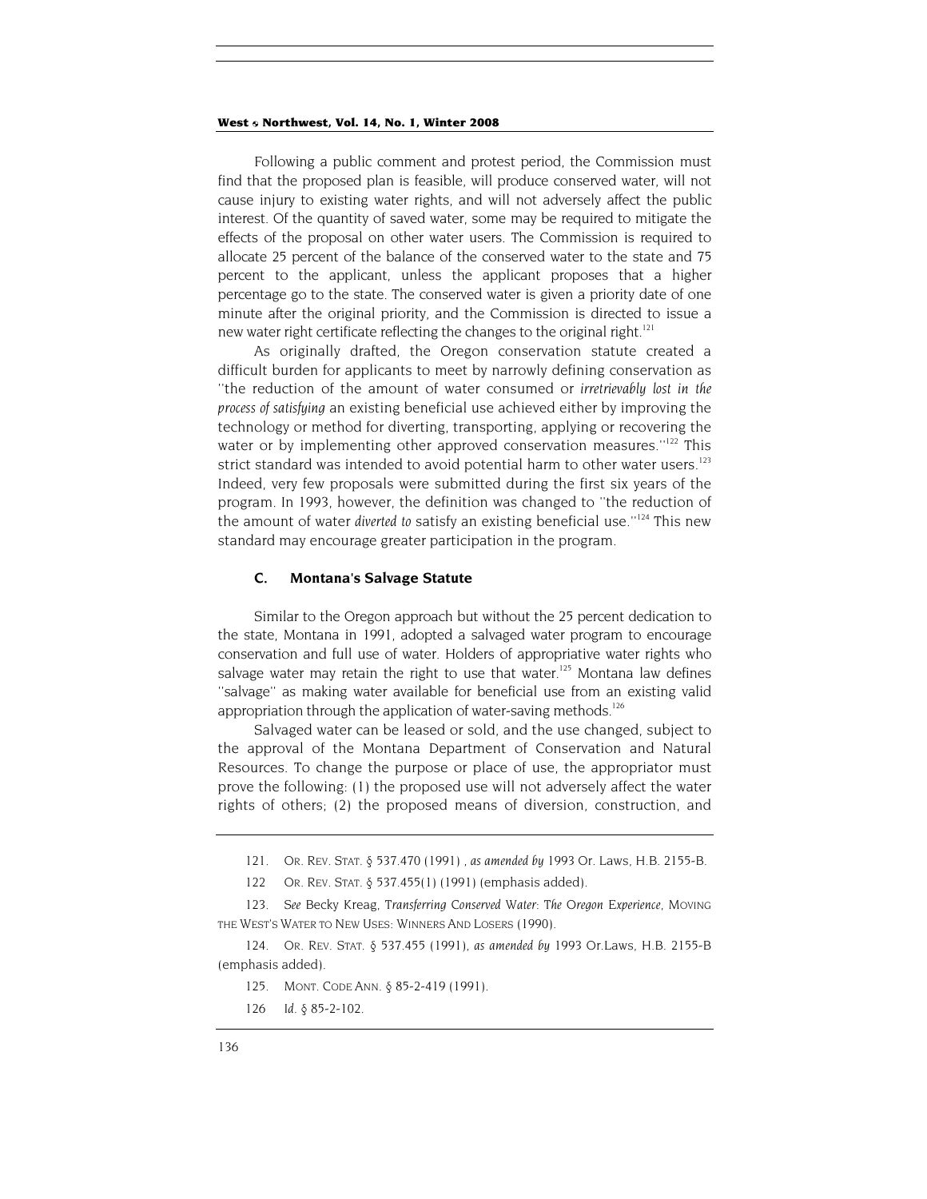Following a public comment and protest period, the Commission must find that the proposed plan is feasible, will produce conserved water, will not cause injury to existing water rights, and will not adversely affect the public interest. Of the quantity of saved water, some may be required to mitigate the effects of the proposal on other water users. The Commission is required to allocate 25 percent of the balance of the conserved water to the state and 75 percent to the applicant, unless the applicant proposes that a higher percentage go to the state. The conserved water is given a priority date of one minute after the original priority, and the Commission is directed to issue a new water right certificate reflecting the changes to the original right.[121]

As originally drafted, the Oregon conservation statute created a difficult burden for applicants to meet by narrowly defining conservation as "the reduction of the amount of water consumed or *irretrievably lost in the process of satisfying* an existing beneficial use achieved either by improving the technology or method for diverting, transporting, applying or recovering the water or by implementing other approved conservation measures."[122] This strict standard was intended to avoid potential harm to other water users.[123] Indeed, very few proposals were submitted during the first six years of the program. In 1993, however, the definition was changed to "the reduction of the amount of water *diverted to* satisfy an existing beneficial use."[124] This new standard may encourage greater participation in the program.

### C. Montana's Salvage Statute

Similar to the Oregon approach but without the 25 percent dedication to the state, Montana in 1991, adopted a salvaged water program to encourage conservation and full use of water. Holders of appropriative water rights who salvage water may retain the right to use that water.[125] Montana law defines "salvage" as making water available for beneficial use from an existing valid appropriation through the application of water-saving methods.[126]

Salvaged water can be leased or sold, and the use changed, subject to the approval of the Montana Department of Conservation and Natural Resources. To change the purpose or place of use, the appropriator must prove the following: (1) the proposed use will not adversely affect the water rights of others; (2) the proposed means of diversion, construction, and

---

121. OR. REV. STAT. § 537.470 (1991) , *as amended by* 1993 Or. Laws, H.B. 2155-B.

122 OR. REV. STAT. § 537.455(1) (1991) (emphasis added).

123. *See* Becky Kreag, *Transferring Conserved Water: The Oregon Experience*, MOVING THE WEST'S WATER TO NEW USES: WINNERS AND LOSERS (1990).

124. OR. REV. STAT. § 537.455 (1991), *as amended by* 1993 Or.Laws, H.B. 2155-B (emphasis added).

125. MONT. CODE ANN. § 85-2-419 (1991).

126 *Id.* § 85-2-102.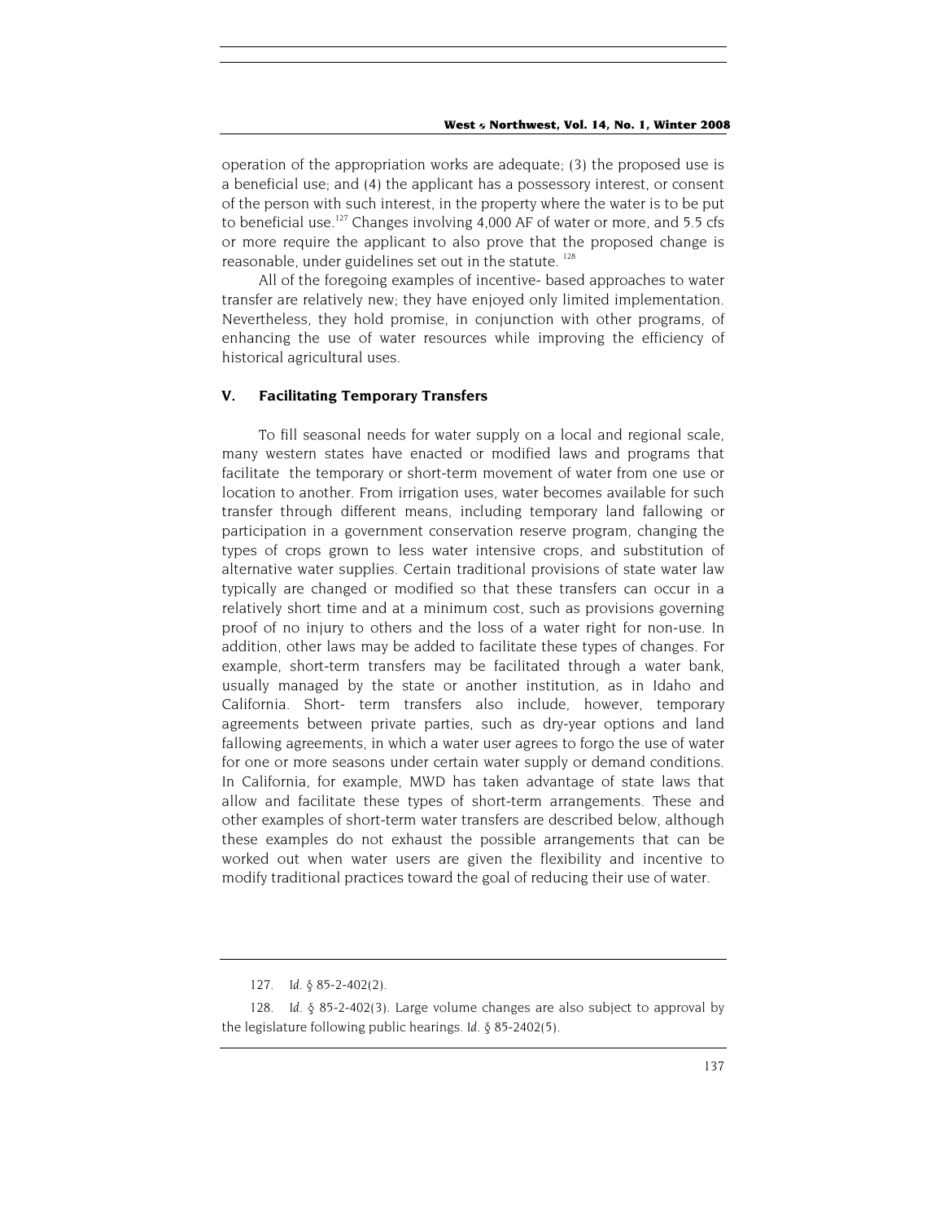operation of the appropriation works are adequate; (3) the proposed use is a beneficial use; and (4) the applicant has a possessory interest, or consent of the person with such interest, in the property where the water is to be put to beneficial use.[127] Changes involving 4,000 AF of water or more, and 5.5 cfs or more require the applicant to also prove that the proposed change is reasonable, under guidelines set out in the statute.[128]

All of the foregoing examples of incentive- based approaches to water transfer are relatively new; they have enjoyed only limited implementation. Nevertheless, they hold promise, in conjunction with other programs, of enhancing the use of water resources while improving the efficiency of historical agricultural uses.

## V. Facilitating Temporary Transfers

To fill seasonal needs for water supply on a local and regional scale, many western states have enacted or modified laws and programs that facilitate the temporary or short-term movement of water from one use or location to another. From irrigation uses, water becomes available for such transfer through different means, including temporary land fallowing or participation in a government conservation reserve program, changing the types of crops grown to less water intensive crops, and substitution of alternative water supplies. Certain traditional provisions of state water law typically are changed or modified so that these transfers can occur in a relatively short time and at a minimum cost, such as provisions governing proof of no injury to others and the loss of a water right for non-use. In addition, other laws may be added to facilitate these types of changes. For example, short-term transfers may be facilitated through a water bank, usually managed by the state or another institution, as in Idaho and California. Short- term transfers also include, however, temporary agreements between private parties, such as dry-year options and land fallowing agreements, in which a water user agrees to forgo the use of water for one or more seasons under certain water supply or demand conditions. In California, for example, MWD has taken advantage of state laws that allow and facilitate these types of short-term arrangements. These and other examples of short-term water transfers are described below, although these examples do not exhaust the possible arrangements that can be worked out when water users are given the flexibility and incentive to modify traditional practices toward the goal of reducing their use of water.

---

127. *Id.* § 85-2-402(2).

128. *Id.* § 85-2-402(3). Large volume changes are also subject to approval by the legislature following public hearings. *Id.* § 85-2402(5).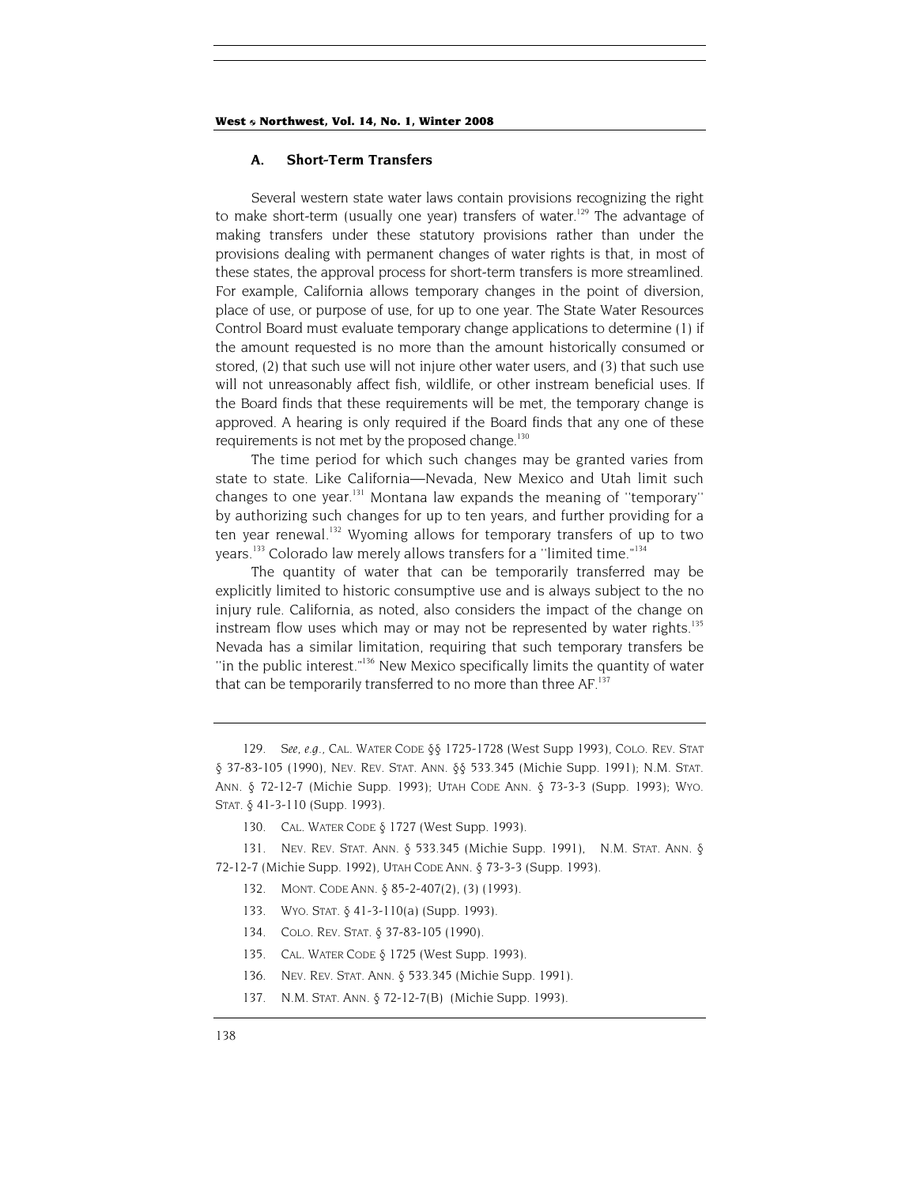### A. Short-Term Transfers

Several western state water laws contain provisions recognizing the right to make short-term (usually one year) transfers of water.[129] The advantage of making transfers under these statutory provisions rather than under the provisions dealing with permanent changes of water rights is that, in most of these states, the approval process for short-term transfers is more streamlined. For example, California allows temporary changes in the point of diversion, place of use, or purpose of use, for up to one year. The State Water Resources Control Board must evaluate temporary change applications to determine (1) if the amount requested is no more than the amount historically consumed or stored, (2) that such use will not injure other water users, and (3) that such use will not unreasonably affect fish, wildlife, or other instream beneficial uses. If the Board finds that these requirements will be met, the temporary change is approved. A hearing is only required if the Board finds that any one of these requirements is not met by the proposed change.[130]

The time period for which such changes may be granted varies from state to state. Like California—Nevada, New Mexico and Utah limit such changes to one year.[131] Montana law expands the meaning of "temporary" by authorizing such changes for up to ten years, and further providing for a ten year renewal.[132] Wyoming allows for temporary transfers of up to two years.[133] Colorado law merely allows transfers for a "limited time."[134]

The quantity of water that can be temporarily transferred may be explicitly limited to historic consumptive use and is always subject to the no injury rule. California, as noted, also considers the impact of the change on instream flow uses which may or may not be represented by water rights.[135] Nevada has a similar limitation, requiring that such temporary transfers be "in the public interest."[136] New Mexico specifically limits the quantity of water that can be temporarily transferred to no more than three AF.[137]

---

129. *See, e.g.*, CAL. WATER CODE §§ 1725-1728 (West Supp 1993), COLO. REV. STAT § 37-83-105 (1990), NEV. REV. STAT. ANN. §§ 533.345 (Michie Supp. 1991); N.M. STAT. ANN. § 72-12-7 (Michie Supp. 1993); UTAH CODE ANN. § 73-3-3 (Supp. 1993); WYO. STAT. § 41-3-110 (Supp. 1993).

130. CAL. WATER CODE § 1727 (West Supp. 1993).

131. NEV. REV. STAT. ANN. § 533.345 (Michie Supp. 1991), N.M. STAT. ANN. § 72-12-7 (Michie Supp. 1992), UTAH CODE ANN. § 73-3-3 (Supp. 1993).

132. MONT. CODE ANN. § 85-2-407(2), (3) (1993).

133. WYO. STAT. § 41-3-110(a) (Supp. 1993).

134. COLO. REV. STAT. § 37-83-105 (1990).

135. CAL. WATER CODE § 1725 (West Supp. 1993).

136. NEV. REV. STAT. ANN. § 533.345 (Michie Supp. 1991).

137. N.M. STAT. ANN. § 72-12-7(B) (Michie Supp. 1993).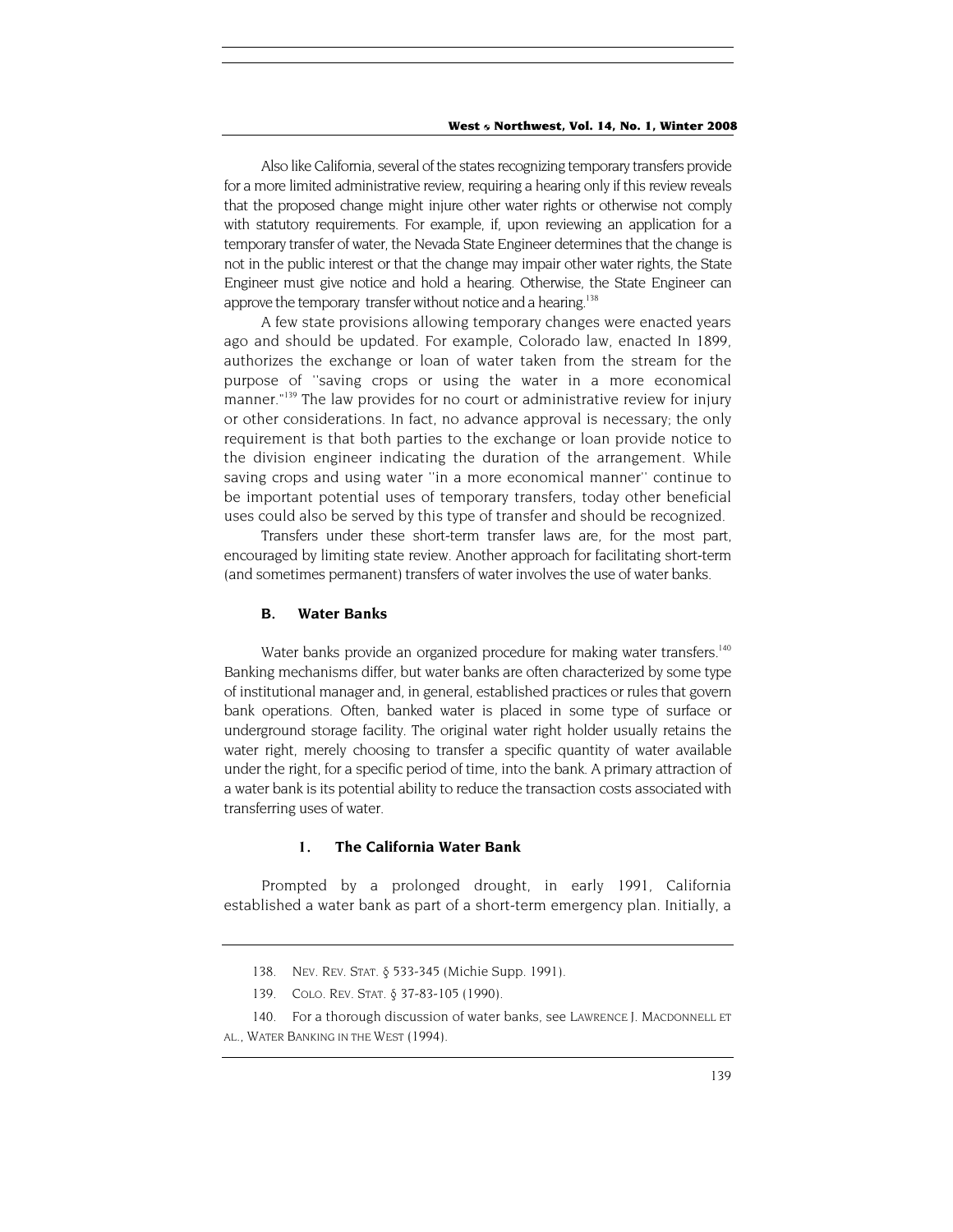Also like California, several of the states recognizing temporary transfers provide for a more limited administrative review, requiring a hearing only if this review reveals that the proposed change might injure other water rights or otherwise not comply with statutory requirements. For example, if, upon reviewing an application for a temporary transfer of water, the Nevada State Engineer determines that the change is not in the public interest or that the change may impair other water rights, the State Engineer must give notice and hold a hearing. Otherwise, the State Engineer can approve the temporary transfer without notice and a hearing.[138]

A few state provisions allowing temporary changes were enacted years ago and should be updated. For example, Colorado law, enacted In 1899, authorizes the exchange or loan of water taken from the stream for the purpose of "saving crops or using the water in a more economical manner."[139] The law provides for no court or administrative review for injury or other considerations. In fact, no advance approval is necessary; the only requirement is that both parties to the exchange or loan provide notice to the division engineer indicating the duration of the arrangement. While saving crops and using water "in a more economical manner" continue to be important potential uses of temporary transfers, today other beneficial uses could also be served by this type of transfer and should be recognized.

Transfers under these short-term transfer laws are, for the most part, encouraged by limiting state review. Another approach for facilitating short-term (and sometimes permanent) transfers of water involves the use of water banks.

### B. Water Banks

Water banks provide an organized procedure for making water transfers.[140] Banking mechanisms differ, but water banks are often characterized by some type of institutional manager and, in general, established practices or rules that govern bank operations. Often, banked water is placed in some type of surface or underground storage facility. The original water right holder usually retains the water right, merely choosing to transfer a specific quantity of water available under the right, for a specific period of time, into the bank. A primary attraction of a water bank is its potential ability to reduce the transaction costs associated with transferring uses of water.

#### 1. The California Water Bank

Prompted by a prolonged drought, in early 1991, California established a water bank as part of a short-term emergency plan. Initially, a

---

138. NEV. REV. STAT. § 533-345 (Michie Supp. 1991).

139. COLO. REV. STAT. § 37-83-105 (1990).

140. For a thorough discussion of water banks, see LAWRENCE J. MACDONNELL ET AL., WATER BANKING IN THE WEST (1994).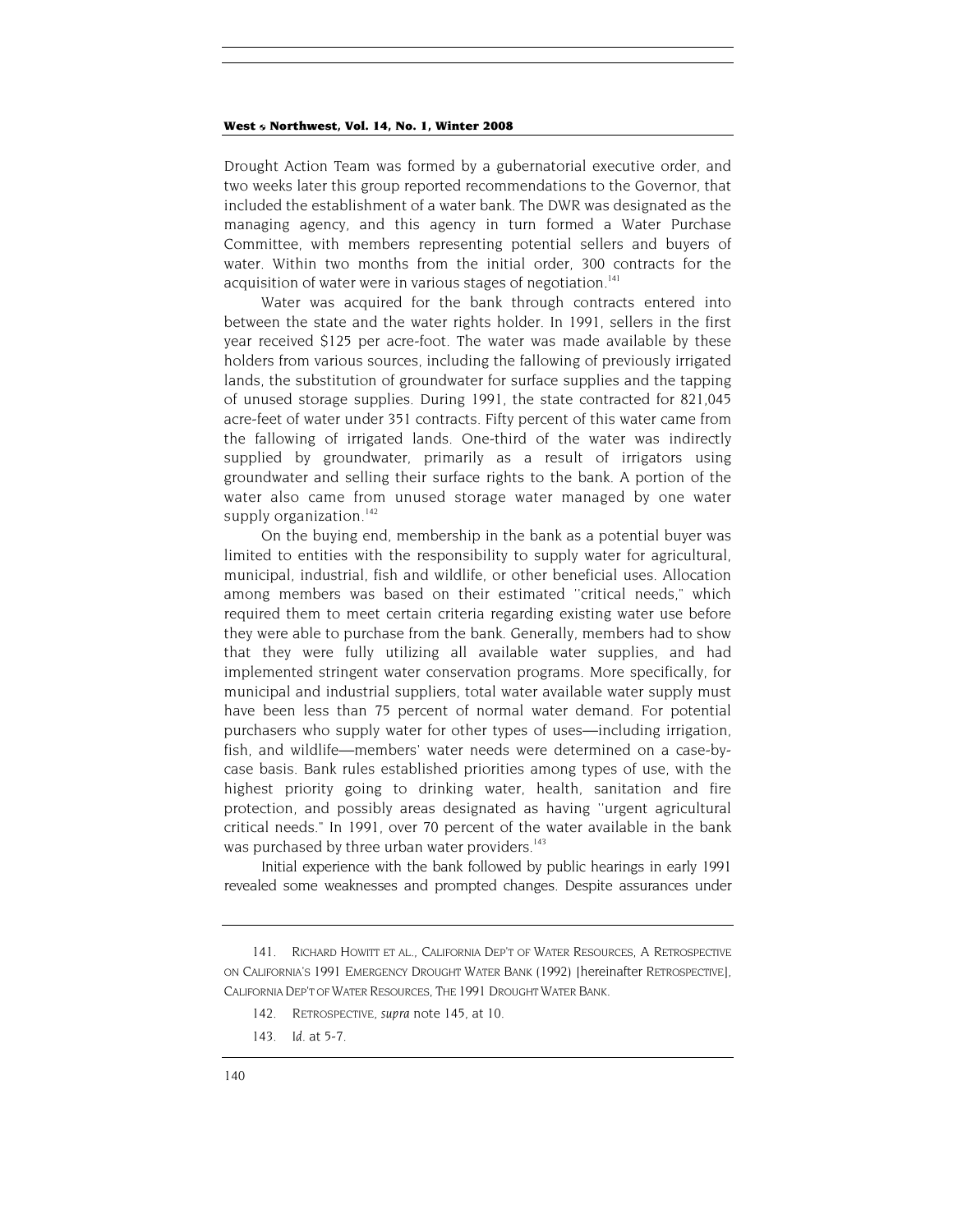Drought Action Team was formed by a gubernatorial executive order, and two weeks later this group reported recommendations to the Governor, that included the establishment of a water bank. The DWR was designated as the managing agency, and this agency in turn formed a Water Purchase Committee, with members representing potential sellers and buyers of water. Within two months from the initial order, 300 contracts for the acquisition of water were in various stages of negotiation.[141]

Water was acquired for the bank through contracts entered into between the state and the water rights holder. In 1991, sellers in the first year received $125 per acre-foot. The water was made available by these holders from various sources, including the fallowing of previously irrigated lands, the substitution of groundwater for surface supplies and the tapping of unused storage supplies. During 1991, the state contracted for 821,045 acre-feet of water under 351 contracts. Fifty percent of this water came from the fallowing of irrigated lands. One-third of the water was indirectly supplied by groundwater, primarily as a result of irrigators using groundwater and selling their surface rights to the bank. A portion of the water also came from unused storage water managed by one water supply organization.[142]

On the buying end, membership in the bank as a potential buyer was limited to entities with the responsibility to supply water for agricultural, municipal, industrial, fish and wildlife, or other beneficial uses. Allocation among members was based on their estimated "critical needs," which required them to meet certain criteria regarding existing water use before they were able to purchase from the bank. Generally, members had to show that they were fully utilizing all available water supplies, and had implemented stringent water conservation programs. More specifically, for municipal and industrial suppliers, total water available water supply must have been less than 75 percent of normal water demand. For potential purchasers who supply water for other types of uses—including irrigation, fish, and wildlife—members' water needs were determined on a case-by-case basis. Bank rules established priorities among types of use, with the highest priority going to drinking water, health, sanitation and fire protection, and possibly areas designated as having "urgent agricultural critical needs." In 1991, over 70 percent of the water available in the bank was purchased by three urban water providers.[143]

Initial experience with the bank followed by public hearings in early 1991 revealed some weaknesses and prompted changes. Despite assurances under

---

141. RICHARD HOWITT ET AL., CALIFORNIA DEP'T OF WATER RESOURCES, A RETROSPECTIVE ON CALIFORNIA'S 1991 EMERGENCY DROUGHT WATER BANK (1992) [hereinafter RETROSPECTIVE], CALIFORNIA DEP'T OF WATER RESOURCES, THE 1991 DROUGHT WATER BANK.

142. RETROSPECTIVE, *supra* note 145, at 10.

143. *Id.* at 5-7.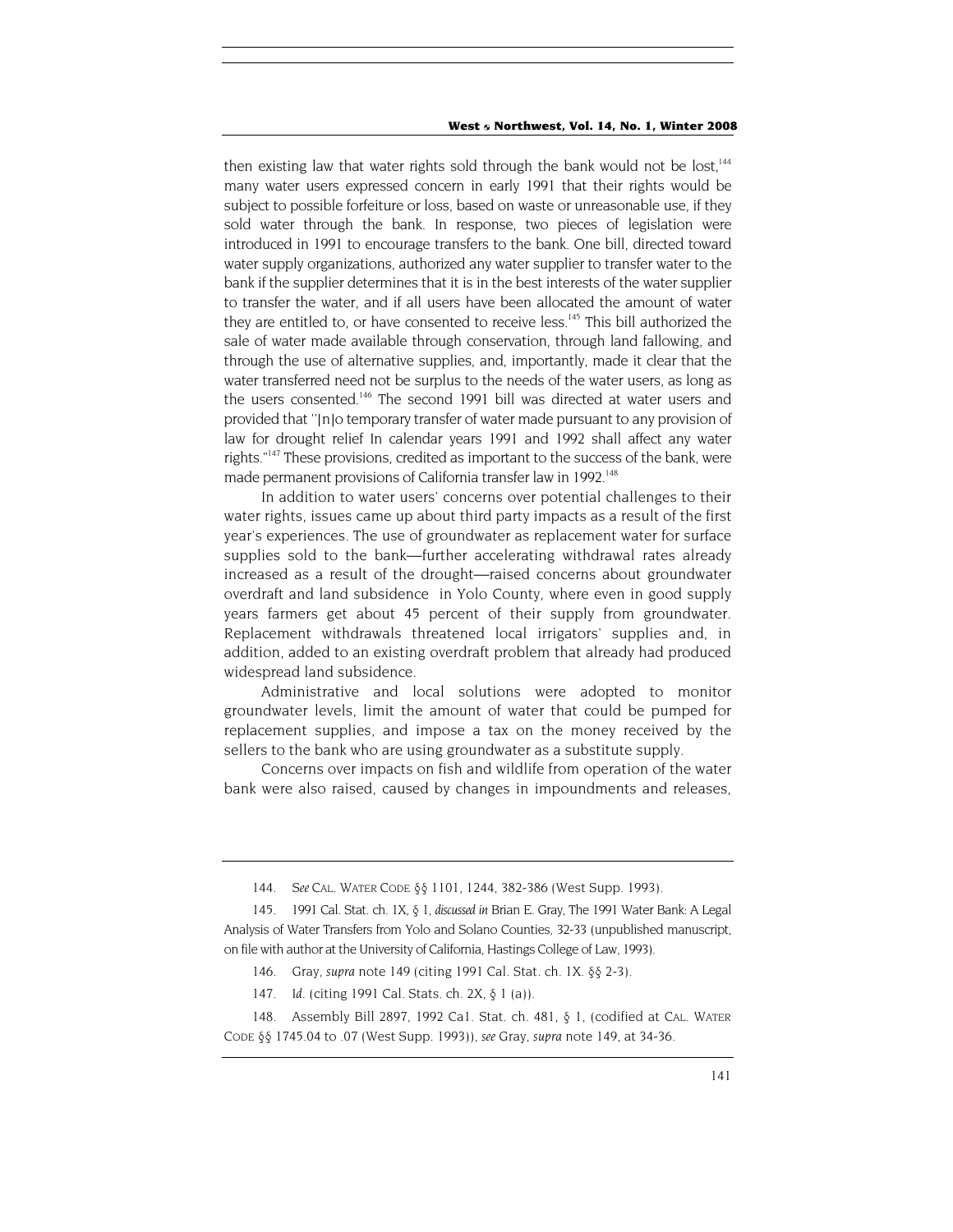then existing law that water rights sold through the bank would not be lost,[144] many water users expressed concern in early 1991 that their rights would be subject to possible forfeiture or loss, based on waste or unreasonable use, if they sold water through the bank. In response, two pieces of legislation were introduced in 1991 to encourage transfers to the bank. One bill, directed toward water supply organizations, authorized any water supplier to transfer water to the bank if the supplier determines that it is in the best interests of the water supplier to transfer the water, and if all users have been allocated the amount of water they are entitled to, or have consented to receive less.[145] This bill authorized the sale of water made available through conservation, through land fallowing, and through the use of alternative supplies, and, importantly, made it clear that the water transferred need not be surplus to the needs of the water users, as long as the users consented.[146] The second 1991 bill was directed at water users and provided that "[n]o temporary transfer of water made pursuant to any provision of law for drought relief In calendar years 1991 and 1992 shall affect any water rights."[147] These provisions, credited as important to the success of the bank, were made permanent provisions of California transfer law in 1992.[148]

In addition to water users' concerns over potential challenges to their water rights, issues came up about third party impacts as a result of the first year's experiences. The use of groundwater as replacement water for surface supplies sold to the bank—further accelerating withdrawal rates already increased as a result of the drought—raised concerns about groundwater overdraft and land subsidence in Yolo County, where even in good supply years farmers get about 45 percent of their supply from groundwater. Replacement withdrawals threatened local irrigators' supplies and, in addition, added to an existing overdraft problem that already had produced widespread land subsidence.

Administrative and local solutions were adopted to monitor groundwater levels, limit the amount of water that could be pumped for replacement supplies, and impose a tax on the money received by the sellers to the bank who are using groundwater as a substitute supply.

Concerns over impacts on fish and wildlife from operation of the water bank were also raised, caused by changes in impoundments and releases,

---

144. *See* CAL. WATER CODE §§ 1101, 1244, 382-386 (West Supp. 1993).

145. 1991 Cal. Stat. ch. 1X, § 1, *discussed in* Brian E. Gray, The 1991 Water Bank: A Legal Analysis of Water Transfers from Yolo and Solano Counties, 32-33 (unpublished manuscript, on file with author at the University of California, Hastings College of Law, 1993).

146. Gray, *supra* note 149 (citing 1991 Cal. Stat. ch. 1X. §§ 2-3).

147. *Id.* (citing 1991 Cal. Stats. ch. 2X, § 1 (a)).

148. Assembly Bill 2897, 1992 Ca1. Stat. ch. 481, § 1, (codified at CAL. WATER CODE §§ 1745.04 to .07 (West Supp. 1993)), *see* Gray, *supra* note 149, at 34-36.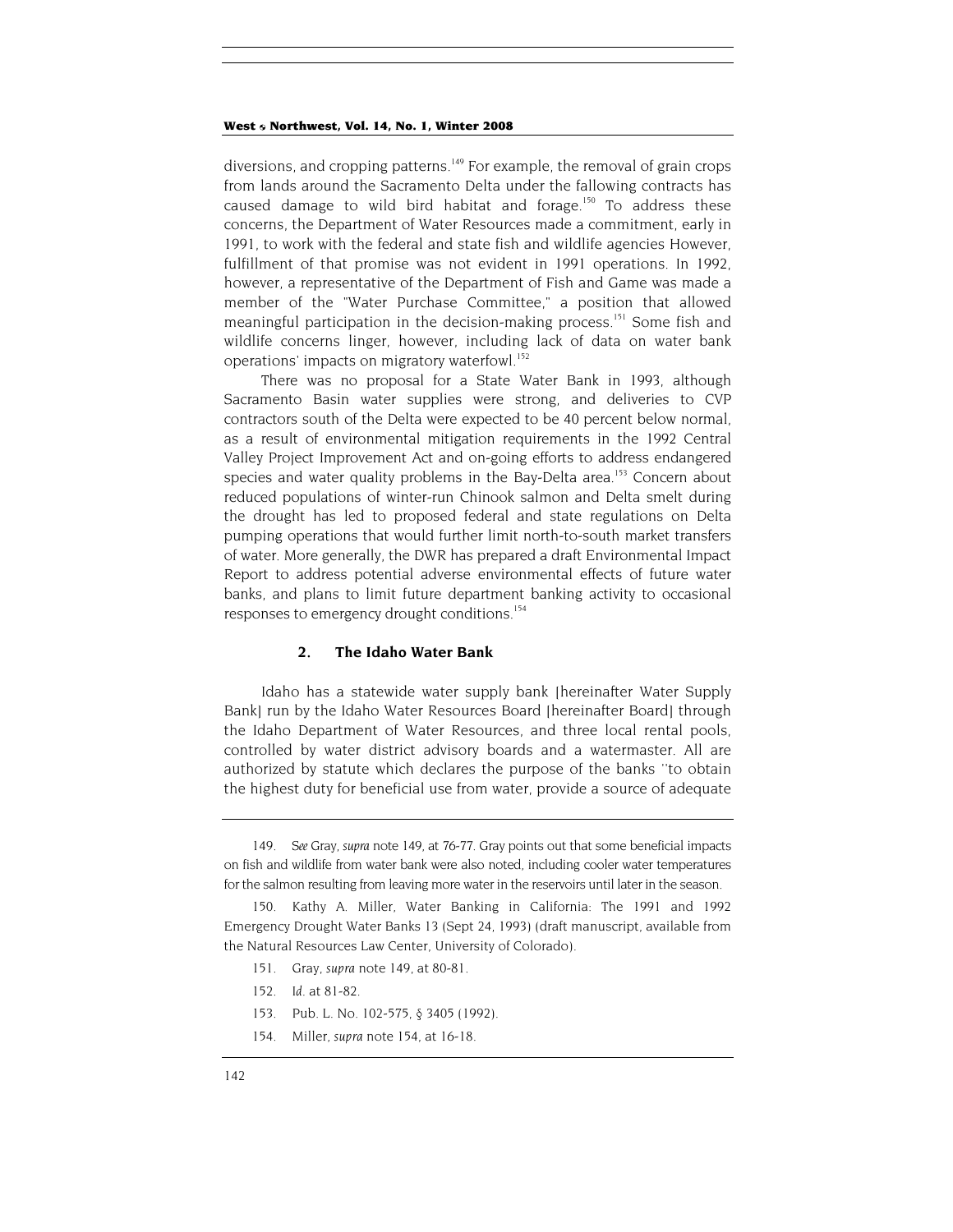diversions, and cropping patterns.[149] For example, the removal of grain crops from lands around the Sacramento Delta under the fallowing contracts has caused damage to wild bird habitat and forage.[150] To address these concerns, the Department of Water Resources made a commitment, early in 1991, to work with the federal and state fish and wildlife agencies However, fulfillment of that promise was not evident in 1991 operations. In 1992, however, a representative of the Department of Fish and Game was made a member of the "Water Purchase Committee," a position that allowed meaningful participation in the decision-making process.[151] Some fish and wildlife concerns linger, however, including lack of data on water bank operations' impacts on migratory waterfowl.[152]

There was no proposal for a State Water Bank in 1993, although Sacramento Basin water supplies were strong, and deliveries to CVP contractors south of the Delta were expected to be 40 percent below normal, as a result of environmental mitigation requirements in the 1992 Central Valley Project Improvement Act and on-going efforts to address endangered species and water quality problems in the Bay-Delta area.[153] Concern about reduced populations of winter-run Chinook salmon and Delta smelt during the drought has led to proposed federal and state regulations on Delta pumping operations that would further limit north-to-south market transfers of water. More generally, the DWR has prepared a draft Environmental Impact Report to address potential adverse environmental effects of future water banks, and plans to limit future department banking activity to occasional responses to emergency drought conditions.[154]

### 2. The Idaho Water Bank

Idaho has a statewide water supply bank [hereinafter Water Supply Bank] run by the Idaho Water Resources Board [hereinafter Board] through the Idaho Department of Water Resources, and three local rental pools, controlled by water district advisory boards and a watermaster. All are authorized by statute which declares the purpose of the banks "to obtain the highest duty for beneficial use from water, provide a source of adequate

---

149. *See* Gray, *supra* note 149, at 76-77. Gray points out that some beneficial impacts on fish and wildlife from water bank were also noted, including cooler water temperatures for the salmon resulting from leaving more water in the reservoirs until later in the season.

150. Kathy A. Miller, Water Banking in California: The 1991 and 1992 Emergency Drought Water Banks 13 (Sept 24, 1993) (draft manuscript, available from the Natural Resources Law Center, University of Colorado).

151. Gray, *supra* note 149, at 80-81.

152. *Id.* at 81-82.

153. Pub. L. No. 102-575, § 3405 (1992).

154. Miller, *supra* note 154, at 16-18.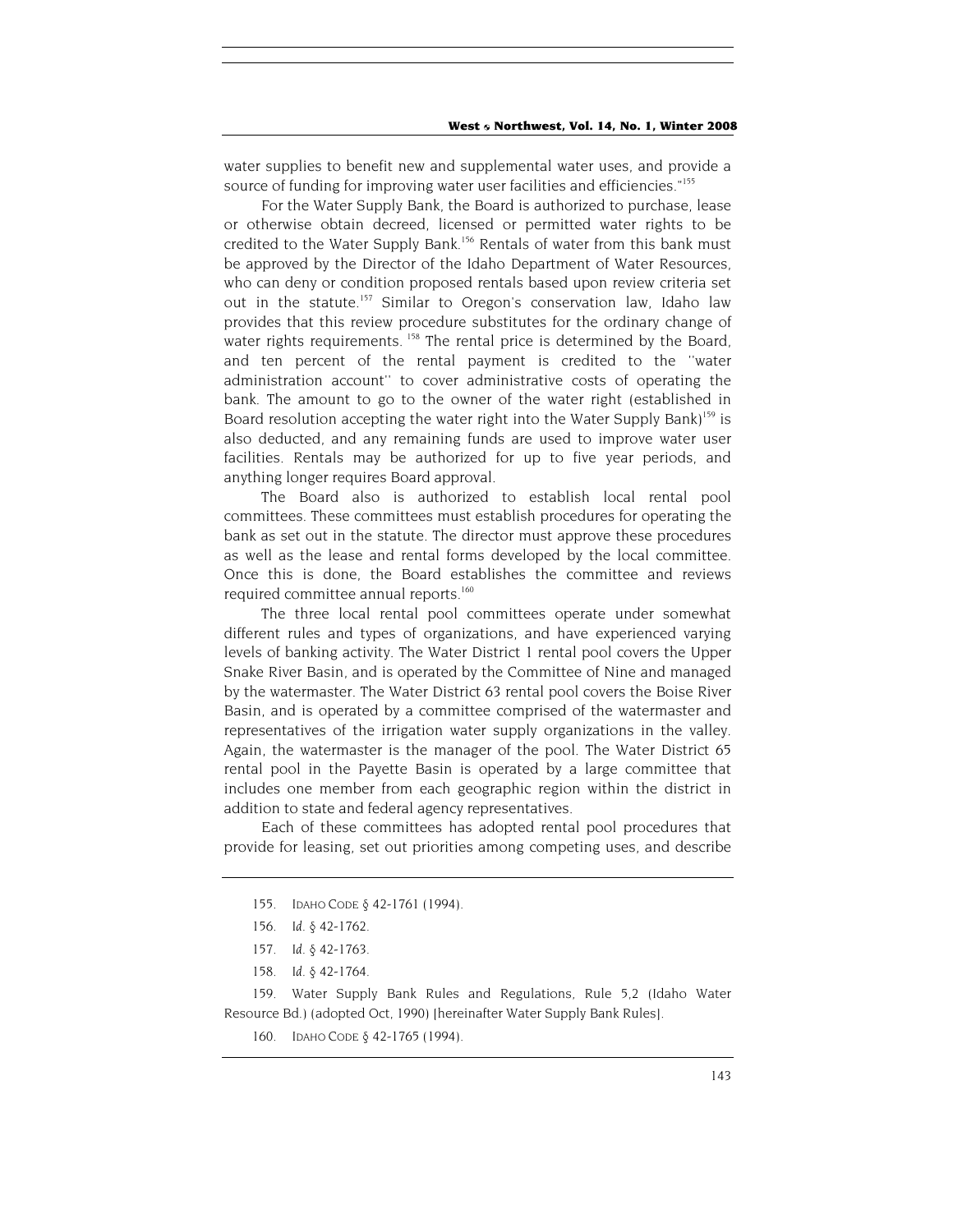water supplies to benefit new and supplemental water uses, and provide a source of funding for improving water user facilities and efficiencies."[155]

For the Water Supply Bank, the Board is authorized to purchase, lease or otherwise obtain decreed, licensed or permitted water rights to be credited to the Water Supply Bank.[156] Rentals of water from this bank must be approved by the Director of the Idaho Department of Water Resources, who can deny or condition proposed rentals based upon review criteria set out in the statute.[157] Similar to Oregon's conservation law, Idaho law provides that this review procedure substitutes for the ordinary change of water rights requirements. [158] The rental price is determined by the Board, and ten percent of the rental payment is credited to the "water administration account" to cover administrative costs of operating the bank. The amount to go to the owner of the water right (established in Board resolution accepting the water right into the Water Supply Bank)[159] is also deducted, and any remaining funds are used to improve water user facilities. Rentals may be authorized for up to five year periods, and anything longer requires Board approval.

The Board also is authorized to establish local rental pool committees. These committees must establish procedures for operating the bank as set out in the statute. The director must approve these procedures as well as the lease and rental forms developed by the local committee. Once this is done, the Board establishes the committee and reviews required committee annual reports.[160]

The three local rental pool committees operate under somewhat different rules and types of organizations, and have experienced varying levels of banking activity. The Water District 1 rental pool covers the Upper Snake River Basin, and is operated by the Committee of Nine and managed by the watermaster. The Water District 63 rental pool covers the Boise River Basin, and is operated by a committee comprised of the watermaster and representatives of the irrigation water supply organizations in the valley. Again, the watermaster is the manager of the pool. The Water District 65 rental pool in the Payette Basin is operated by a large committee that includes one member from each geographic region within the district in addition to state and federal agency representatives.

Each of these committees has adopted rental pool procedures that provide for leasing, set out priorities among competing uses, and describe

---

155. IDAHO CODE § 42-1761 (1994).

156. *Id.* § 42-1762.

157. *Id.* § 42-1763.

158. *Id.* § 42-1764.

159. Water Supply Bank Rules and Regulations, Rule 5,2 (Idaho Water Resource Bd.) (adopted Oct, 1990) [hereinafter Water Supply Bank Rules].

160. IDAHO CODE § 42-1765 (1994).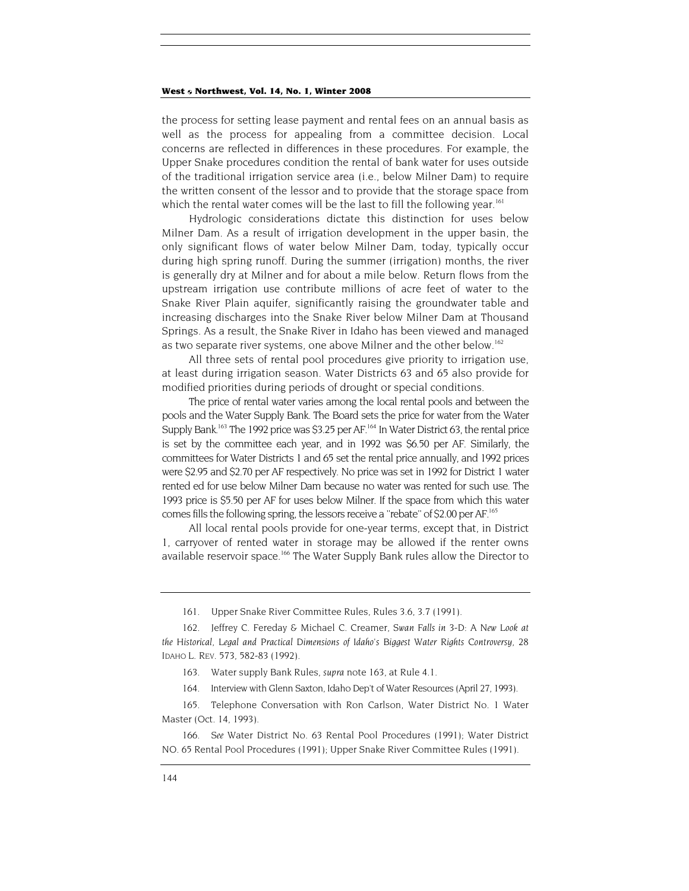the process for setting lease payment and rental fees on an annual basis as well as the process for appealing from a committee decision. Local concerns are reflected in differences in these procedures. For example, the Upper Snake procedures condition the rental of bank water for uses outside of the traditional irrigation service area (i.e., below Milner Dam) to require the written consent of the lessor and to provide that the storage space from which the rental water comes will be the last to fill the following year.[161]

Hydrologic considerations dictate this distinction for uses below Milner Dam. As a result of irrigation development in the upper basin, the only significant flows of water below Milner Dam, today, typically occur during high spring runoff. During the summer (irrigation) months, the river is generally dry at Milner and for about a mile below. Return flows from the upstream irrigation use contribute millions of acre feet of water to the Snake River Plain aquifer, significantly raising the groundwater table and increasing discharges into the Snake River below Milner Dam at Thousand Springs. As a result, the Snake River in Idaho has been viewed and managed as two separate river systems, one above Milner and the other below.[162]

All three sets of rental pool procedures give priority to irrigation use, at least during irrigation season. Water Districts 63 and 65 also provide for modified priorities during periods of drought or special conditions.

The price of rental water varies among the local rental pools and between the pools and the Water Supply Bank. The Board sets the price for water from the Water Supply Bank.[163] The 1992 price was $3.25 per AF.[164] In Water District 63, the rental price is set by the committee each year, and in 1992 was $6.50 per AF. Similarly, the committees for Water Districts 1 and 65 set the rental price annually, and 1992 prices were $2.95 and $2.70 per AF respectively. No price was set in 1992 for District 1 water rented ed for use below Milner Dam because no water was rented for such use. The 1993 price is $5.50 per AF for uses below Milner. If the space from which this water comes fills the following spring, the lessors receive a "rebate" of $2.00 per AF.[165]

All local rental pools provide for one-year terms, except that, in District 1, carryover of rented water in storage may be allowed if the renter owns available reservoir space.[166] The Water Supply Bank rules allow the Director to

---

161. Upper Snake River Committee Rules, Rules 3.6, 3.7 (1991).

162. Jeffrey C. Fereday & Michael C. Creamer, *Swan Falls in 3-D: A New Look at the Historical, Legal and Practical Dimensions of Idaho's Biggest Water Rights Controversy*, 28 IDAHO L. REV. 573, 582-83 (1992).

163. Water supply Bank Rules, *supra* note 163, at Rule 4.1.

164. Interview with Glenn Saxton, Idaho Dep't of Water Resources (April 27, 1993).

165. Telephone Conversation with Ron Carlson, Water District No. 1 Water Master (Oct. 14, 1993).

166. *See* Water District No. 63 Rental Pool Procedures (1991); Water District NO. 65 Rental Pool Procedures (1991); Upper Snake River Committee Rules (1991).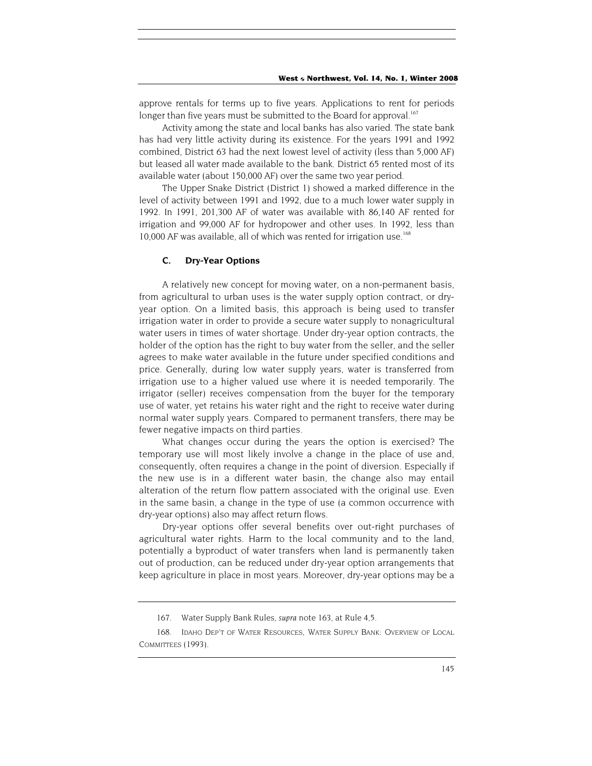approve rentals for terms up to five years. Applications to rent for periods longer than five years must be submitted to the Board for approval.[167]

Activity among the state and local banks has also varied. The state bank has had very little activity during its existence. For the years 1991 and 1992 combined, District 63 had the next lowest level of activity (less than 5,000 AF) but leased all water made available to the bank. District 65 rented most of its available water (about 150,000 AF) over the same two year period.

The Upper Snake District (District 1) showed a marked difference in the level of activity between 1991 and 1992, due to a much lower water supply in 1992. In 1991, 201,300 AF of water was available with 86,140 AF rented for irrigation and 99,000 AF for hydropower and other uses. In 1992, less than 10,000 AF was available, all of which was rented for irrigation use.[168]

### C. Dry-Year Options

A relatively new concept for moving water, on a non-permanent basis, from agricultural to urban uses is the water supply option contract, or dry-year option. On a limited basis, this approach is being used to transfer irrigation water in order to provide a secure water supply to nonagricultural water users in times of water shortage. Under dry-year option contracts, the holder of the option has the right to buy water from the seller, and the seller agrees to make water available in the future under specified conditions and price. Generally, during low water supply years, water is transferred from irrigation use to a higher valued use where it is needed temporarily. The irrigator (seller) receives compensation from the buyer for the temporary use of water, yet retains his water right and the right to receive water during normal water supply years. Compared to permanent transfers, there may be fewer negative impacts on third parties.

What changes occur during the years the option is exercised? The temporary use will most likely involve a change in the place of use and, consequently, often requires a change in the point of diversion. Especially if the new use is in a different water basin, the change also may entail alteration of the return flow pattern associated with the original use. Even in the same basin, a change in the type of use (a common occurrence with dry-year options) also may affect return flows.

Dry-year options offer several benefits over out-right purchases of agricultural water rights. Harm to the local community and to the land, potentially a byproduct of water transfers when land is permanently taken out of production, can be reduced under dry-year option arrangements that keep agriculture in place in most years. Moreover, dry-year options may be a

---

167. Water Supply Bank Rules, *supra* note 163, at Rule 4,5.

168. IDAHO DEP'T OF WATER RESOURCES, WATER SUPPLY BANK: OVERVIEW OF LOCAL COMMITTEES (1993).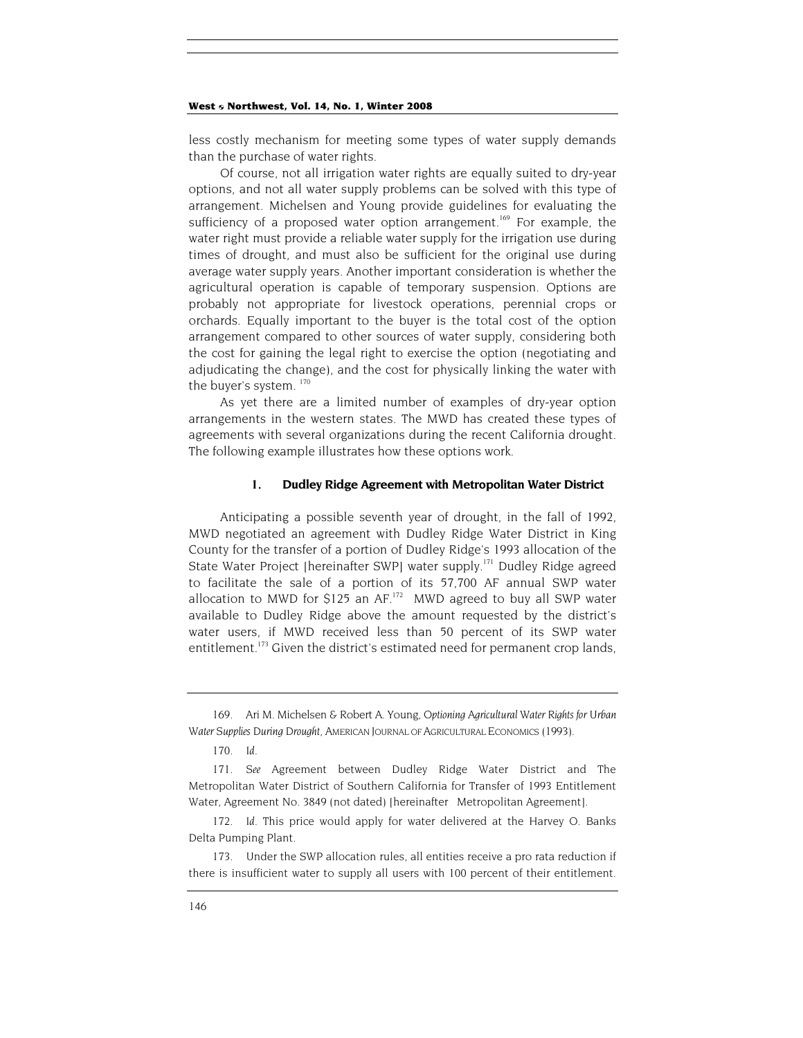less costly mechanism for meeting some types of water supply demands than the purchase of water rights.

Of course, not all irrigation water rights are equally suited to dry-year options, and not all water supply problems can be solved with this type of arrangement. Michelsen and Young provide guidelines for evaluating the sufficiency of a proposed water option arrangement.[169] For example, the water right must provide a reliable water supply for the irrigation use during times of drought, and must also be sufficient for the original use during average water supply years. Another important consideration is whether the agricultural operation is capable of temporary suspension. Options are probably not appropriate for livestock operations, perennial crops or orchards. Equally important to the buyer is the total cost of the option arrangement compared to other sources of water supply, considering both the cost for gaining the legal right to exercise the option (negotiating and adjudicating the change), and the cost for physically linking the water with the buyer's system.[170]

As yet there are a limited number of examples of dry-year option arrangements in the western states. The MWD has created these types of agreements with several organizations during the recent California drought. The following example illustrates how these options work.

#### 1. Dudley Ridge Agreement with Metropolitan Water District

Anticipating a possible seventh year of drought, in the fall of 1992, MWD negotiated an agreement with Dudley Ridge Water District in King County for the transfer of a portion of Dudley Ridge's 1993 allocation of the State Water Project [hereinafter SWP] water supply.[171] Dudley Ridge agreed to facilitate the sale of a portion of its 57,700 AF annual SWP water allocation to MWD for $125 an AF.[172] MWD agreed to buy all SWP water available to Dudley Ridge above the amount requested by the district's water users, if MWD received less than 50 percent of its SWP water entitlement.[173] Given the district's estimated need for permanent crop lands,

---

169. Ari M. Michelsen & Robert A. Young, *Optioning Agricultural Water Rights for Urban Water Supplies During Drought*, AMERICAN JOURNAL OF AGRICULTURAL ECONOMICS (1993).

170. *Id.*

171. *See* Agreement between Dudley Ridge Water District and The Metropolitan Water District of Southern California for Transfer of 1993 Entitlement Water, Agreement No. 3849 (not dated) [hereinafter Metropolitan Agreement].

172. *Id.* This price would apply for water delivered at the Harvey O. Banks Delta Pumping Plant.

173. Under the SWP allocation rules, all entities receive a pro rata reduction if there is insufficient water to supply all users with 100 percent of their entitlement.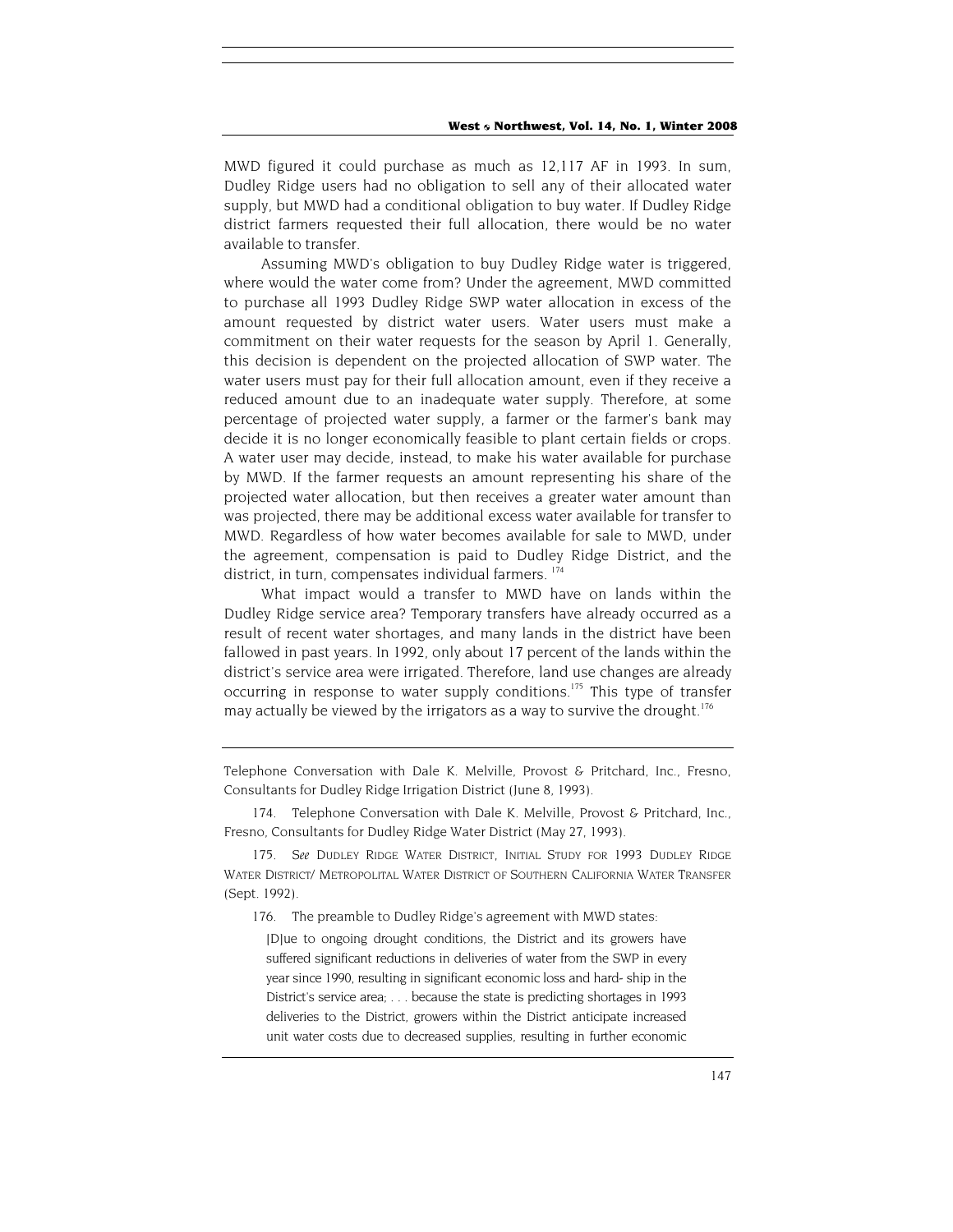MWD figured it could purchase as much as 12,117 AF in 1993. In sum, Dudley Ridge users had no obligation to sell any of their allocated water supply, but MWD had a conditional obligation to buy water. If Dudley Ridge district farmers requested their full allocation, there would be no water available to transfer.

Assuming MWD's obligation to buy Dudley Ridge water is triggered, where would the water come from? Under the agreement, MWD committed to purchase all 1993 Dudley Ridge SWP water allocation in excess of the amount requested by district water users. Water users must make a commitment on their water requests for the season by April 1. Generally, this decision is dependent on the projected allocation of SWP water. The water users must pay for their full allocation amount, even if they receive a reduced amount due to an inadequate water supply. Therefore, at some percentage of projected water supply, a farmer or the farmer's bank may decide it is no longer economically feasible to plant certain fields or crops. A water user may decide, instead, to make his water available for purchase by MWD. If the farmer requests an amount representing his share of the projected water allocation, but then receives a greater water amount than was projected, there may be additional excess water available for transfer to MWD. Regardless of how water becomes available for sale to MWD, under the agreement, compensation is paid to Dudley Ridge District, and the district, in turn, compensates individual farmers. [174]

What impact would a transfer to MWD have on lands within the Dudley Ridge service area? Temporary transfers have already occurred as a result of recent water shortages, and many lands in the district have been fallowed in past years. In 1992, only about 17 percent of the lands within the district's service area were irrigated. Therefore, land use changes are already occurring in response to water supply conditions.[175] This type of transfer may actually be viewed by the irrigators as a way to survive the drought.[176]

---

Telephone Conversation with Dale K. Melville, Provost & Pritchard, Inc., Fresno, Consultants for Dudley Ridge Irrigation District (June 8, 1993).

174. Telephone Conversation with Dale K. Melville, Provost & Pritchard, Inc., Fresno, Consultants for Dudley Ridge Water District (May 27, 1993).

175. *See* DUDLEY RIDGE WATER DISTRICT, INITIAL STUDY FOR 1993 DUDLEY RIDGE WATER DISTRICT/ METROPOLITAN WATER DISTRICT OF SOUTHERN CALIFORNIA WATER TRANSFER (Sept. 1992).

176. The preamble to Dudley Ridge's agreement with MWD states:

> [D]ue to ongoing drought conditions, the District and its growers have suffered significant reductions in deliveries of water from the SWP in every year since 1990, resulting in significant economic loss and hard- ship in the District's service area; . . . because the state is predicting shortages in 1993 deliveries to the District, growers within the District anticipate increased unit water costs due to decreased supplies, resulting in further economic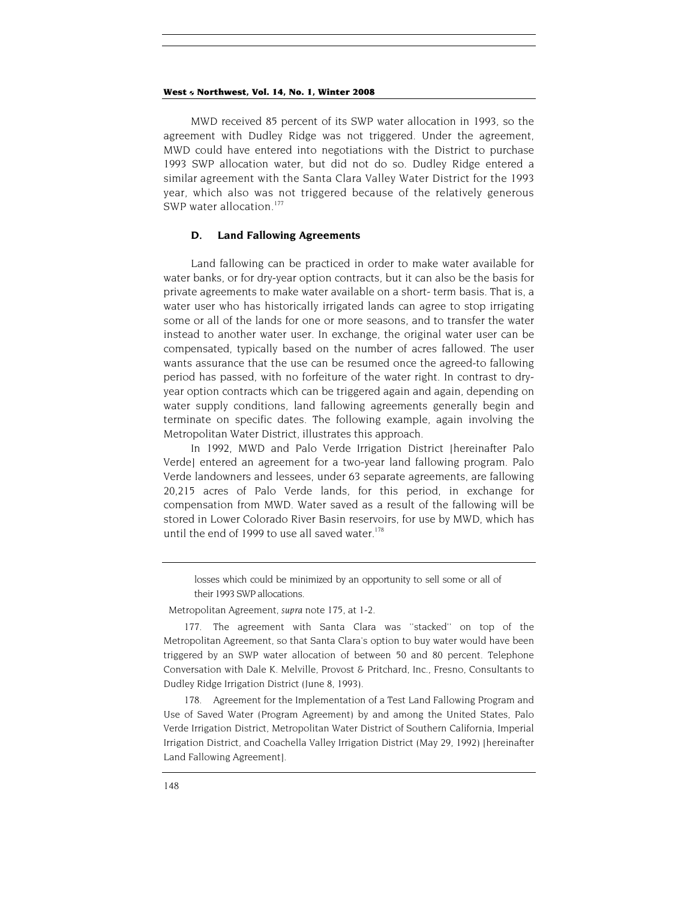MWD received 85 percent of its SWP water allocation in 1993, so the agreement with Dudley Ridge was not triggered. Under the agreement, MWD could have entered into negotiations with the District to purchase 1993 SWP allocation water, but did not do so. Dudley Ridge entered a similar agreement with the Santa Clara Valley Water District for the 1993 year, which also was not triggered because of the relatively generous SWP water allocation.[177]

### D. Land Fallowing Agreements

Land fallowing can be practiced in order to make water available for water banks, or for dry-year option contracts, but it can also be the basis for private agreements to make water available on a short- term basis. That is, a water user who has historically irrigated lands can agree to stop irrigating some or all of the lands for one or more seasons, and to transfer the water instead to another water user. In exchange, the original water user can be compensated, typically based on the number of acres fallowed. The user wants assurance that the use can be resumed once the agreed-to fallowing period has passed, with no forfeiture of the water right. In contrast to dry-year option contracts which can be triggered again and again, depending on water supply conditions, land fallowing agreements generally begin and terminate on specific dates. The following example, again involving the Metropolitan Water District, illustrates this approach.

In 1992, MWD and Palo Verde Irrigation District [hereinafter Palo Verde] entered an agreement for a two-year land fallowing program. Palo Verde landowners and lessees, under 63 separate agreements, are fallowing 20,215 acres of Palo Verde lands, for this period, in exchange for compensation from MWD. Water saved as a result of the fallowing will be stored in Lower Colorado River Basin reservoirs, for use by MWD, which has until the end of 1999 to use all saved water.[178]

---

> losses which could be minimized by an opportunity to sell some or all of their 1993 SWP allocations.

Metropolitan Agreement, *supra* note 175, at 1-2.

177. The agreement with Santa Clara was "stacked" on top of the Metropolitan Agreement, so that Santa Clara's option to buy water would have been triggered by an SWP water allocation of between 50 and 80 percent. Telephone Conversation with Dale K. Melville, Provost & Pritchard, Inc., Fresno, Consultants to Dudley Ridge Irrigation District (June 8, 1993).

178. Agreement for the Implementation of a Test Land Fallowing Program and Use of Saved Water (Program Agreement) by and among the United States, Palo Verde Irrigation District, Metropolitan Water District of Southern California, Imperial Irrigation District, and Coachella Valley Irrigation District (May 29, 1992) [hereinafter Land Fallowing Agreement].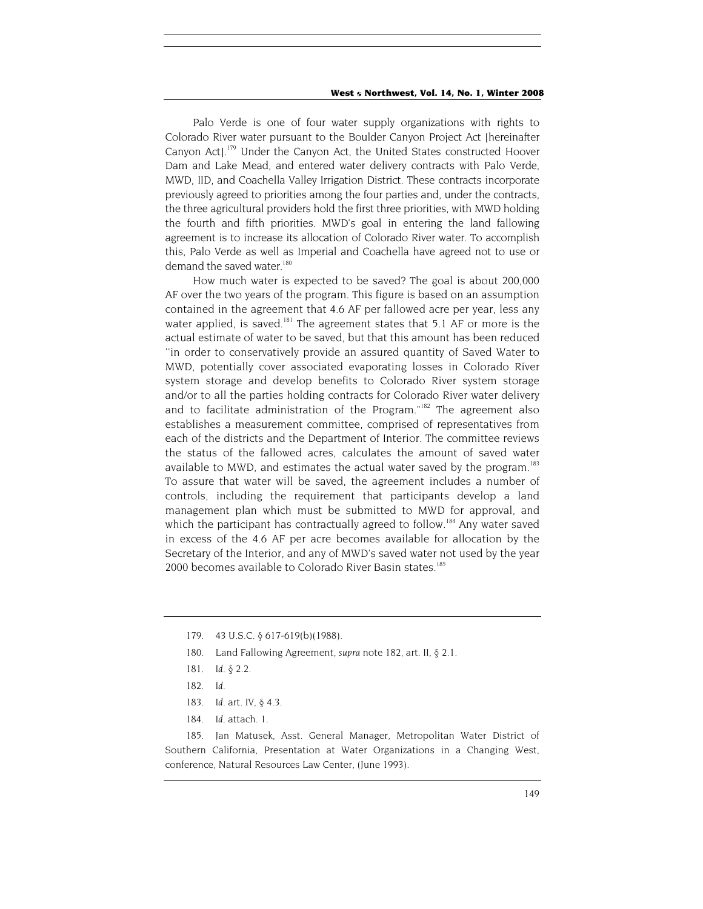Palo Verde is one of four water supply organizations with rights to Colorado River water pursuant to the Boulder Canyon Project Act [hereinafter Canyon Act].[179] Under the Canyon Act, the United States constructed Hoover Dam and Lake Mead, and entered water delivery contracts with Palo Verde, MWD, IID, and Coachella Valley Irrigation District. These contracts incorporate previously agreed to priorities among the four parties and, under the contracts, the three agricultural providers hold the first three priorities, with MWD holding the fourth and fifth priorities. MWD's goal in entering the land fallowing agreement is to increase its allocation of Colorado River water. To accomplish this, Palo Verde as well as Imperial and Coachella have agreed not to use or demand the saved water.[180]

How much water is expected to be saved? The goal is about 200,000 AF over the two years of the program. This figure is based on an assumption contained in the agreement that 4.6 AF per fallowed acre per year, less any water applied, is saved.[181] The agreement states that 5.1 AF or more is the actual estimate of water to be saved, but that this amount has been reduced "in order to conservatively provide an assured quantity of Saved Water to MWD, potentially cover associated evaporating losses in Colorado River system storage and develop benefits to Colorado River system storage and/or to all the parties holding contracts for Colorado River water delivery and to facilitate administration of the Program."[182] The agreement also establishes a measurement committee, comprised of representatives from each of the districts and the Department of Interior. The committee reviews the status of the fallowed acres, calculates the amount of saved water available to MWD, and estimates the actual water saved by the program.[183] To assure that water will be saved, the agreement includes a number of controls, including the requirement that participants develop a land management plan which must be submitted to MWD for approval, and which the participant has contractually agreed to follow.[184] Any water saved in excess of the 4.6 AF per acre becomes available for allocation by the Secretary of the Interior, and any of MWD's saved water not used by the year 2000 becomes available to Colorado River Basin states.[185]

---

179. 43 U.S.C. § 617-619(b)(1988).

180. Land Fallowing Agreement, *supra* note 182, art. II, § 2.1.

181. *Id.* § 2.2.

182. *Id.*

183. *Id.* art. IV, § 4.3.

184. *Id.* attach. 1.

185. Jan Matusek, Asst. General Manager, Metropolitan Water District of Southern California, Presentation at Water Organizations in a Changing West, conference, Natural Resources Law Center, (June 1993).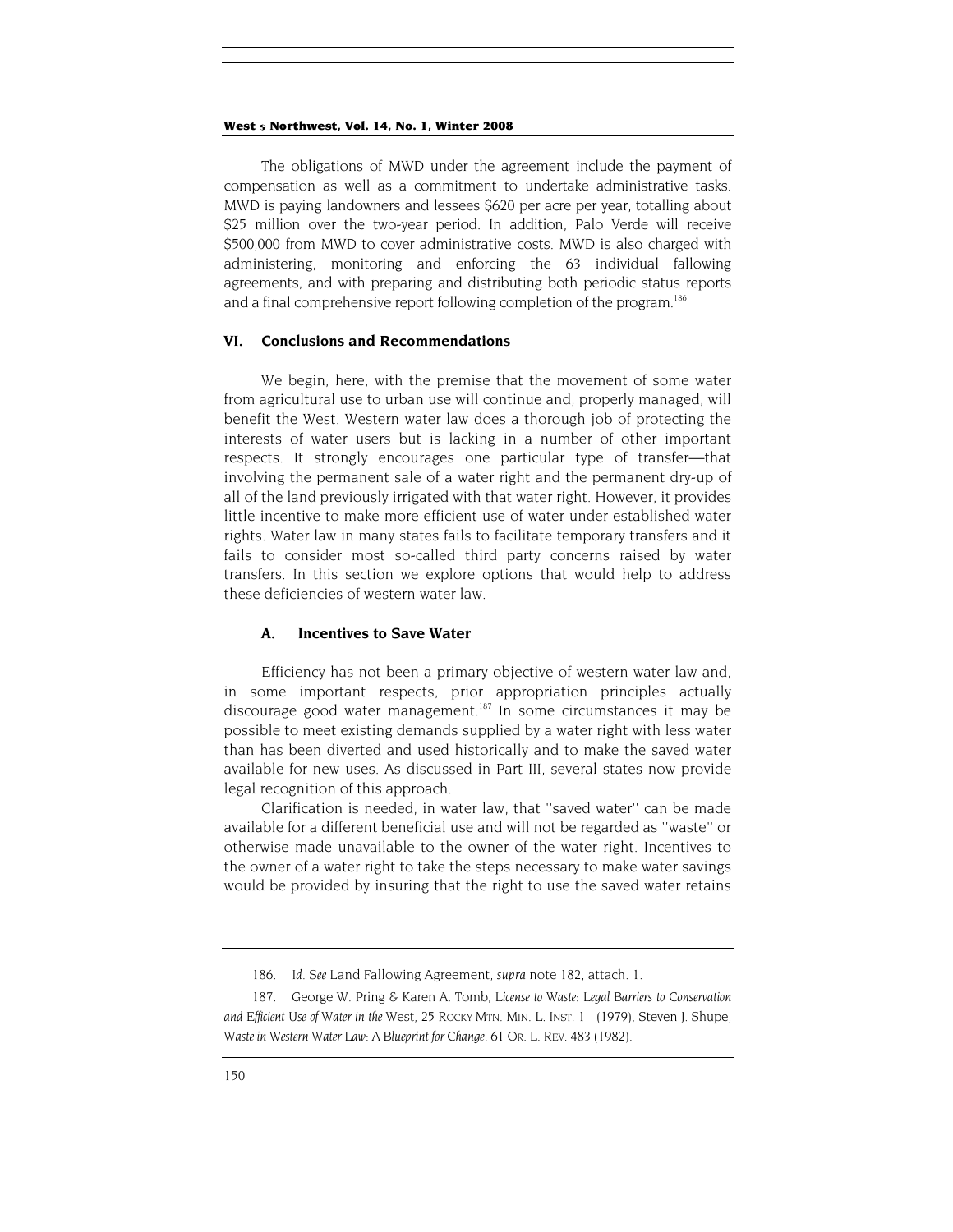The obligations of MWD under the agreement include the payment of compensation as well as a commitment to undertake administrative tasks. MWD is paying landowners and lessees $620 per acre per year, totalling about $25 million over the two-year period. In addition, Palo Verde will receive $500,000 from MWD to cover administrative costs. MWD is also charged with administering, monitoring and enforcing the 63 individual fallowing agreements, and with preparing and distributing both periodic status reports and a final comprehensive report following completion of the program.[186]

## VI. Conclusions and Recommendations

We begin, here, with the premise that the movement of some water from agricultural use to urban use will continue and, properly managed, will benefit the West. Western water law does a thorough job of protecting the interests of water users but is lacking in a number of other important respects. It strongly encourages one particular type of transfer—that involving the permanent sale of a water right and the permanent dry-up of all of the land previously irrigated with that water right. However, it provides little incentive to make more efficient use of water under established water rights. Water law in many states fails to facilitate temporary transfers and it fails to consider most so-called third party concerns raised by water transfers. In this section we explore options that would help to address these deficiencies of western water law.

### A. Incentives to Save Water

Efficiency has not been a primary objective of western water law and, in some important respects, prior appropriation principles actually discourage good water management.[187] In some circumstances it may be possible to meet existing demands supplied by a water right with less water than has been diverted and used historically and to make the saved water available for new uses. As discussed in Part III, several states now provide legal recognition of this approach.

Clarification is needed, in water law, that "saved water" can be made available for a different beneficial use and will not be regarded as "waste" or otherwise made unavailable to the owner of the water right. Incentives to the owner of a water right to take the steps necessary to make water savings would be provided by insuring that the right to use the saved water retains

---

186. *Id. See* Land Fallowing Agreement, *supra* note 182, attach. 1.

187. George W. Pring & Karen A. Tomb, *License to Waste: Legal Barriers to Conservation and Efficient Use of Water in the West*, 25 ROCKY MTN. MIN. L. INST. 1 (1979), Steven J. Shupe, *Waste in Western Water Law: A Blueprint for Change*, 61 OR. L. REV. 483 (1982).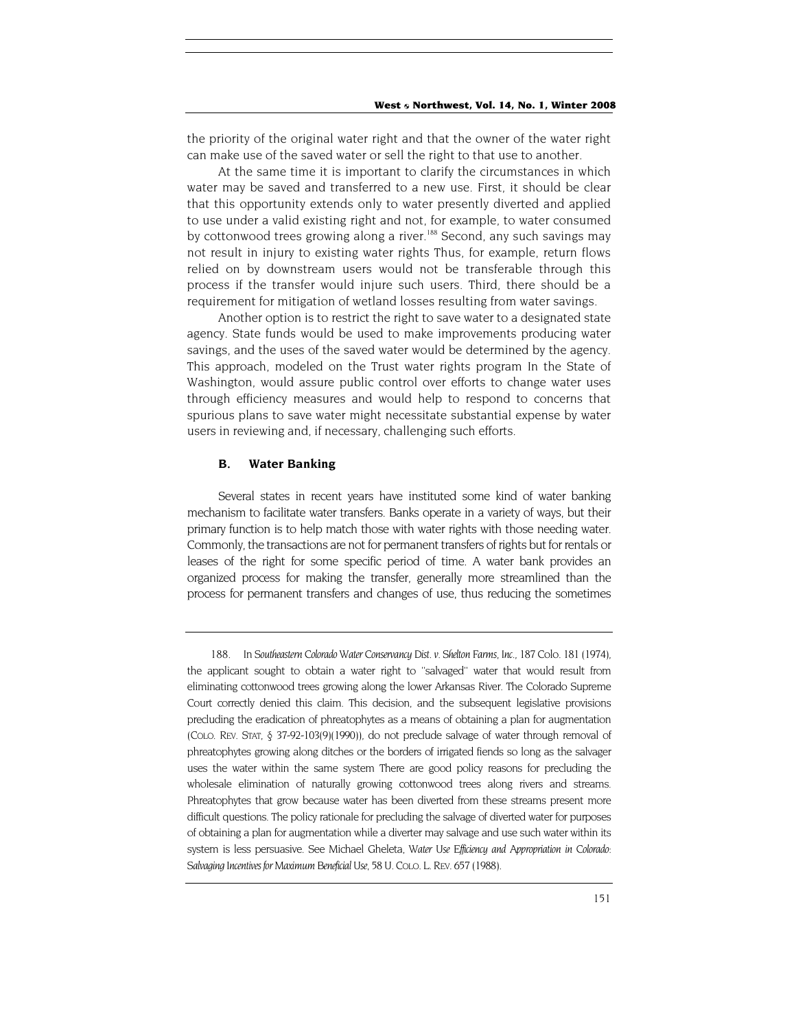the priority of the original water right and that the owner of the water right can make use of the saved water or sell the right to that use to another.

At the same time it is important to clarify the circumstances in which water may be saved and transferred to a new use. First, it should be clear that this opportunity extends only to water presently diverted and applied to use under a valid existing right and not, for example, to water consumed by cottonwood trees growing along a river.[188] Second, any such savings may not result in injury to existing water rights Thus, for example, return flows relied on by downstream users would not be transferable through this process if the transfer would injure such users. Third, there should be a requirement for mitigation of wetland losses resulting from water savings.

Another option is to restrict the right to save water to a designated state agency. State funds would be used to make improvements producing water savings, and the uses of the saved water would be determined by the agency. This approach, modeled on the Trust water rights program In the State of Washington, would assure public control over efforts to change water uses through efficiency measures and would help to respond to concerns that spurious plans to save water might necessitate substantial expense by water users in reviewing and, if necessary, challenging such efforts.

### B. Water Banking

Several states in recent years have instituted some kind of water banking mechanism to facilitate water transfers. Banks operate in a variety of ways, but their primary function is to help match those with water rights with those needing water. Commonly, the transactions are not for permanent transfers of rights but for rentals or leases of the right for some specific period of time. A water bank provides an organized process for making the transfer, generally more streamlined than the process for permanent transfers and changes of use, thus reducing the sometimes

---

188. In *Southeastern Colorado Water Conservancy Dist. v. Shelton Farms, Inc.*, 187 Colo. 181 (1974), the applicant sought to obtain a water right to "salvaged" water that would result from eliminating cottonwood trees growing along the lower Arkansas River. The Colorado Supreme Court correctly denied this claim. This decision, and the subsequent legislative provisions precluding the eradication of phreatophytes as a means of obtaining a plan for augmentation (COLO. REV. STAT, § 37-92-103(9)(1990)), do not preclude salvage of water through removal of phreatophytes growing along ditches or the borders of irrigated fiends so long as the salvager uses the water within the same system There are good policy reasons for precluding the wholesale elimination of naturally growing cottonwood trees along rivers and streams. Phreatophytes that grow because water has been diverted from these streams present more difficult questions. The policy rationale for precluding the salvage of diverted water for purposes of obtaining a plan for augmentation while a diverter may salvage and use such water within its system is less persuasive. See Michael Gheleta, *Water Use Efficiency and Appropriation in Colorado: Salvaging Incentives for Maximum Beneficial Use*, 58 U. COLO. L. REV. 657 (1988).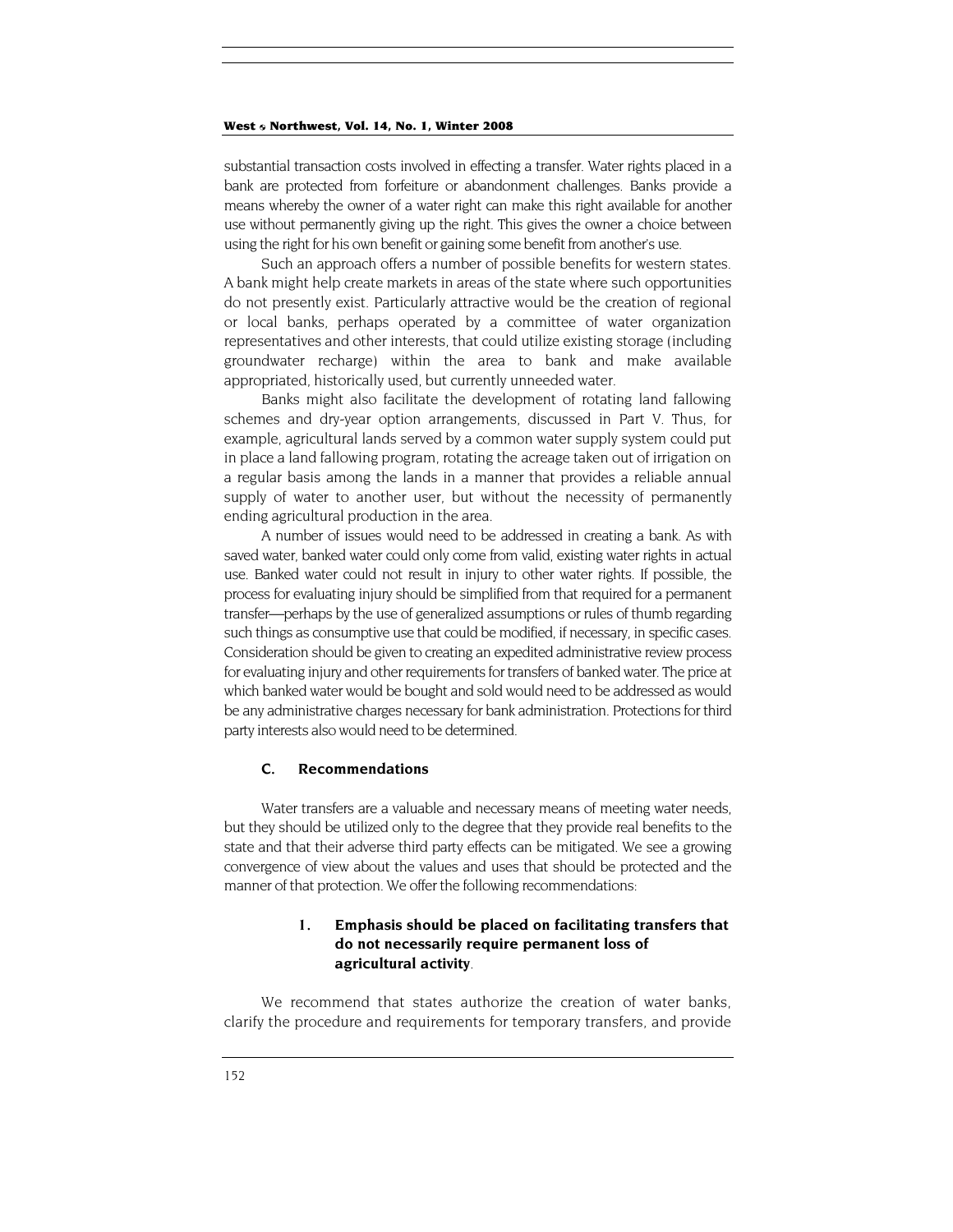substantial transaction costs involved in effecting a transfer. Water rights placed in a bank are protected from forfeiture or abandonment challenges. Banks provide a means whereby the owner of a water right can make this right available for another use without permanently giving up the right. This gives the owner a choice between using the right for his own benefit or gaining some benefit from another's use.

Such an approach offers a number of possible benefits for western states. A bank might help create markets in areas of the state where such opportunities do not presently exist. Particularly attractive would be the creation of regional or local banks, perhaps operated by a committee of water organization representatives and other interests, that could utilize existing storage (including groundwater recharge) within the area to bank and make available appropriated, historically used, but currently unneeded water.

Banks might also facilitate the development of rotating land fallowing schemes and dry-year option arrangements, discussed in Part V. Thus, for example, agricultural lands served by a common water supply system could put in place a land fallowing program, rotating the acreage taken out of irrigation on a regular basis among the lands in a manner that provides a reliable annual supply of water to another user, but without the necessity of permanently ending agricultural production in the area.

A number of issues would need to be addressed in creating a bank. As with saved water, banked water could only come from valid, existing water rights in actual use. Banked water could not result in injury to other water rights. If possible, the process for evaluating injury should be simplified from that required for a permanent transfer—perhaps by the use of generalized assumptions or rules of thumb regarding such things as consumptive use that could be modified, if necessary, in specific cases. Consideration should be given to creating an expedited administrative review process for evaluating injury and other requirements for transfers of banked water. The price at which banked water would be bought and sold would need to be addressed as would be any administrative charges necessary for bank administration. Protections for third party interests also would need to be determined.

### C. Recommendations

Water transfers are a valuable and necessary means of meeting water needs, but they should be utilized only to the degree that they provide real benefits to the state and that their adverse third party effects can be mitigated. We see a growing convergence of view about the values and uses that should be protected and the manner of that protection. We offer the following recommendations:

#### 1. Emphasis should be placed on facilitating transfers that do not necessarily require permanent loss of agricultural activity.

We recommend that states authorize the creation of water banks, clarify the procedure and requirements for temporary transfers, and provide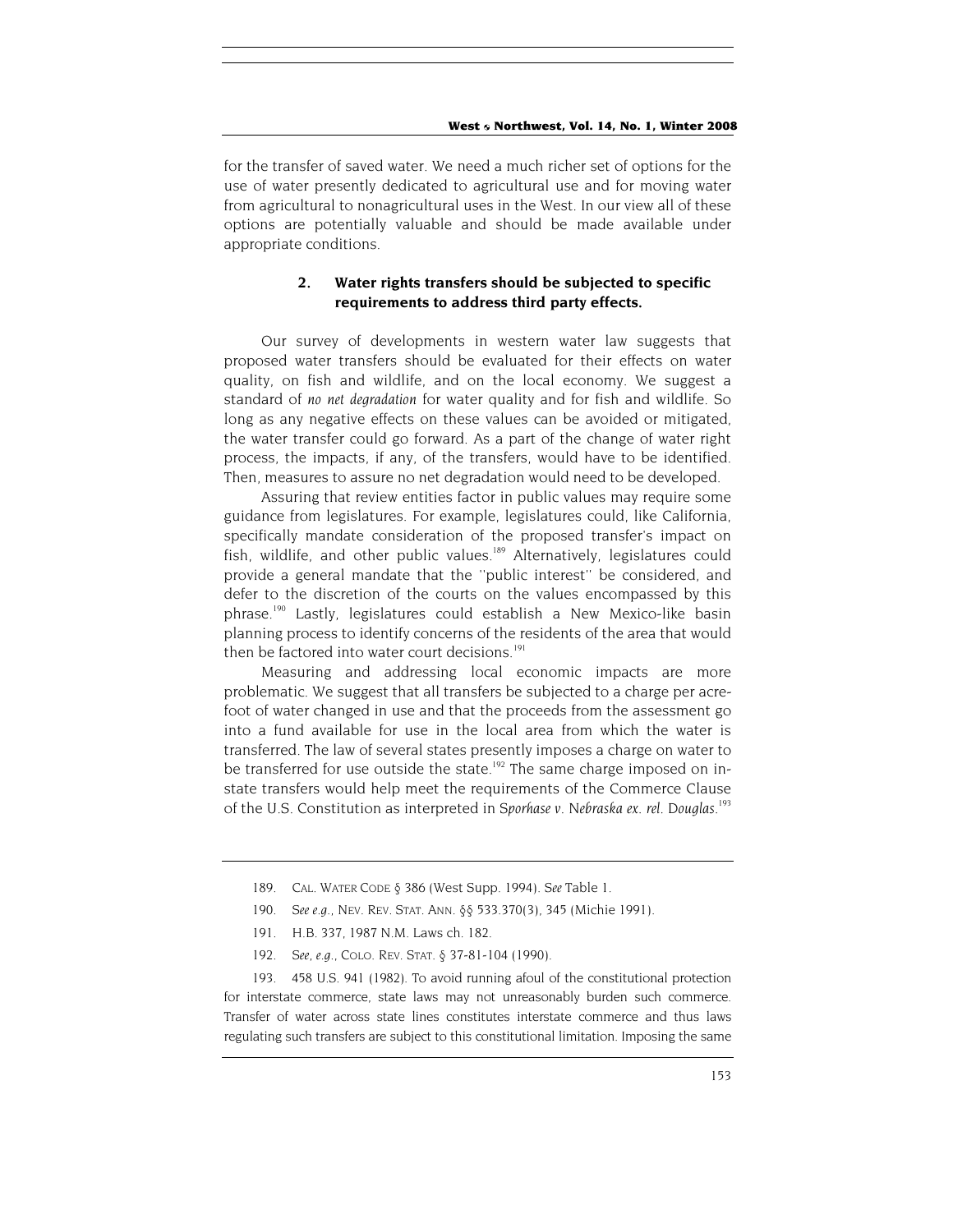for the transfer of saved water. We need a much richer set of options for the use of water presently dedicated to agricultural use and for moving water from agricultural to nonagricultural uses in the West. In our view all of these options are potentially valuable and should be made available under appropriate conditions.

### 2. Water rights transfers should be subjected to specific requirements to address third party effects.

Our survey of developments in western water law suggests that proposed water transfers should be evaluated for their effects on water quality, on fish and wildlife, and on the local economy. We suggest a standard of *no net degradation* for water quality and for fish and wildlife. So long as any negative effects on these values can be avoided or mitigated, the water transfer could go forward. As a part of the change of water right process, the impacts, if any, of the transfers, would have to be identified. Then, measures to assure no net degradation would need to be developed.

Assuring that review entities factor in public values may require some guidance from legislatures. For example, legislatures could, like California, specifically mandate consideration of the proposed transfer's impact on fish, wildlife, and other public values.[189] Alternatively, legislatures could provide a general mandate that the "public interest" be considered, and defer to the discretion of the courts on the values encompassed by this phrase.[190] Lastly, legislatures could establish a New Mexico-like basin planning process to identify concerns of the residents of the area that would then be factored into water court decisions.[191]

Measuring and addressing local economic impacts are more problematic. We suggest that all transfers be subjected to a charge per acre-foot of water changed in use and that the proceeds from the assessment go into a fund available for use in the local area from which the water is transferred. The law of several states presently imposes a charge on water to be transferred for use outside the state.[192] The same charge imposed on in-state transfers would help meet the requirements of the Commerce Clause of the U.S. Constitution as interpreted in *Sporhase v. Nebraska ex. rel. Douglas*.[193]

---

189. CAL. WATER CODE § 386 (West Supp. 1994). *See* Table 1.

190. *See e.g.*, NEV. REV. STAT. ANN. §§ 533.370(3), 345 (Michie 1991).

191. H.B. 337, 1987 N.M. Laws ch. 182.

192. *See, e.g.*, COLO. REV. STAT. § 37-81-104 (1990).

193. 458 U.S. 941 (1982). To avoid running afoul of the constitutional protection for interstate commerce, state laws may not unreasonably burden such commerce. Transfer of water across state lines constitutes interstate commerce and thus laws regulating such transfers are subject to this constitutional limitation. Imposing the same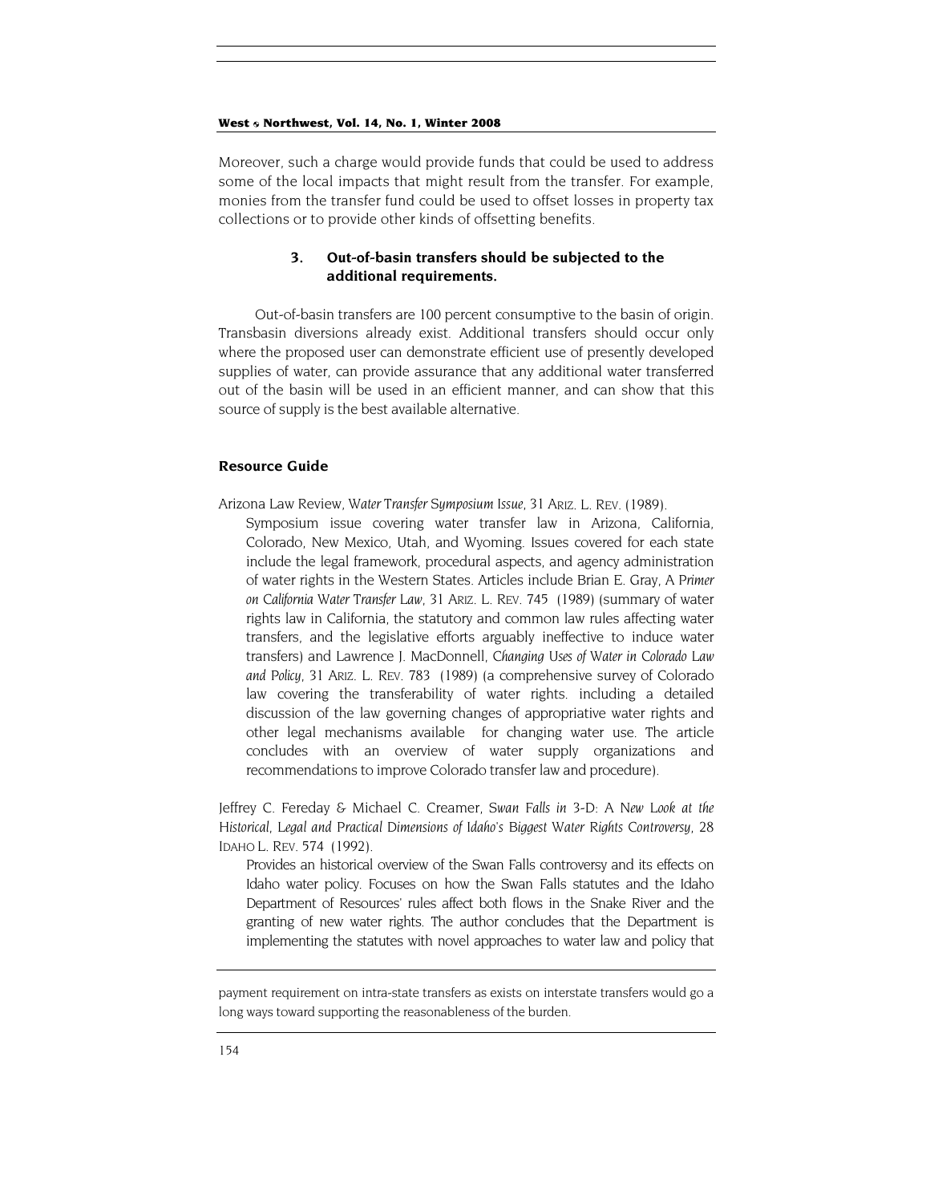Moreover, such a charge would provide funds that could be used to address some of the local impacts that might result from the transfer. For example, monies from the transfer fund could be used to offset losses in property tax collections or to provide other kinds of offsetting benefits.

### 3. Out-of-basin transfers should be subjected to the additional requirements.

Out-of-basin transfers are 100 percent consumptive to the basin of origin. Transbasin diversions already exist. Additional transfers should occur only where the proposed user can demonstrate efficient use of presently developed supplies of water, can provide assurance that any additional water transferred out of the basin will be used in an efficient manner, and can show that this source of supply is the best available alternative.

## Resource Guide

Arizona Law Review, *Water Transfer Symposium Issue*, 31 ARIZ. L. REV. (1989).

Symposium issue covering water transfer law in Arizona, California, Colorado, New Mexico, Utah, and Wyoming. Issues covered for each state include the legal framework, procedural aspects, and agency administration of water rights in the Western States. Articles include Brian E. Gray, *A Primer on California Water Transfer Law*, 31 ARIZ. L. REV. 745 (1989) (summary of water rights law in California, the statutory and common law rules affecting water transfers, and the legislative efforts arguably ineffective to induce water transfers) and Lawrence J. MacDonnell, *Changing Uses of Water in Colorado Law and Policy*, 31 ARIZ. L. REV. 783 (1989) (a comprehensive survey of Colorado law covering the transferability of water rights. including a detailed discussion of the law governing changes of appropriative water rights and other legal mechanisms available for changing water use. The article concludes with an overview of water supply organizations and recommendations to improve Colorado transfer law and procedure).

Jeffrey C. Fereday & Michael C. Creamer, *Swan Falls in 3-D: A New Look at the Historical, Legal and Practical Dimensions of Idaho's Biggest Water Rights Controversy*, 28 IDAHO L. REV. 574 (1992).

Provides an historical overview of the Swan Falls controversy and its effects on Idaho water policy. Focuses on how the Swan Falls statutes and the Idaho Department of Resources' rules affect both flows in the Snake River and the granting of new water rights. The author concludes that the Department is implementing the statutes with novel approaches to water law and policy that

---

payment requirement on intra-state transfers as exists on interstate transfers would go a long ways toward supporting the reasonableness of the burden.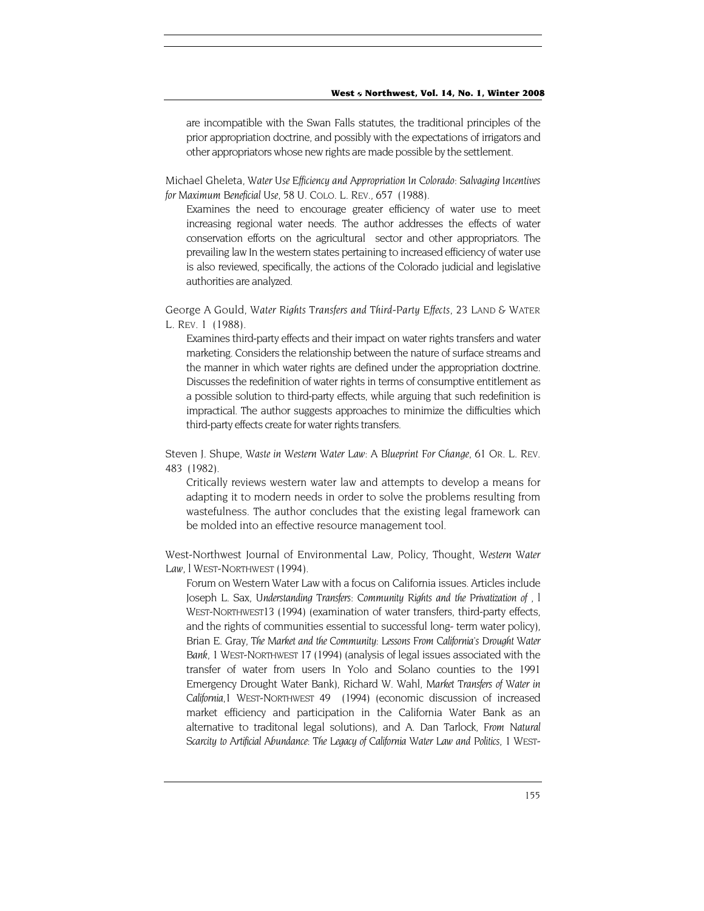are incompatible with the Swan Falls statutes, the traditional principles of the prior appropriation doctrine, and possibly with the expectations of irrigators and other appropriators whose new rights are made possible by the settlement.

Michael Gheleta, *Water Use Efficiency and Appropriation In Colorado: Salvaging Incentives for Maximum Beneficial Use*, 58 U. COLO. L. REV., 657 (1988).

Examines the need to encourage greater efficiency of water use to meet increasing regional water needs. The author addresses the effects of water conservation efforts on the agricultural sector and other appropriators. The prevailing law In the western states pertaining to increased efficiency of water use is also reviewed, specifically, the actions of the Colorado judicial and legislative authorities are analyzed.

George A Gould, *Water Rights Transfers and Third-Party Effects*, 23 LAND & WATER L. REV. 1 (1988).

Examines third-party effects and their impact on water rights transfers and water marketing. Considers the relationship between the nature of surface streams and the manner in which water rights are defined under the appropriation doctrine. Discusses the redefinition of water rights in terms of consumptive entitlement as a possible solution to third-party effects, while arguing that such redefinition is impractical. The author suggests approaches to minimize the difficulties which third-party effects create for water rights transfers.

Steven J. Shupe, *Waste in Western Water Law: A Blueprint For Change*, 61 OR. L. REV. 483 (1982).

Critically reviews western water law and attempts to develop a means for adapting it to modern needs in order to solve the problems resulting from wastefulness. The author concludes that the existing legal framework can be molded into an effective resource management tool.

West-Northwest Journal of Environmental Law, Policy, Thought, *Western Water Law*, l WEST-NORTHWEST (1994).

Forum on Western Water Law with a focus on California issues. Articles include Joseph L. Sax, *Understanding Transfers: Community Rights and the Privatization of* , l WEST-NORTHWEST13 (1994) (examination of water transfers, third-party effects, and the rights of communities essential to successful long- term water policy), Brian E. Gray, *The Market and the Community: Lessons From California's Drought Water Bank*, 1 WEST-NORTHWEST 17 (1994) (analysis of legal issues associated with the transfer of water from users In Yolo and Solano counties to the 1991 Emergency Drought Water Bank), Richard W. Wahl, *Market Transfers of Water in California*,1 WEST-NORTHWEST 49 (1994) (economic discussion of increased market efficiency and participation in the California Water Bank as an alternative to traditonal legal solutions), and A. Dan Tarlock, *From Natural Scarcity to Artificial Abundance: The Legacy of California Water Law and Politics*, 1 WEST-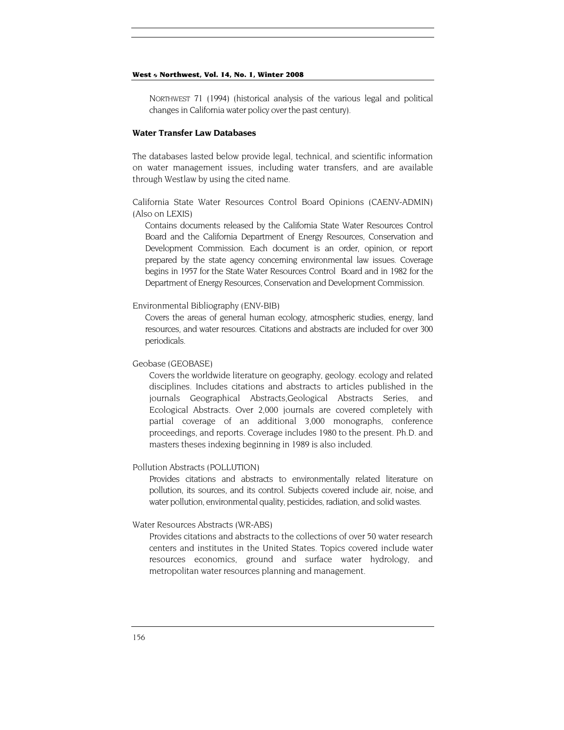NORTHWEST 71 (1994) (historical analysis of the various legal and political changes in California water policy over the past century).

### Water Transfer Law Databases

The databases lasted below provide legal, technical, and scientific information on water management issues, including water transfers, and are available through Westlaw by using the cited name.

California State Water Resources Control Board Opinions (CAENV-ADMIN) (Also on LEXIS)

Contains documents released by the California State Water Resources Control Board and the California Department of Energy Resources, Conservation and Development Commission. Each document is an order, opinion, or report prepared by the state agency concerning environmental law issues. Coverage begins in 1957 for the State Water Resources Control Board and in 1982 for the Department of Energy Resources, Conservation and Development Commission.

Environmental Bibliography (ENV-BIB)

Covers the areas of general human ecology, atmospheric studies, energy, land resources, and water resources. Citations and abstracts are included for over 300 periodicals.

Geobase (GEOBASE)

Covers the worldwide literature on geography, geology. ecology and related disciplines. Includes citations and abstracts to articles published in the journals Geographical Abstracts,Geological Abstracts Series, and Ecological Abstracts. Over 2,000 journals are covered completely with partial coverage of an additional 3,000 monographs, conference proceedings, and reports. Coverage includes 1980 to the present. Ph.D. and masters theses indexing beginning in 1989 is also included.

Pollution Abstracts (POLLUTION)

Provides citations and abstracts to environmentally related literature on pollution, its sources, and its control. Subjects covered include air, noise, and water pollution, environmental quality, pesticides, radiation, and solid wastes.

Water Resources Abstracts (WR-ABS)

Provides citations and abstracts to the collections of over 50 water research centers and institutes in the United States. Topics covered include water resources economics, ground and surface water hydrology, and metropolitan water resources planning and management.